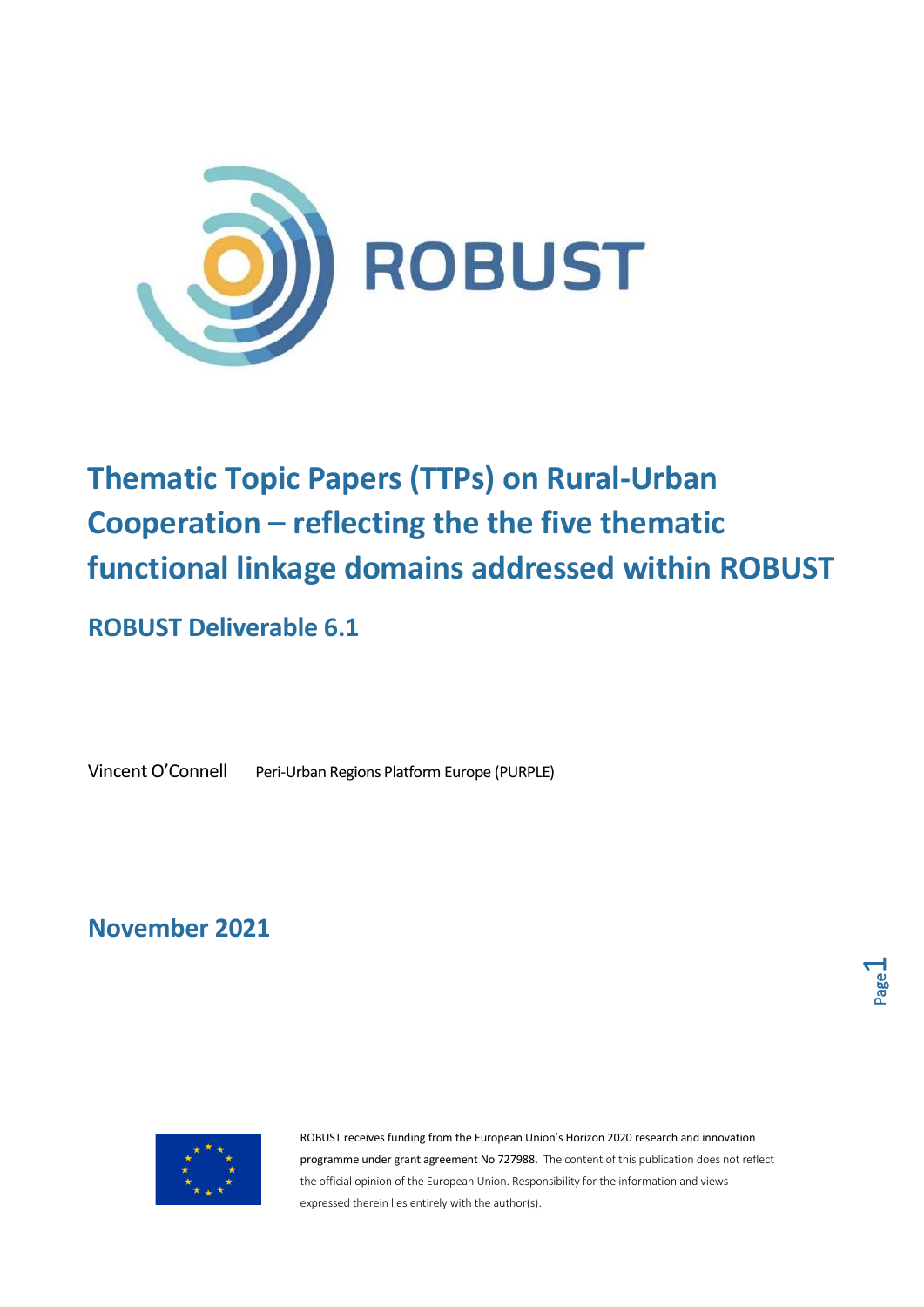ROBUST

# Thematic Topic Papers (TTPs) on Rural-Urban Cooperation – reflecting the the five thematic functional linkage domains addressed within ROBUST

## ROBUST Deliverable 6.1

Vincent O'Connell Peri-Urban Regions Platform Europe (PURPLE)

## November 2021

ROBUST receives funding from the European Union's Horizon 2020 research and innovation programme under grant agreement No 727988. The content of this publication does not reflect the official opinion of the European Union. Responsibility for the information and views expressed therein lies entirely with the author(s).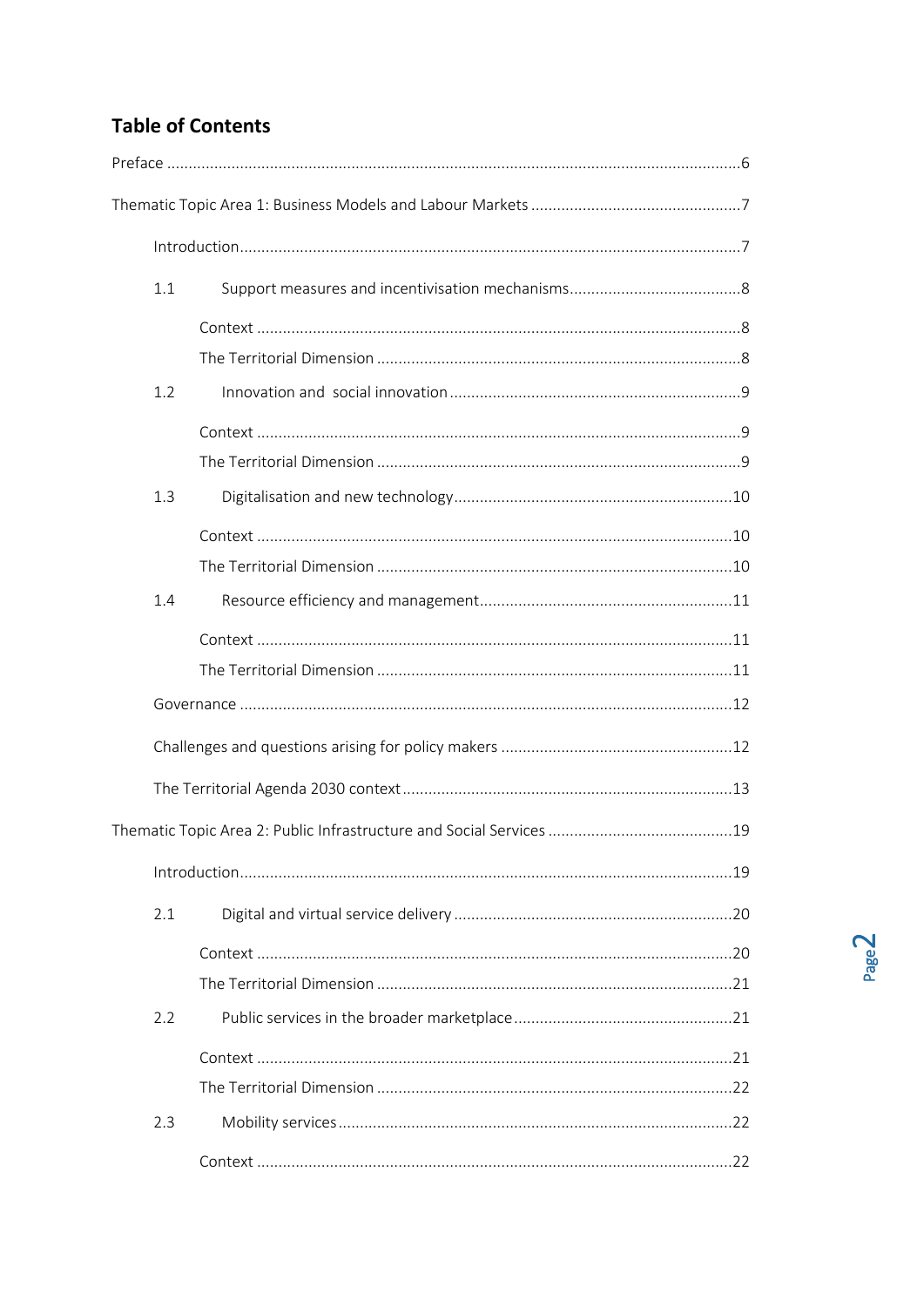## Table of Contents

Preface ....................................................................................................................................6

Thematic Topic Area 1: Business Models and Labour Markets ................................................7

- Introduction....................................................................................................................7
- 1.1 Support measures and incentivisation mechanisms........................................8
  - Context ...............................................................................................................8
  - The Territorial Dimension ....................................................................................8
- 1.2 Innovation and social innovation ...................................................................9
  - Context ...............................................................................................................9
  - The Territorial Dimension ....................................................................................9
- 1.3 Digitalisation and new technology.................................................................10
  - Context .............................................................................................................10
  - The Territorial Dimension ..................................................................................10
- 1.4 Resource efficiency and management...........................................................11
  - Context .............................................................................................................11
  - The Territorial Dimension ..................................................................................11
- Governance ..................................................................................................................12
- Challenges and questions arising for policy makers ......................................................12
- The Territorial Agenda 2030 context.............................................................................13

Thematic Topic Area 2: Public Infrastructure and Social Services ...........................................19

- Introduction..................................................................................................................19
- 2.1 Digital and virtual service delivery .................................................................20
  - Context .............................................................................................................20
  - The Territorial Dimension ..................................................................................21
- 2.2 Public services in the broader marketplace...................................................21
  - Context .............................................................................................................21
  - The Territorial Dimension ..................................................................................22
- 2.3 Mobility services...........................................................................................22
  - Context .............................................................................................................22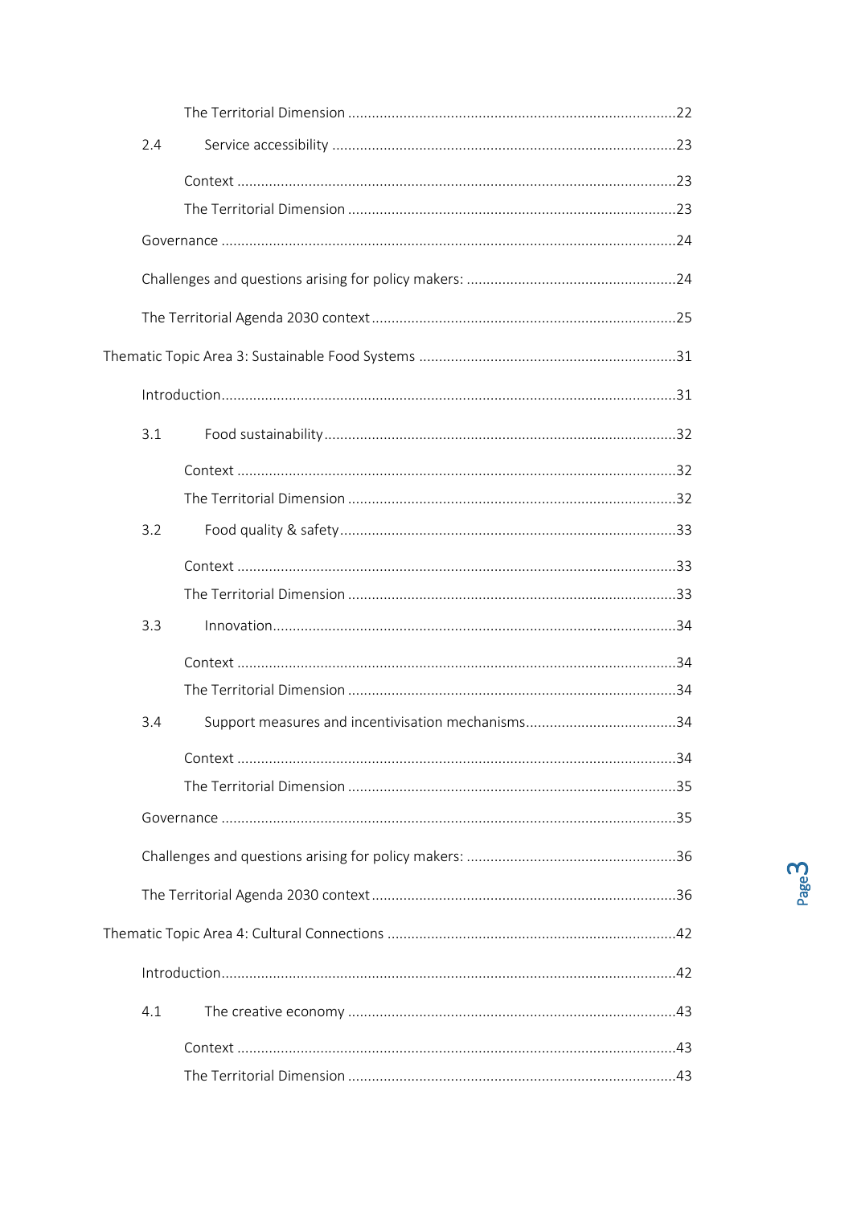The Territorial Dimension ....22

2.4 Service accessibility ....23

Context ....23

The Territorial Dimension ....23

Governance ....24

Challenges and questions arising for policy makers: ....24

The Territorial Agenda 2030 context ....25

Thematic Topic Area 3: Sustainable Food Systems ....31

Introduction ....31

3.1 Food sustainability ....32

Context ....32

The Territorial Dimension ....32

3.2 Food quality & safety ....33

Context ....33

The Territorial Dimension ....33

3.3 Innovation ....34

Context ....34

The Territorial Dimension ....34

3.4 Support measures and incentivisation mechanisms ....34

Context ....34

The Territorial Dimension ....35

Governance ....35

Challenges and questions arising for policy makers: ....36

The Territorial Agenda 2030 context ....36

Thematic Topic Area 4: Cultural Connections ....42

Introduction ....42

4.1 The creative economy ....43

Context ....43

The Territorial Dimension ....43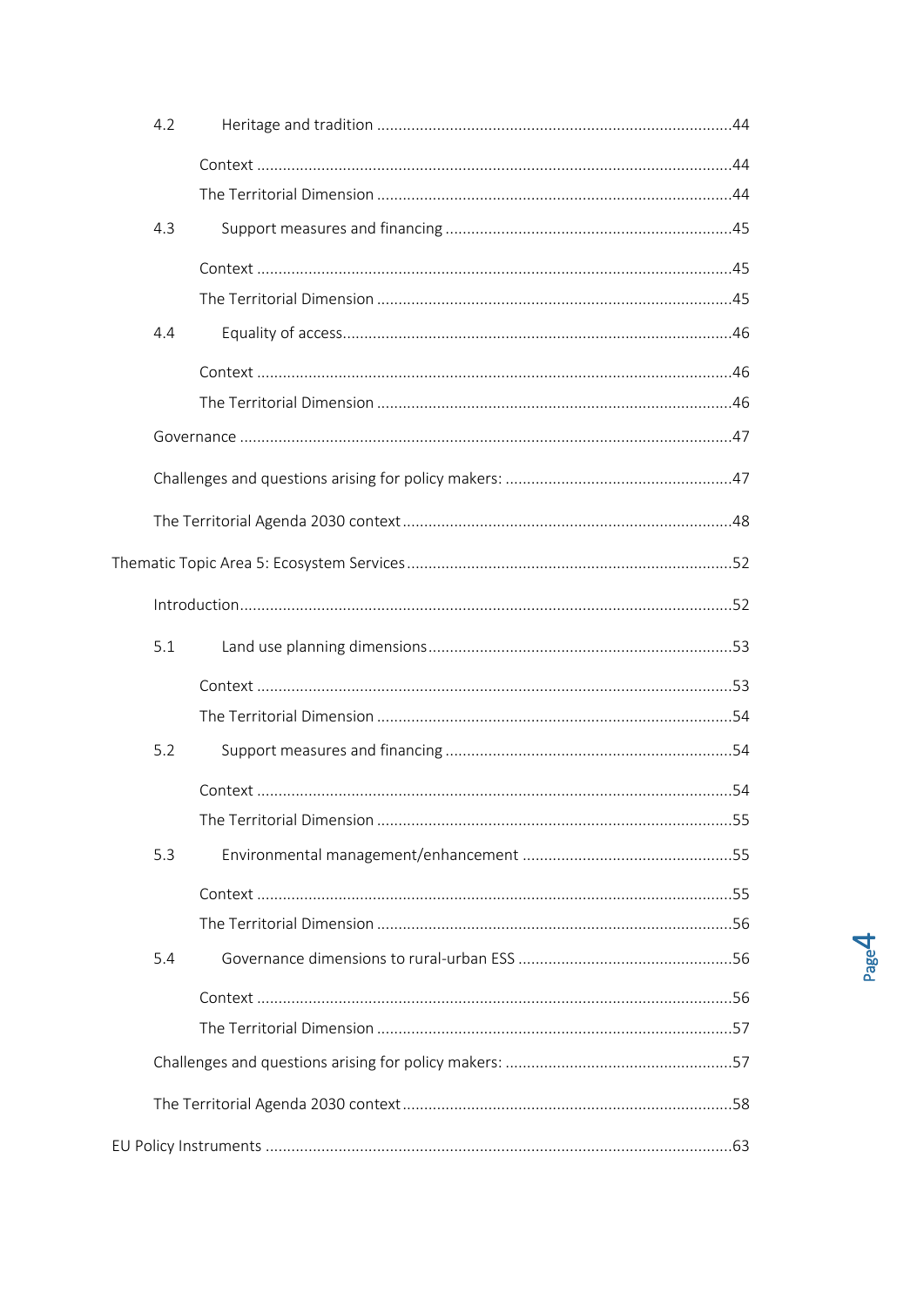4.2 Heritage and tradition ....................................................................................44

Context ....................................................................................................................44

The Territorial Dimension ......................................................................................44

4.3 Support measures and financing ......................................................................45

Context ....................................................................................................................45

The Territorial Dimension ......................................................................................45

4.4 Equality of access.............................................................................................46

Context ....................................................................................................................46

The Territorial Dimension ......................................................................................46

Governance ..............................................................................................................47

Challenges and questions arising for policy makers: ...............................................47

The Territorial Agenda 2030 context ........................................................................48

Thematic Topic Area 5: Ecosystem Services ................................................................52

Introduction................................................................................................................52

5.1 Land use planning dimensions..........................................................................53

Context ....................................................................................................................53

The Territorial Dimension ......................................................................................54

5.2 Support measures and financing ......................................................................54

Context ....................................................................................................................54

The Territorial Dimension ......................................................................................55

5.3 Environmental management/enhancement ......................................................55

Context ....................................................................................................................55

The Territorial Dimension ......................................................................................56

5.4 Governance dimensions to rural-urban ESS .......................................................56

Context ....................................................................................................................56

The Territorial Dimension ......................................................................................57

Challenges and questions arising for policy makers: ...............................................57

The Territorial Agenda 2030 context ........................................................................58

EU Policy Instruments ................................................................................................63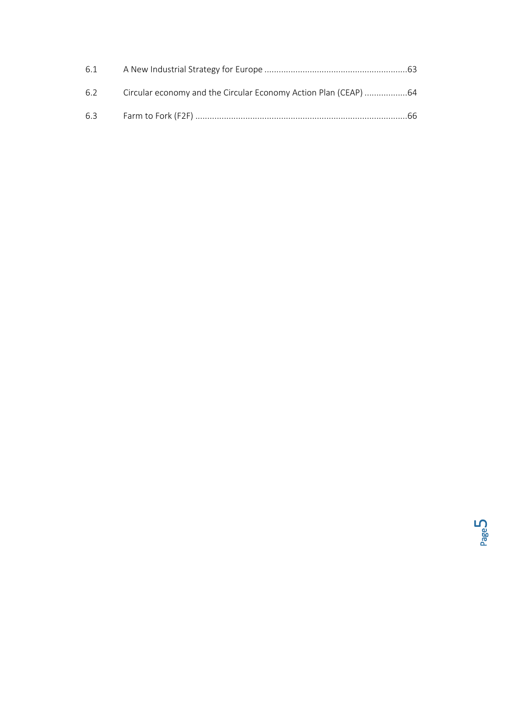6.1 A New Industrial Strategy for Europe ............................................................63

6.2 Circular economy and the Circular Economy Action Plan (CEAP) ..................64

6.3 Farm to Fork (F2F) ........................................................................................66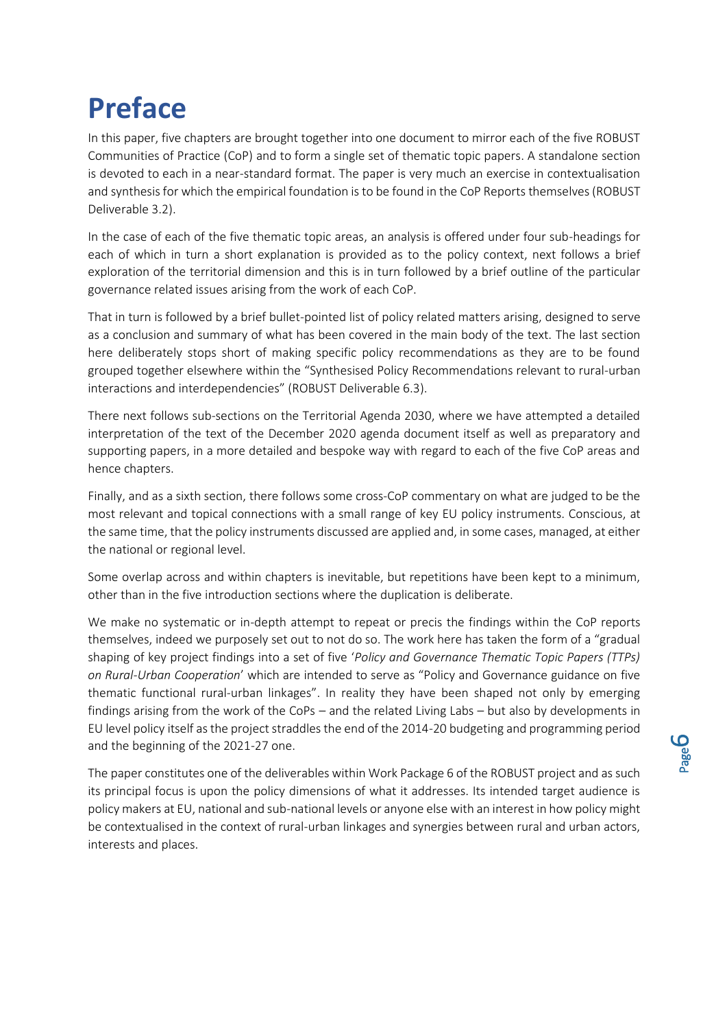# Preface

In this paper, five chapters are brought together into one document to mirror each of the five ROBUST Communities of Practice (CoP) and to form a single set of thematic topic papers. A standalone section is devoted to each in a near-standard format. The paper is very much an exercise in contextualisation and synthesis for which the empirical foundation is to be found in the CoP Reports themselves (ROBUST Deliverable 3.2).

In the case of each of the five thematic topic areas, an analysis is offered under four sub-headings for each of which in turn a short explanation is provided as to the policy context, next follows a brief exploration of the territorial dimension and this is in turn followed by a brief outline of the particular governance related issues arising from the work of each CoP.

That in turn is followed by a brief bullet-pointed list of policy related matters arising, designed to serve as a conclusion and summary of what has been covered in the main body of the text. The last section here deliberately stops short of making specific policy recommendations as they are to be found grouped together elsewhere within the "Synthesised Policy Recommendations relevant to rural-urban interactions and interdependencies" (ROBUST Deliverable 6.3).

There next follows sub-sections on the Territorial Agenda 2030, where we have attempted a detailed interpretation of the text of the December 2020 agenda document itself as well as preparatory and supporting papers, in a more detailed and bespoke way with regard to each of the five CoP areas and hence chapters.

Finally, and as a sixth section, there follows some cross-CoP commentary on what are judged to be the most relevant and topical connections with a small range of key EU policy instruments. Conscious, at the same time, that the policy instruments discussed are applied and, in some cases, managed, at either the national or regional level.

Some overlap across and within chapters is inevitable, but repetitions have been kept to a minimum, other than in the five introduction sections where the duplication is deliberate.

We make no systematic or in-depth attempt to repeat or precis the findings within the CoP reports themselves, indeed we purposely set out to not do so. The work here has taken the form of a "gradual shaping of key project findings into a set of five '*Policy and Governance Thematic Topic Papers (TTPs) on Rural-Urban Cooperation*' which are intended to serve as "Policy and Governance guidance on five thematic functional rural-urban linkages". In reality they have been shaped not only by emerging findings arising from the work of the CoPs – and the related Living Labs – but also by developments in EU level policy itself as the project straddles the end of the 2014-20 budgeting and programming period and the beginning of the 2021-27 one.

The paper constitutes one of the deliverables within Work Package 6 of the ROBUST project and as such its principal focus is upon the policy dimensions of what it addresses. Its intended target audience is policy makers at EU, national and sub-national levels or anyone else with an interest in how policy might be contextualised in the context of rural-urban linkages and synergies between rural and urban actors, interests and places.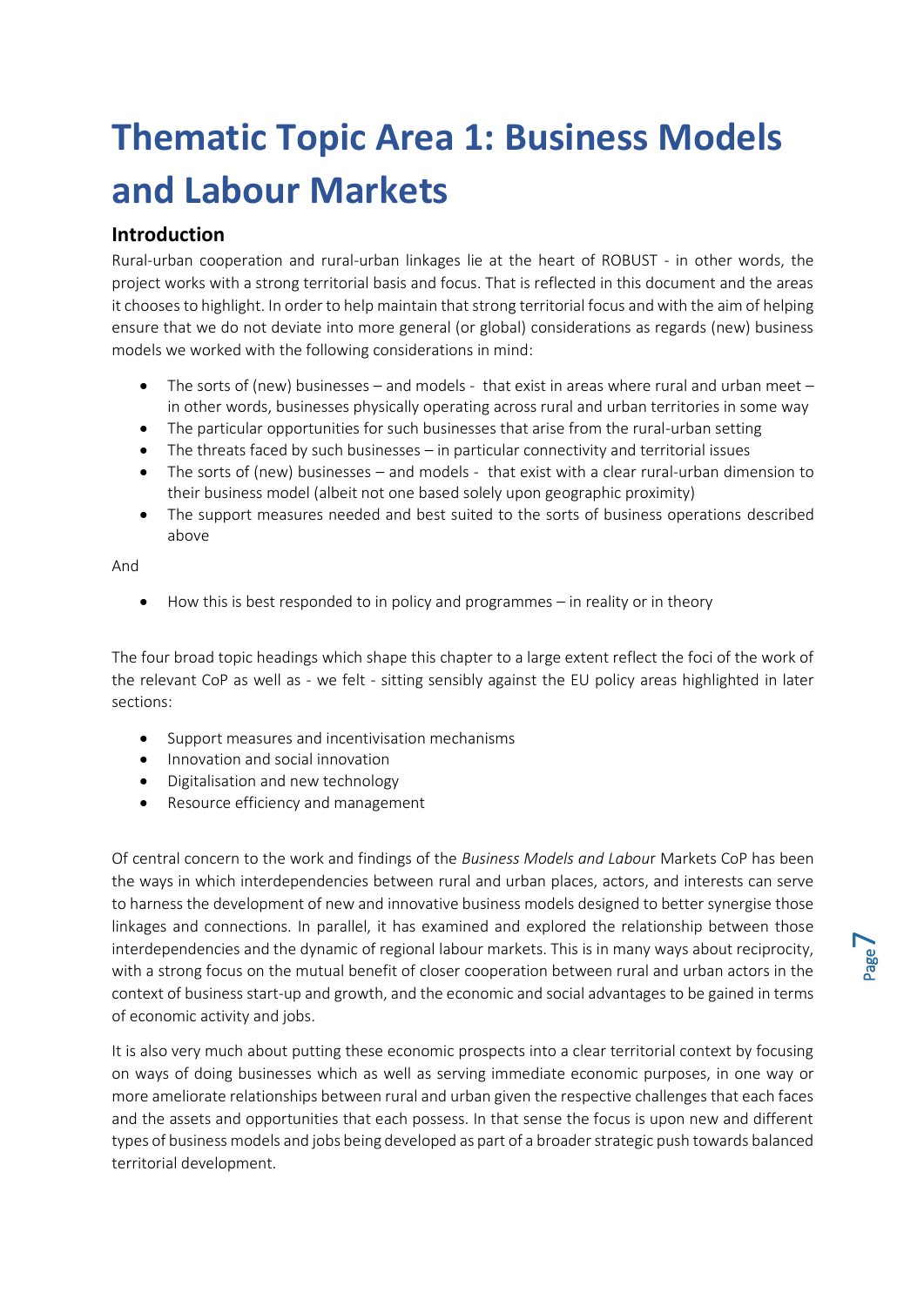# Thematic Topic Area 1: Business Models and Labour Markets

## Introduction

Rural-urban cooperation and rural-urban linkages lie at the heart of ROBUST - in other words, the project works with a strong territorial basis and focus. That is reflected in this document and the areas it chooses to highlight. In order to help maintain that strong territorial focus and with the aim of helping ensure that we do not deviate into more general (or global) considerations as regards (new) business models we worked with the following considerations in mind:

- The sorts of (new) businesses – and models - that exist in areas where rural and urban meet – in other words, businesses physically operating across rural and urban territories in some way
- The particular opportunities for such businesses that arise from the rural-urban setting
- The threats faced by such businesses – in particular connectivity and territorial issues
- The sorts of (new) businesses – and models - that exist with a clear rural-urban dimension to their business model (albeit not one based solely upon geographic proximity)
- The support measures needed and best suited to the sorts of business operations described above

And

- How this is best responded to in policy and programmes – in reality or in theory

The four broad topic headings which shape this chapter to a large extent reflect the foci of the work of the relevant CoP as well as - we felt - sitting sensibly against the EU policy areas highlighted in later sections:

- Support measures and incentivisation mechanisms
- Innovation and social innovation
- Digitalisation and new technology
- Resource efficiency and management

Of central concern to the work and findings of the *Business Models and Labour* Markets CoP has been the ways in which interdependencies between rural and urban places, actors, and interests can serve to harness the development of new and innovative business models designed to better synergise those linkages and connections. In parallel, it has examined and explored the relationship between those interdependencies and the dynamic of regional labour markets. This is in many ways about reciprocity, with a strong focus on the mutual benefit of closer cooperation between rural and urban actors in the context of business start-up and growth, and the economic and social advantages to be gained in terms of economic activity and jobs.

It is also very much about putting these economic prospects into a clear territorial context by focusing on ways of doing businesses which as well as serving immediate economic purposes, in one way or more ameliorate relationships between rural and urban given the respective challenges that each faces and the assets and opportunities that each possess. In that sense the focus is upon new and different types of business models and jobs being developed as part of a broader strategic push towards balanced territorial development.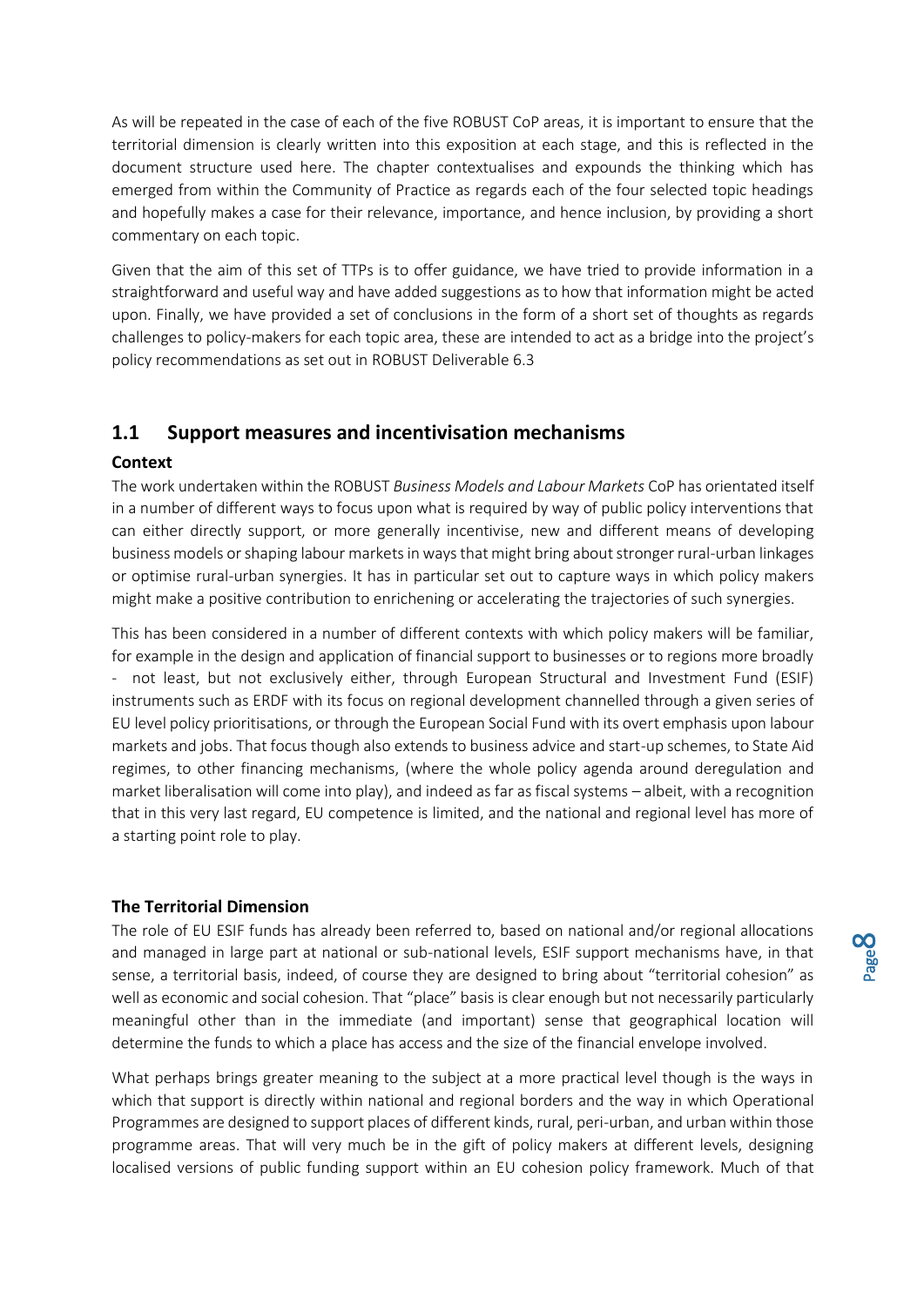As will be repeated in the case of each of the five ROBUST CoP areas, it is important to ensure that the territorial dimension is clearly written into this exposition at each stage, and this is reflected in the document structure used here. The chapter contextualises and expounds the thinking which has emerged from within the Community of Practice as regards each of the four selected topic headings and hopefully makes a case for their relevance, importance, and hence inclusion, by providing a short commentary on each topic.

Given that the aim of this set of TTPs is to offer guidance, we have tried to provide information in a straightforward and useful way and have added suggestions as to how that information might be acted upon. Finally, we have provided a set of conclusions in the form of a short set of thoughts as regards challenges to policy-makers for each topic area, these are intended to act as a bridge into the project's policy recommendations as set out in ROBUST Deliverable 6.3

## 1.1 Support measures and incentivisation mechanisms

### Context

The work undertaken within the ROBUST *Business Models and Labour Markets* CoP has orientated itself in a number of different ways to focus upon what is required by way of public policy interventions that can either directly support, or more generally incentivise, new and different means of developing business models or shaping labour markets in ways that might bring about stronger rural-urban linkages or optimise rural-urban synergies. It has in particular set out to capture ways in which policy makers might make a positive contribution to enrichening or accelerating the trajectories of such synergies.

This has been considered in a number of different contexts with which policy makers will be familiar, for example in the design and application of financial support to businesses or to regions more broadly - not least, but not exclusively either, through European Structural and Investment Fund (ESIF) instruments such as ERDF with its focus on regional development channelled through a given series of EU level policy prioritisations, or through the European Social Fund with its overt emphasis upon labour markets and jobs. That focus though also extends to business advice and start-up schemes, to State Aid regimes, to other financing mechanisms, (where the whole policy agenda around deregulation and market liberalisation will come into play), and indeed as far as fiscal systems – albeit, with a recognition that in this very last regard, EU competence is limited, and the national and regional level has more of a starting point role to play.

### The Territorial Dimension

The role of EU ESIF funds has already been referred to, based on national and/or regional allocations and managed in large part at national or sub-national levels, ESIF support mechanisms have, in that sense, a territorial basis, indeed, of course they are designed to bring about "territorial cohesion" as well as economic and social cohesion. That "place" basis is clear enough but not necessarily particularly meaningful other than in the immediate (and important) sense that geographical location will determine the funds to which a place has access and the size of the financial envelope involved.

What perhaps brings greater meaning to the subject at a more practical level though is the ways in which that support is directly within national and regional borders and the way in which Operational Programmes are designed to support places of different kinds, rural, peri-urban, and urban within those programme areas. That will very much be in the gift of policy makers at different levels, designing localised versions of public funding support within an EU cohesion policy framework. Much of that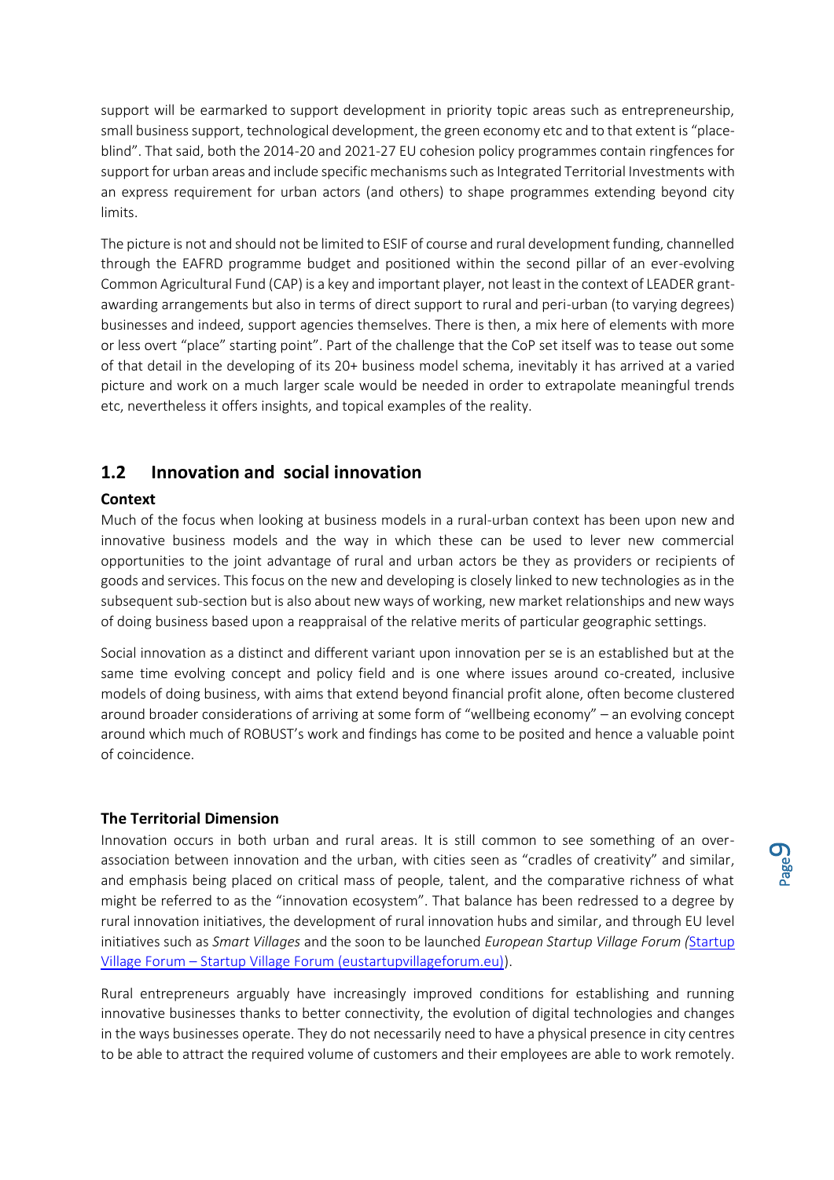support will be earmarked to support development in priority topic areas such as entrepreneurship, small business support, technological development, the green economy etc and to that extent is "place-blind". That said, both the 2014-20 and 2021-27 EU cohesion policy programmes contain ringfences for support for urban areas and include specific mechanisms such as Integrated Territorial Investments with an express requirement for urban actors (and others) to shape programmes extending beyond city limits.

The picture is not and should not be limited to ESIF of course and rural development funding, channelled through the EAFRD programme budget and positioned within the second pillar of an ever-evolving Common Agricultural Fund (CAP) is a key and important player, not least in the context of LEADER grant-awarding arrangements but also in terms of direct support to rural and peri-urban (to varying degrees) businesses and indeed, support agencies themselves. There is then, a mix here of elements with more or less overt "place" starting point". Part of the challenge that the CoP set itself was to tease out some of that detail in the developing of its 20+ business model schema, inevitably it has arrived at a varied picture and work on a much larger scale would be needed in order to extrapolate meaningful trends etc, nevertheless it offers insights, and topical examples of the reality.

## 1.2 Innovation and social innovation

**Context**

Much of the focus when looking at business models in a rural-urban context has been upon new and innovative business models and the way in which these can be used to lever new commercial opportunities to the joint advantage of rural and urban actors be they as providers or recipients of goods and services. This focus on the new and developing is closely linked to new technologies as in the subsequent sub-section but is also about new ways of working, new market relationships and new ways of doing business based upon a reappraisal of the relative merits of particular geographic settings.

Social innovation as a distinct and different variant upon innovation per se is an established but at the same time evolving concept and policy field and is one where issues around co-created, inclusive models of doing business, with aims that extend beyond financial profit alone, often become clustered around broader considerations of arriving at some form of "wellbeing economy" – an evolving concept around which much of ROBUST's work and findings has come to be posited and hence a valuable point of coincidence.

**The Territorial Dimension**

Innovation occurs in both urban and rural areas. It is still common to see something of an over-association between innovation and the urban, with cities seen as "cradles of creativity" and similar, and emphasis being placed on critical mass of people, talent, and the comparative richness of what might be referred to as the "innovation ecosystem". That balance has been redressed to a degree by rural innovation initiatives, the development of rural innovation hubs and similar, and through EU level initiatives such as *Smart Villages* and the soon to be launched *European Startup Village Forum (*Startup Village Forum – Startup Village Forum (eustartupvillageforum.eu)).

Rural entrepreneurs arguably have increasingly improved conditions for establishing and running innovative businesses thanks to better connectivity, the evolution of digital technologies and changes in the ways businesses operate. They do not necessarily need to have a physical presence in city centres to be able to attract the required volume of customers and their employees are able to work remotely.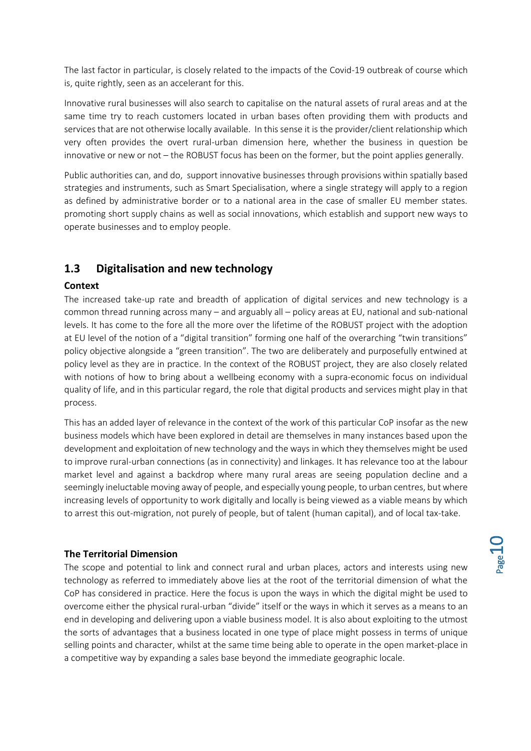The last factor in particular, is closely related to the impacts of the Covid-19 outbreak of course which is, quite rightly, seen as an accelerant for this.

Innovative rural businesses will also search to capitalise on the natural assets of rural areas and at the same time try to reach customers located in urban bases often providing them with products and services that are not otherwise locally available. In this sense it is the provider/client relationship which very often provides the overt rural-urban dimension here, whether the business in question be innovative or new or not – the ROBUST focus has been on the former, but the point applies generally.

Public authorities can, and do, support innovative businesses through provisions within spatially based strategies and instruments, such as Smart Specialisation, where a single strategy will apply to a region as defined by administrative border or to a national area in the case of smaller EU member states. promoting short supply chains as well as social innovations, which establish and support new ways to operate businesses and to employ people.

## 1.3 Digitalisation and new technology

**Context**

The increased take-up rate and breadth of application of digital services and new technology is a common thread running across many – and arguably all – policy areas at EU, national and sub-national levels. It has come to the fore all the more over the lifetime of the ROBUST project with the adoption at EU level of the notion of a "digital transition" forming one half of the overarching "twin transitions" policy objective alongside a "green transition". The two are deliberately and purposefully entwined at policy level as they are in practice. In the context of the ROBUST project, they are also closely related with notions of how to bring about a wellbeing economy with a supra-economic focus on individual quality of life, and in this particular regard, the role that digital products and services might play in that process.

This has an added layer of relevance in the context of the work of this particular CoP insofar as the new business models which have been explored in detail are themselves in many instances based upon the development and exploitation of new technology and the ways in which they themselves might be used to improve rural-urban connections (as in connectivity) and linkages. It has relevance too at the labour market level and against a backdrop where many rural areas are seeing population decline and a seemingly ineluctable moving away of people, and especially young people, to urban centres, but where increasing levels of opportunity to work digitally and locally is being viewed as a viable means by which to arrest this out-migration, not purely of people, but of talent (human capital), and of local tax-take.

**The Territorial Dimension**

The scope and potential to link and connect rural and urban places, actors and interests using new technology as referred to immediately above lies at the root of the territorial dimension of what the CoP has considered in practice. Here the focus is upon the ways in which the digital might be used to overcome either the physical rural-urban "divide" itself or the ways in which it serves as a means to an end in developing and delivering upon a viable business model. It is also about exploiting to the utmost the sorts of advantages that a business located in one type of place might possess in terms of unique selling points and character, whilst at the same time being able to operate in the open market-place in a competitive way by expanding a sales base beyond the immediate geographic locale.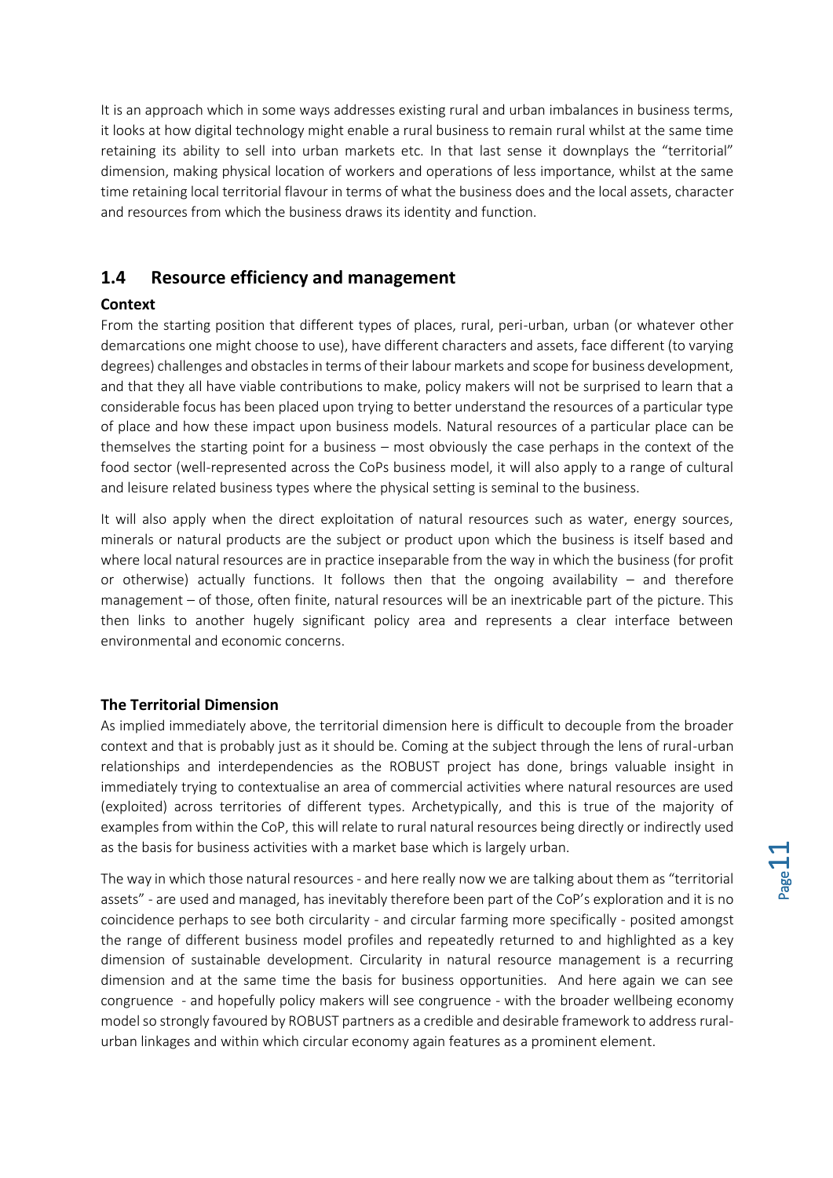It is an approach which in some ways addresses existing rural and urban imbalances in business terms, it looks at how digital technology might enable a rural business to remain rural whilst at the same time retaining its ability to sell into urban markets etc. In that last sense it downplays the "territorial" dimension, making physical location of workers and operations of less importance, whilst at the same time retaining local territorial flavour in terms of what the business does and the local assets, character and resources from which the business draws its identity and function.

## 1.4 Resource efficiency and management

**Context**

From the starting position that different types of places, rural, peri-urban, urban (or whatever other demarcations one might choose to use), have different characters and assets, face different (to varying degrees) challenges and obstacles in terms of their labour markets and scope for business development, and that they all have viable contributions to make, policy makers will not be surprised to learn that a considerable focus has been placed upon trying to better understand the resources of a particular type of place and how these impact upon business models. Natural resources of a particular place can be themselves the starting point for a business – most obviously the case perhaps in the context of the food sector (well-represented across the CoPs business model, it will also apply to a range of cultural and leisure related business types where the physical setting is seminal to the business.

It will also apply when the direct exploitation of natural resources such as water, energy sources, minerals or natural products are the subject or product upon which the business is itself based and where local natural resources are in practice inseparable from the way in which the business (for profit or otherwise) actually functions. It follows then that the ongoing availability – and therefore management – of those, often finite, natural resources will be an inextricable part of the picture. This then links to another hugely significant policy area and represents a clear interface between environmental and economic concerns.

**The Territorial Dimension**

As implied immediately above, the territorial dimension here is difficult to decouple from the broader context and that is probably just as it should be. Coming at the subject through the lens of rural-urban relationships and interdependencies as the ROBUST project has done, brings valuable insight in immediately trying to contextualise an area of commercial activities where natural resources are used (exploited) across territories of different types. Archetypically, and this is true of the majority of examples from within the CoP, this will relate to rural natural resources being directly or indirectly used as the basis for business activities with a market base which is largely urban.

The way in which those natural resources - and here really now we are talking about them as "territorial assets" - are used and managed, has inevitably therefore been part of the CoP's exploration and it is no coincidence perhaps to see both circularity - and circular farming more specifically - posited amongst the range of different business model profiles and repeatedly returned to and highlighted as a key dimension of sustainable development. Circularity in natural resource management is a recurring dimension and at the same time the basis for business opportunities. And here again we can see congruence - and hopefully policy makers will see congruence - with the broader wellbeing economy model so strongly favoured by ROBUST partners as a credible and desirable framework to address rural-urban linkages and within which circular economy again features as a prominent element.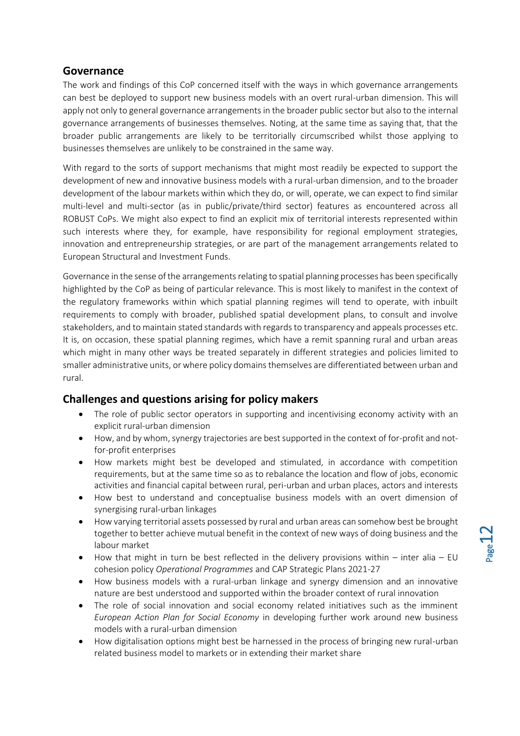## Governance

The work and findings of this CoP concerned itself with the ways in which governance arrangements can best be deployed to support new business models with an overt rural-urban dimension. This will apply not only to general governance arrangements in the broader public sector but also to the internal governance arrangements of businesses themselves. Noting, at the same time as saying that, that the broader public arrangements are likely to be territorially circumscribed whilst those applying to businesses themselves are unlikely to be constrained in the same way.

With regard to the sorts of support mechanisms that might most readily be expected to support the development of new and innovative business models with a rural-urban dimension, and to the broader development of the labour markets within which they do, or will, operate, we can expect to find similar multi-level and multi-sector (as in public/private/third sector) features as encountered across all ROBUST CoPs. We might also expect to find an explicit mix of territorial interests represented within such interests where they, for example, have responsibility for regional employment strategies, innovation and entrepreneurship strategies, or are part of the management arrangements related to European Structural and Investment Funds.

Governance in the sense of the arrangements relating to spatial planning processes has been specifically highlighted by the CoP as being of particular relevance. This is most likely to manifest in the context of the regulatory frameworks within which spatial planning regimes will tend to operate, with inbuilt requirements to comply with broader, published spatial development plans, to consult and involve stakeholders, and to maintain stated standards with regards to transparency and appeals processes etc. It is, on occasion, these spatial planning regimes, which have a remit spanning rural and urban areas which might in many other ways be treated separately in different strategies and policies limited to smaller administrative units, or where policy domains themselves are differentiated between urban and rural.

## Challenges and questions arising for policy makers

- The role of public sector operators in supporting and incentivising economy activity with an explicit rural-urban dimension
- How, and by whom, synergy trajectories are best supported in the context of for-profit and not-for-profit enterprises
- How markets might best be developed and stimulated, in accordance with competition requirements, but at the same time so as to rebalance the location and flow of jobs, economic activities and financial capital between rural, peri-urban and urban places, actors and interests
- How best to understand and conceptualise business models with an overt dimension of synergising rural-urban linkages
- How varying territorial assets possessed by rural and urban areas can somehow best be brought together to better achieve mutual benefit in the context of new ways of doing business and the labour market
- How that might in turn be best reflected in the delivery provisions within – inter alia – EU cohesion policy *Operational Programmes* and CAP Strategic Plans 2021-27
- How business models with a rural-urban linkage and synergy dimension and an innovative nature are best understood and supported within the broader context of rural innovation
- The role of social innovation and social economy related initiatives such as the imminent *European Action Plan for Social Economy* in developing further work around new business models with a rural-urban dimension
- How digitalisation options might best be harnessed in the process of bringing new rural-urban related business model to markets or in extending their market share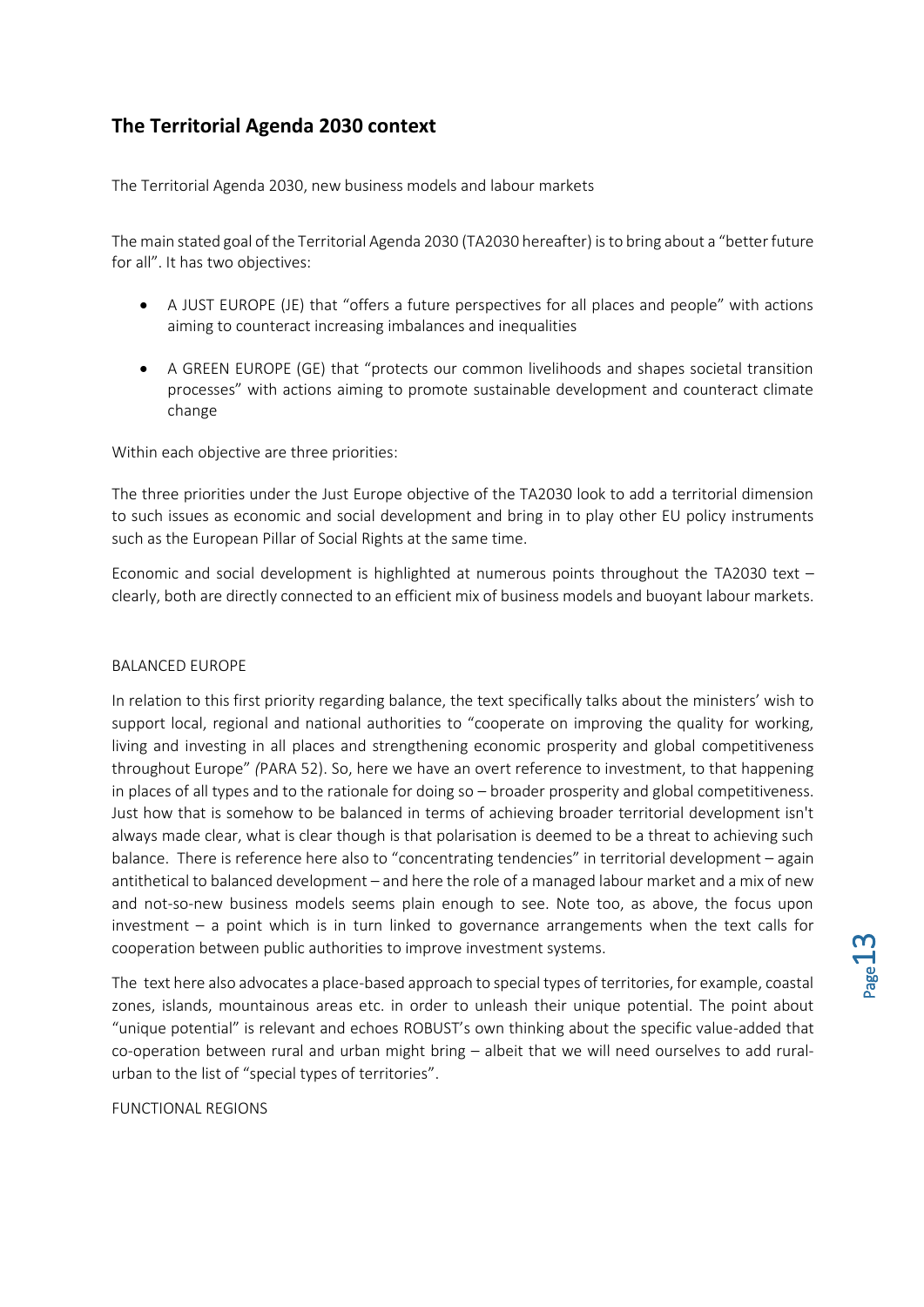## The Territorial Agenda 2030 context

The Territorial Agenda 2030, new business models and labour markets

The main stated goal of the Territorial Agenda 2030 (TA2030 hereafter) is to bring about a "better future for all". It has two objectives:

- A JUST EUROPE (JE) that "offers a future perspectives for all places and people" with actions aiming to counteract increasing imbalances and inequalities
- A GREEN EUROPE (GE) that "protects our common livelihoods and shapes societal transition processes" with actions aiming to promote sustainable development and counteract climate change

Within each objective are three priorities:

The three priorities under the Just Europe objective of the TA2030 look to add a territorial dimension to such issues as economic and social development and bring in to play other EU policy instruments such as the European Pillar of Social Rights at the same time.

Economic and social development is highlighted at numerous points throughout the TA2030 text – clearly, both are directly connected to an efficient mix of business models and buoyant labour markets.

BALANCED EUROPE

In relation to this first priority regarding balance, the text specifically talks about the ministers' wish to support local, regional and national authorities to "cooperate on improving the quality for working, living and investing in all places and strengthening economic prosperity and global competitiveness throughout Europe" *(*PARA 52). So, here we have an overt reference to investment, to that happening in places of all types and to the rationale for doing so – broader prosperity and global competitiveness. Just how that is somehow to be balanced in terms of achieving broader territorial development isn't always made clear, what is clear though is that polarisation is deemed to be a threat to achieving such balance. There is reference here also to "concentrating tendencies" in territorial development – again antithetical to balanced development – and here the role of a managed labour market and a mix of new and not-so-new business models seems plain enough to see. Note too, as above, the focus upon investment – a point which is in turn linked to governance arrangements when the text calls for cooperation between public authorities to improve investment systems.

The text here also advocates a place-based approach to special types of territories, for example, coastal zones, islands, mountainous areas etc. in order to unleash their unique potential. The point about "unique potential" is relevant and echoes ROBUST's own thinking about the specific value-added that co-operation between rural and urban might bring – albeit that we will need ourselves to add rural-urban to the list of "special types of territories".

FUNCTIONAL REGIONS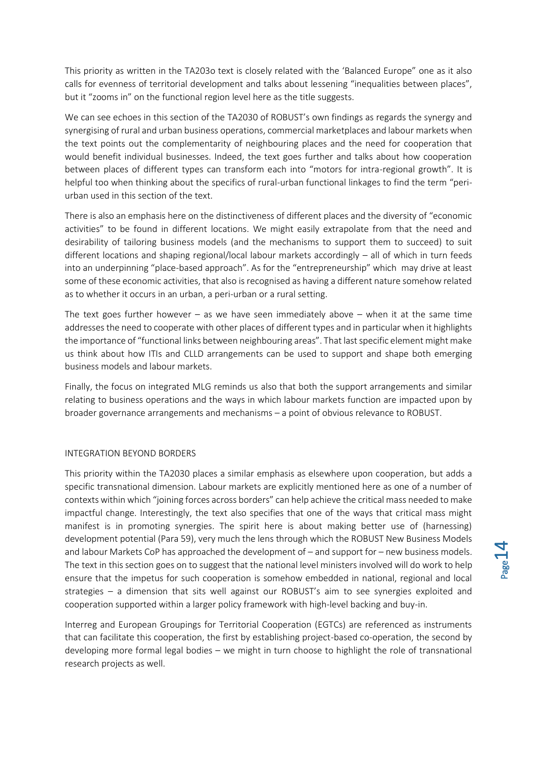This priority as written in the TA203o text is closely related with the 'Balanced Europe" one as it also calls for evenness of territorial development and talks about lessening "inequalities between places", but it "zooms in" on the functional region level here as the title suggests.

We can see echoes in this section of the TA2030 of ROBUST's own findings as regards the synergy and synergising of rural and urban business operations, commercial marketplaces and labour markets when the text points out the complementarity of neighbouring places and the need for cooperation that would benefit individual businesses. Indeed, the text goes further and talks about how cooperation between places of different types can transform each into "motors for intra-regional growth". It is helpful too when thinking about the specifics of rural-urban functional linkages to find the term "peri-urban used in this section of the text.

There is also an emphasis here on the distinctiveness of different places and the diversity of "economic activities" to be found in different locations. We might easily extrapolate from that the need and desirability of tailoring business models (and the mechanisms to support them to succeed) to suit different locations and shaping regional/local labour markets accordingly – all of which in turn feeds into an underpinning "place-based approach". As for the "entrepreneurship" which may drive at least some of these economic activities, that also is recognised as having a different nature somehow related as to whether it occurs in an urban, a peri-urban or a rural setting.

The text goes further however – as we have seen immediately above – when it at the same time addresses the need to cooperate with other places of different types and in particular when it highlights the importance of "functional links between neighbouring areas". That last specific element might make us think about how ITIs and CLLD arrangements can be used to support and shape both emerging business models and labour markets.

Finally, the focus on integrated MLG reminds us also that both the support arrangements and similar relating to business operations and the ways in which labour markets function are impacted upon by broader governance arrangements and mechanisms – a point of obvious relevance to ROBUST.

## INTEGRATION BEYOND BORDERS

This priority within the TA2030 places a similar emphasis as elsewhere upon cooperation, but adds a specific transnational dimension. Labour markets are explicitly mentioned here as one of a number of contexts within which "joining forces across borders" can help achieve the critical mass needed to make impactful change. Interestingly, the text also specifies that one of the ways that critical mass might manifest is in promoting synergies. The spirit here is about making better use of (harnessing) development potential (Para 59), very much the lens through which the ROBUST New Business Models and labour Markets CoP has approached the development of – and support for – new business models. The text in this section goes on to suggest that the national level ministers involved will do work to help ensure that the impetus for such cooperation is somehow embedded in national, regional and local strategies – a dimension that sits well against our ROBUST's aim to see synergies exploited and cooperation supported within a larger policy framework with high-level backing and buy-in.

Interreg and European Groupings for Territorial Cooperation (EGTCs) are referenced as instruments that can facilitate this cooperation, the first by establishing project-based co-operation, the second by developing more formal legal bodies – we might in turn choose to highlight the role of transnational research projects as well.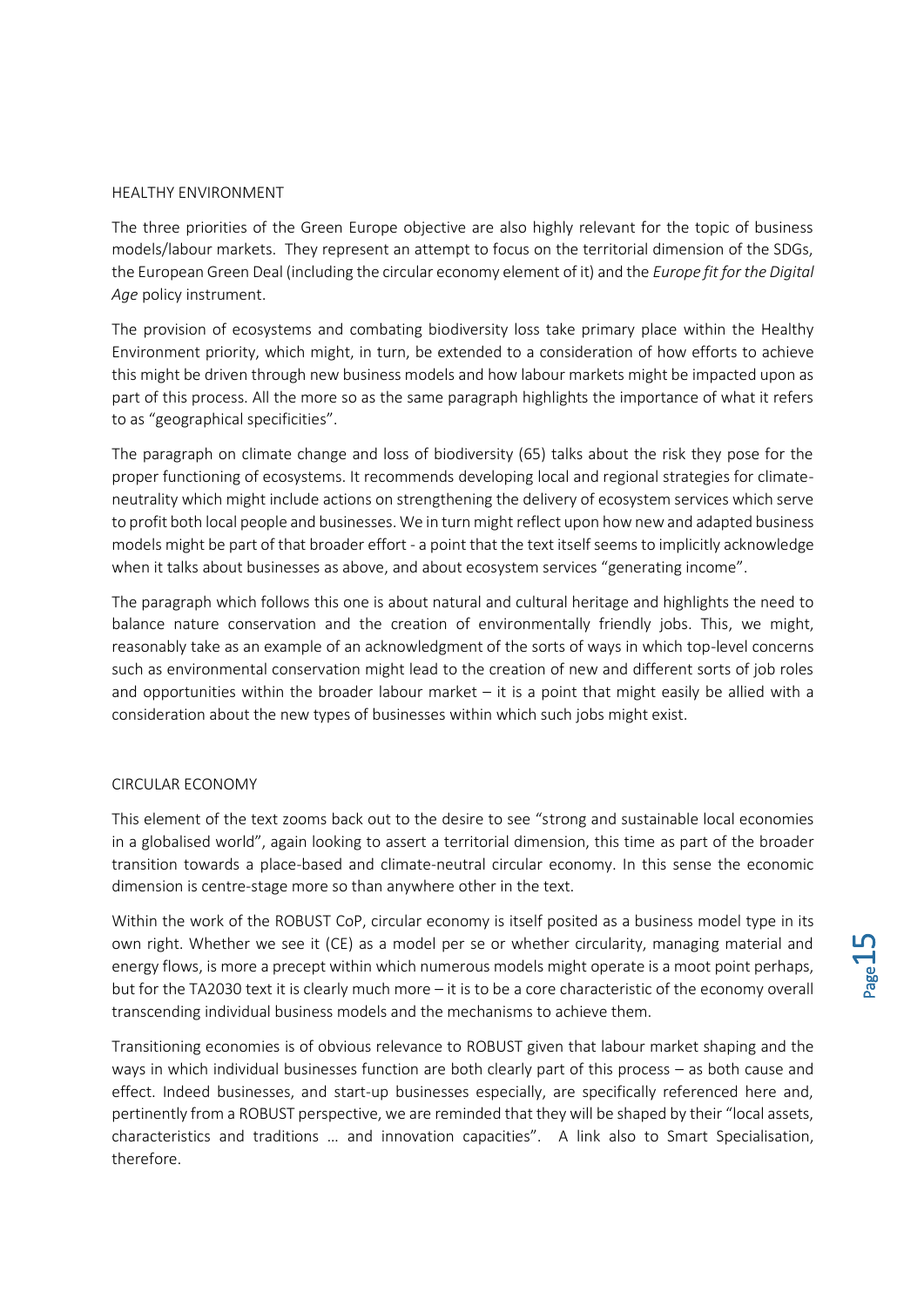## HEALTHY ENVIRONMENT

The three priorities of the Green Europe objective are also highly relevant for the topic of business models/labour markets. They represent an attempt to focus on the territorial dimension of the SDGs, the European Green Deal (including the circular economy element of it) and the *Europe fit for the Digital Age* policy instrument.

The provision of ecosystems and combating biodiversity loss take primary place within the Healthy Environment priority, which might, in turn, be extended to a consideration of how efforts to achieve this might be driven through new business models and how labour markets might be impacted upon as part of this process. All the more so as the same paragraph highlights the importance of what it refers to as "geographical specificities".

The paragraph on climate change and loss of biodiversity (65) talks about the risk they pose for the proper functioning of ecosystems. It recommends developing local and regional strategies for climate-neutrality which might include actions on strengthening the delivery of ecosystem services which serve to profit both local people and businesses. We in turn might reflect upon how new and adapted business models might be part of that broader effort - a point that the text itself seems to implicitly acknowledge when it talks about businesses as above, and about ecosystem services "generating income".

The paragraph which follows this one is about natural and cultural heritage and highlights the need to balance nature conservation and the creation of environmentally friendly jobs. This, we might, reasonably take as an example of an acknowledgment of the sorts of ways in which top-level concerns such as environmental conservation might lead to the creation of new and different sorts of job roles and opportunities within the broader labour market – it is a point that might easily be allied with a consideration about the new types of businesses within which such jobs might exist.

## CIRCULAR ECONOMY

This element of the text zooms back out to the desire to see "strong and sustainable local economies in a globalised world", again looking to assert a territorial dimension, this time as part of the broader transition towards a place-based and climate-neutral circular economy. In this sense the economic dimension is centre-stage more so than anywhere other in the text.

Within the work of the ROBUST CoP, circular economy is itself posited as a business model type in its own right. Whether we see it (CE) as a model per se or whether circularity, managing material and energy flows, is more a precept within which numerous models might operate is a moot point perhaps, but for the TA2030 text it is clearly much more – it is to be a core characteristic of the economy overall transcending individual business models and the mechanisms to achieve them.

Transitioning economies is of obvious relevance to ROBUST given that labour market shaping and the ways in which individual businesses function are both clearly part of this process – as both cause and effect. Indeed businesses, and start-up businesses especially, are specifically referenced here and, pertinently from a ROBUST perspective, we are reminded that they will be shaped by their "local assets, characteristics and traditions … and innovation capacities". A link also to Smart Specialisation, therefore.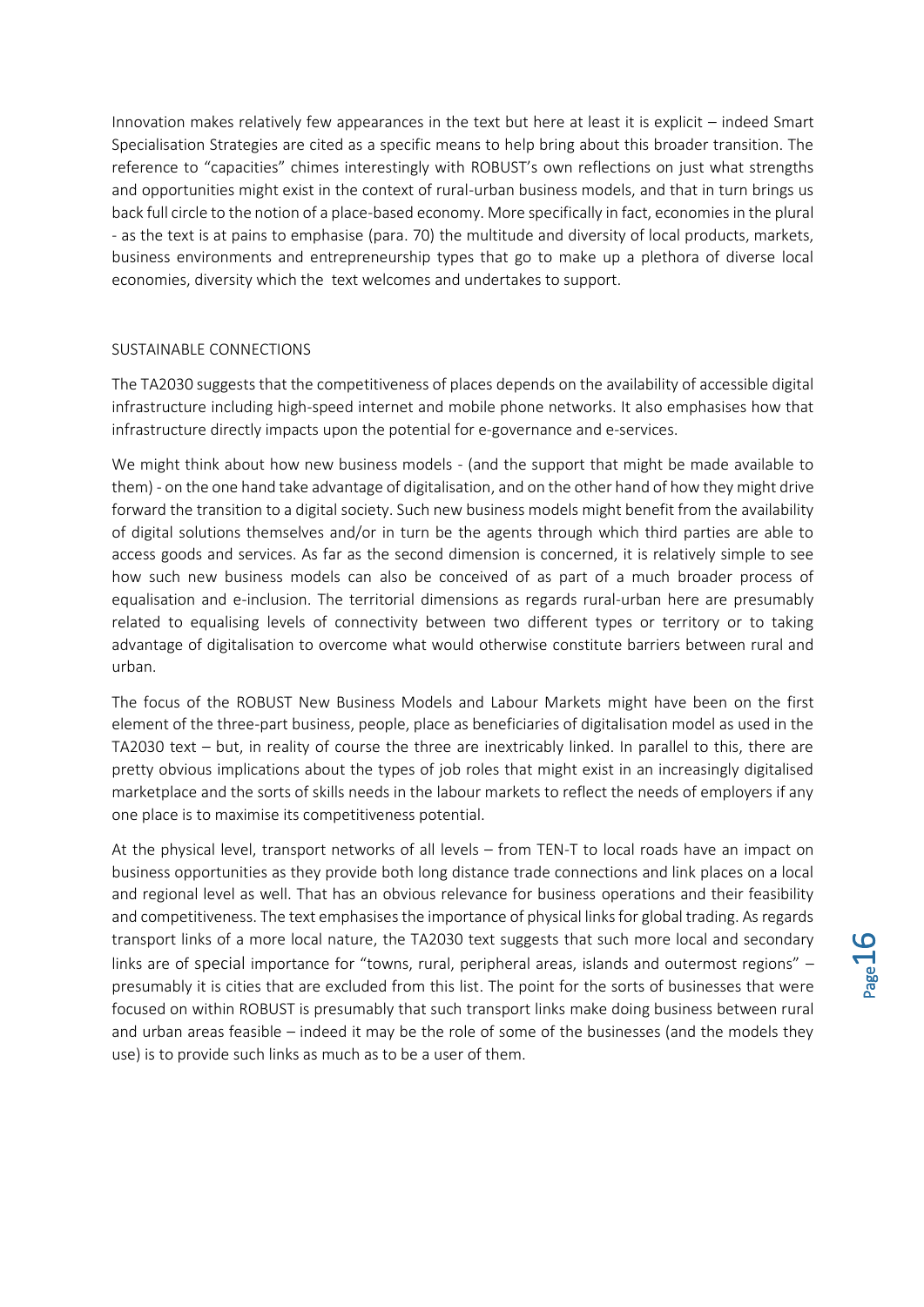Innovation makes relatively few appearances in the text but here at least it is explicit – indeed Smart Specialisation Strategies are cited as a specific means to help bring about this broader transition. The reference to "capacities" chimes interestingly with ROBUST's own reflections on just what strengths and opportunities might exist in the context of rural-urban business models, and that in turn brings us back full circle to the notion of a place-based economy. More specifically in fact, economies in the plural - as the text is at pains to emphasise (para. 70) the multitude and diversity of local products, markets, business environments and entrepreneurship types that go to make up a plethora of diverse local economies, diversity which the text welcomes and undertakes to support.

## SUSTAINABLE CONNECTIONS

The TA2030 suggests that the competitiveness of places depends on the availability of accessible digital infrastructure including high-speed internet and mobile phone networks. It also emphasises how that infrastructure directly impacts upon the potential for e-governance and e-services.

We might think about how new business models - (and the support that might be made available to them) - on the one hand take advantage of digitalisation, and on the other hand of how they might drive forward the transition to a digital society. Such new business models might benefit from the availability of digital solutions themselves and/or in turn be the agents through which third parties are able to access goods and services. As far as the second dimension is concerned, it is relatively simple to see how such new business models can also be conceived of as part of a much broader process of equalisation and e-inclusion. The territorial dimensions as regards rural-urban here are presumably related to equalising levels of connectivity between two different types or territory or to taking advantage of digitalisation to overcome what would otherwise constitute barriers between rural and urban.

The focus of the ROBUST New Business Models and Labour Markets might have been on the first element of the three-part business, people, place as beneficiaries of digitalisation model as used in the TA2030 text – but, in reality of course the three are inextricably linked. In parallel to this, there are pretty obvious implications about the types of job roles that might exist in an increasingly digitalised marketplace and the sorts of skills needs in the labour markets to reflect the needs of employers if any one place is to maximise its competitiveness potential.

At the physical level, transport networks of all levels – from TEN-T to local roads have an impact on business opportunities as they provide both long distance trade connections and link places on a local and regional level as well. That has an obvious relevance for business operations and their feasibility and competitiveness. The text emphasises the importance of physical links for global trading. As regards transport links of a more local nature, the TA2030 text suggests that such more local and secondary links are of special importance for "towns, rural, peripheral areas, islands and outermost regions" – presumably it is cities that are excluded from this list. The point for the sorts of businesses that were focused on within ROBUST is presumably that such transport links make doing business between rural and urban areas feasible – indeed it may be the role of some of the businesses (and the models they use) is to provide such links as much as to be a user of them.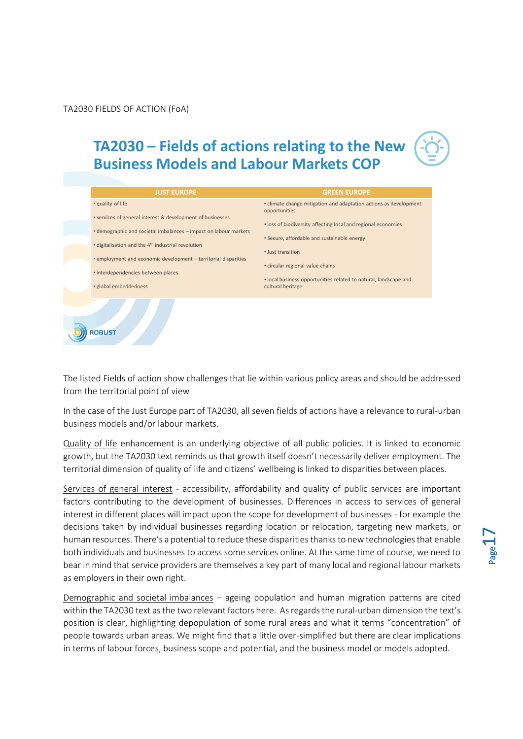TA2030 FIELDS OF ACTION (FoA)

## TA2030 – Fields of actions relating to the New Business Models and Labour Markets COP

| JUST EUROPE | GREEN EUROPE |
|---|---|
| • quality of life | • climate change mitigation and adaptation actions as development opportunities |
| • services of general interest & development of businesses | • loss of biodiversity affecting local and regional economies |
| • demographic and societal imbalances – impact on labour markets | • Secure, affordable and sustainable energy |
| • digitalisation and the 4th industrial revolution | • Just transition |
| • employment and economic development – territorial disparities | • circular regional value chains |
| • interdependencies between places | • local business opportunities related to natural, landscape and cultural heritage |
| • global embeddedness | |

ROBUST

The listed Fields of action show challenges that lie within various policy areas and should be addressed from the territorial point of view

In the case of the Just Europe part of TA2030, all seven fields of actions have a relevance to rural-urban business models and/or labour markets.

Quality of life enhancement is an underlying objective of all public policies. It is linked to economic growth, but the TA2030 text reminds us that growth itself doesn't necessarily deliver employment. The territorial dimension of quality of life and citizens' wellbeing is linked to disparities between places.

Services of general interest - accessibility, affordability and quality of public services are important factors contributing to the development of businesses. Differences in access to services of general interest in different places will impact upon the scope for development of businesses - for example the decisions taken by individual businesses regarding location or relocation, targeting new markets, or human resources. There's a potential to reduce these disparities thanks to new technologies that enable both individuals and businesses to access some services online. At the same time of course, we need to bear in mind that service providers are themselves a key part of many local and regional labour markets as employers in their own right.

Demographic and societal imbalances – ageing population and human migration patterns are cited within the TA2030 text as the two relevant factors here. As regards the rural-urban dimension the text's position is clear, highlighting depopulation of some rural areas and what it terms "concentration" of people towards urban areas. We might find that a little over-simplified but there are clear implications in terms of labour forces, business scope and potential, and the business model or models adopted.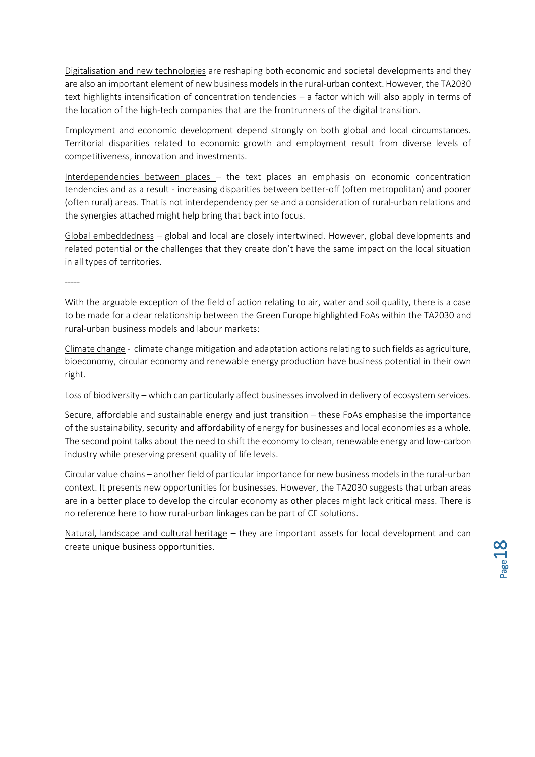<u>Digitalisation and new technologies</u> are reshaping both economic and societal developments and they are also an important element of new business models in the rural-urban context. However, the TA2030 text highlights intensification of concentration tendencies – a factor which will also apply in terms of the location of the high-tech companies that are the frontrunners of the digital transition.

<u>Employment and economic development</u> depend strongly on both global and local circumstances. Territorial disparities related to economic growth and employment result from diverse levels of competitiveness, innovation and investments.

<u>Interdependencies between places</u> – the text places an emphasis on economic concentration tendencies and as a result - increasing disparities between better-off (often metropolitan) and poorer (often rural) areas. That is not interdependency per se and a consideration of rural-urban relations and the synergies attached might help bring that back into focus.

<u>Global embeddedness</u> – global and local are closely intertwined. However, global developments and related potential or the challenges that they create don't have the same impact on the local situation in all types of territories.

-----

With the arguable exception of the field of action relating to air, water and soil quality, there is a case to be made for a clear relationship between the Green Europe highlighted FoAs within the TA2030 and rural-urban business models and labour markets:

<u>Climate change</u> - climate change mitigation and adaptation actions relating to such fields as agriculture, bioeconomy, circular economy and renewable energy production have business potential in their own right.

<u>Loss of biodiversity</u> – which can particularly affect businesses involved in delivery of ecosystem services.

<u>Secure, affordable and sustainable energy</u> and <u>just transition</u> – these FoAs emphasise the importance of the sustainability, security and affordability of energy for businesses and local economies as a whole. The second point talks about the need to shift the economy to clean, renewable energy and low-carbon industry while preserving present quality of life levels.

<u>Circular value chains</u> – another field of particular importance for new business models in the rural-urban context. It presents new opportunities for businesses. However, the TA2030 suggests that urban areas are in a better place to develop the circular economy as other places might lack critical mass. There is no reference here to how rural-urban linkages can be part of CE solutions.

<u>Natural, landscape and cultural heritage</u> – they are important assets for local development and can create unique business opportunities.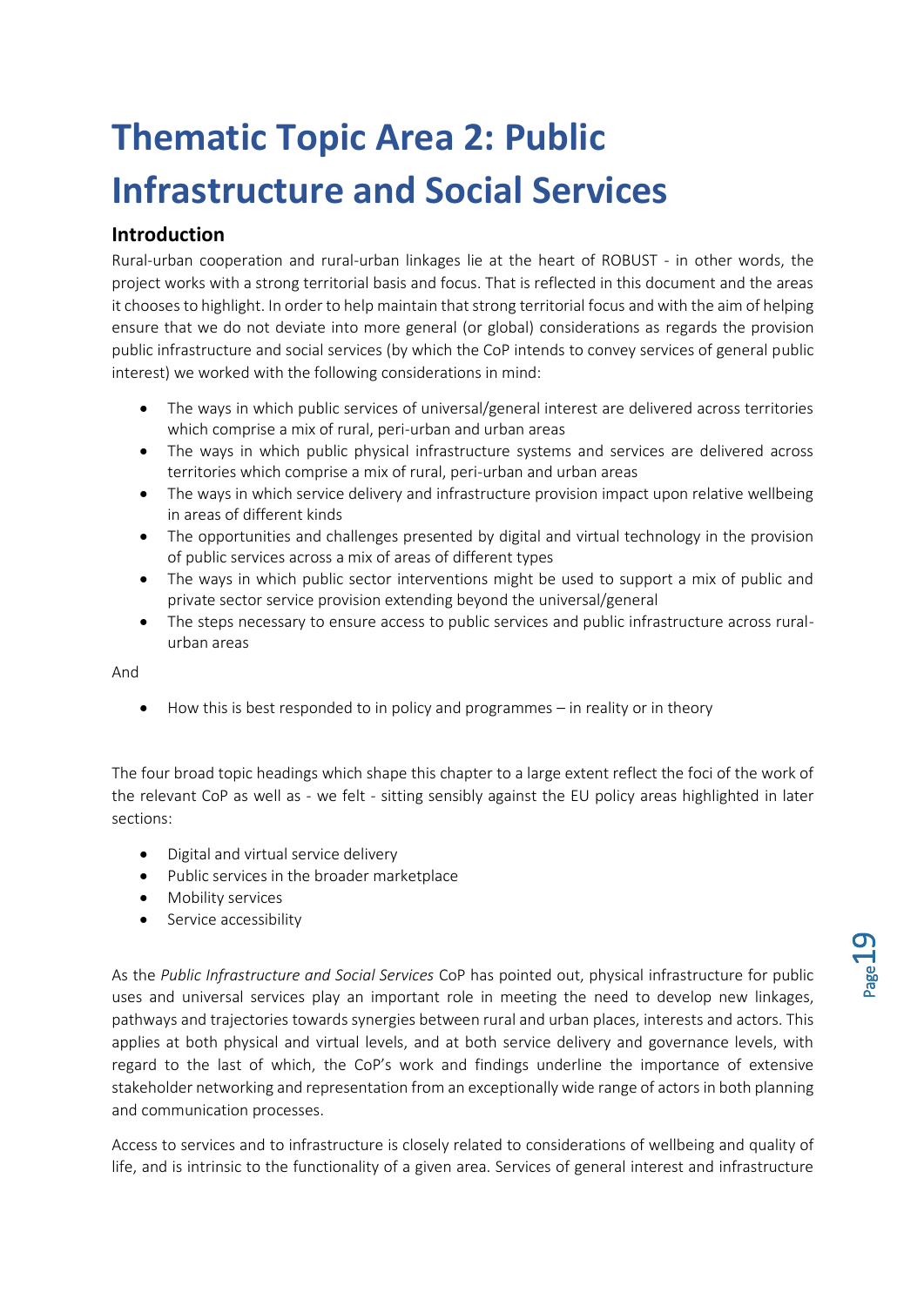# Thematic Topic Area 2: Public Infrastructure and Social Services

## Introduction

Rural-urban cooperation and rural-urban linkages lie at the heart of ROBUST - in other words, the project works with a strong territorial basis and focus. That is reflected in this document and the areas it chooses to highlight. In order to help maintain that strong territorial focus and with the aim of helping ensure that we do not deviate into more general (or global) considerations as regards the provision public infrastructure and social services (by which the CoP intends to convey services of general public interest) we worked with the following considerations in mind:

- The ways in which public services of universal/general interest are delivered across territories which comprise a mix of rural, peri-urban and urban areas
- The ways in which public physical infrastructure systems and services are delivered across territories which comprise a mix of rural, peri-urban and urban areas
- The ways in which service delivery and infrastructure provision impact upon relative wellbeing in areas of different kinds
- The opportunities and challenges presented by digital and virtual technology in the provision of public services across a mix of areas of different types
- The ways in which public sector interventions might be used to support a mix of public and private sector service provision extending beyond the universal/general
- The steps necessary to ensure access to public services and public infrastructure across rural-urban areas

And

- How this is best responded to in policy and programmes – in reality or in theory

The four broad topic headings which shape this chapter to a large extent reflect the foci of the work of the relevant CoP as well as - we felt - sitting sensibly against the EU policy areas highlighted in later sections:

- Digital and virtual service delivery
- Public services in the broader marketplace
- Mobility services
- Service accessibility

As the *Public Infrastructure and Social Services* CoP has pointed out, physical infrastructure for public uses and universal services play an important role in meeting the need to develop new linkages, pathways and trajectories towards synergies between rural and urban places, interests and actors. This applies at both physical and virtual levels, and at both service delivery and governance levels, with regard to the last of which, the CoP's work and findings underline the importance of extensive stakeholder networking and representation from an exceptionally wide range of actors in both planning and communication processes.

Access to services and to infrastructure is closely related to considerations of wellbeing and quality of life, and is intrinsic to the functionality of a given area. Services of general interest and infrastructure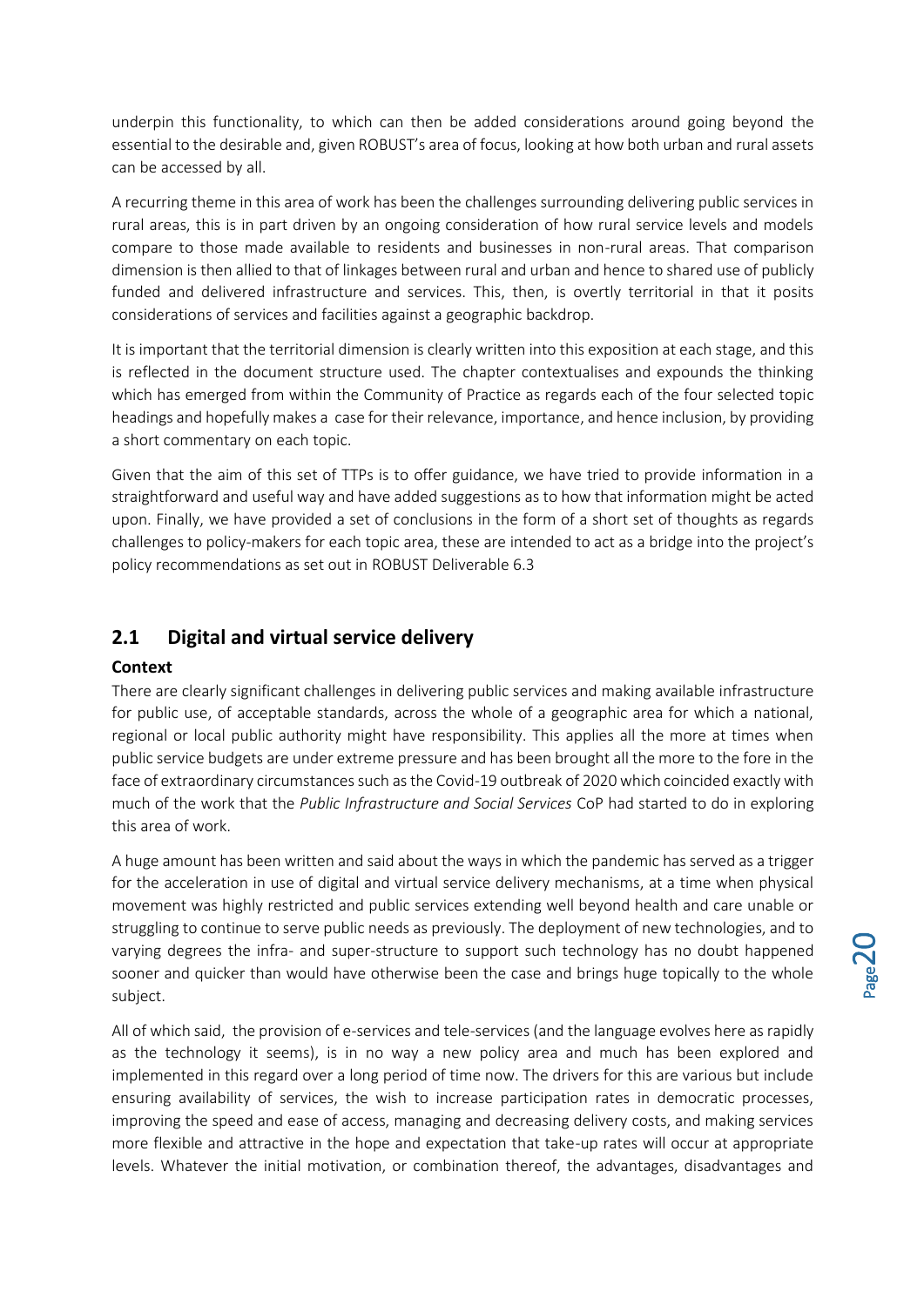underpin this functionality, to which can then be added considerations around going beyond the essential to the desirable and, given ROBUST's area of focus, looking at how both urban and rural assets can be accessed by all.

A recurring theme in this area of work has been the challenges surrounding delivering public services in rural areas, this is in part driven by an ongoing consideration of how rural service levels and models compare to those made available to residents and businesses in non-rural areas. That comparison dimension is then allied to that of linkages between rural and urban and hence to shared use of publicly funded and delivered infrastructure and services. This, then, is overtly territorial in that it posits considerations of services and facilities against a geographic backdrop.

It is important that the territorial dimension is clearly written into this exposition at each stage, and this is reflected in the document structure used. The chapter contextualises and expounds the thinking which has emerged from within the Community of Practice as regards each of the four selected topic headings and hopefully makes a case for their relevance, importance, and hence inclusion, by providing a short commentary on each topic.

Given that the aim of this set of TTPs is to offer guidance, we have tried to provide information in a straightforward and useful way and have added suggestions as to how that information might be acted upon. Finally, we have provided a set of conclusions in the form of a short set of thoughts as regards challenges to policy-makers for each topic area, these are intended to act as a bridge into the project's policy recommendations as set out in ROBUST Deliverable 6.3

## 2.1 Digital and virtual service delivery

### Context

There are clearly significant challenges in delivering public services and making available infrastructure for public use, of acceptable standards, across the whole of a geographic area for which a national, regional or local public authority might have responsibility. This applies all the more at times when public service budgets are under extreme pressure and has been brought all the more to the fore in the face of extraordinary circumstances such as the Covid-19 outbreak of 2020 which coincided exactly with much of the work that the *Public Infrastructure and Social Services* CoP had started to do in exploring this area of work.

A huge amount has been written and said about the ways in which the pandemic has served as a trigger for the acceleration in use of digital and virtual service delivery mechanisms, at a time when physical movement was highly restricted and public services extending well beyond health and care unable or struggling to continue to serve public needs as previously. The deployment of new technologies, and to varying degrees the infra- and super-structure to support such technology has no doubt happened sooner and quicker than would have otherwise been the case and brings huge topically to the whole subject.

All of which said, the provision of e-services and tele-services (and the language evolves here as rapidly as the technology it seems), is in no way a new policy area and much has been explored and implemented in this regard over a long period of time now. The drivers for this are various but include ensuring availability of services, the wish to increase participation rates in democratic processes, improving the speed and ease of access, managing and decreasing delivery costs, and making services more flexible and attractive in the hope and expectation that take-up rates will occur at appropriate levels. Whatever the initial motivation, or combination thereof, the advantages, disadvantages and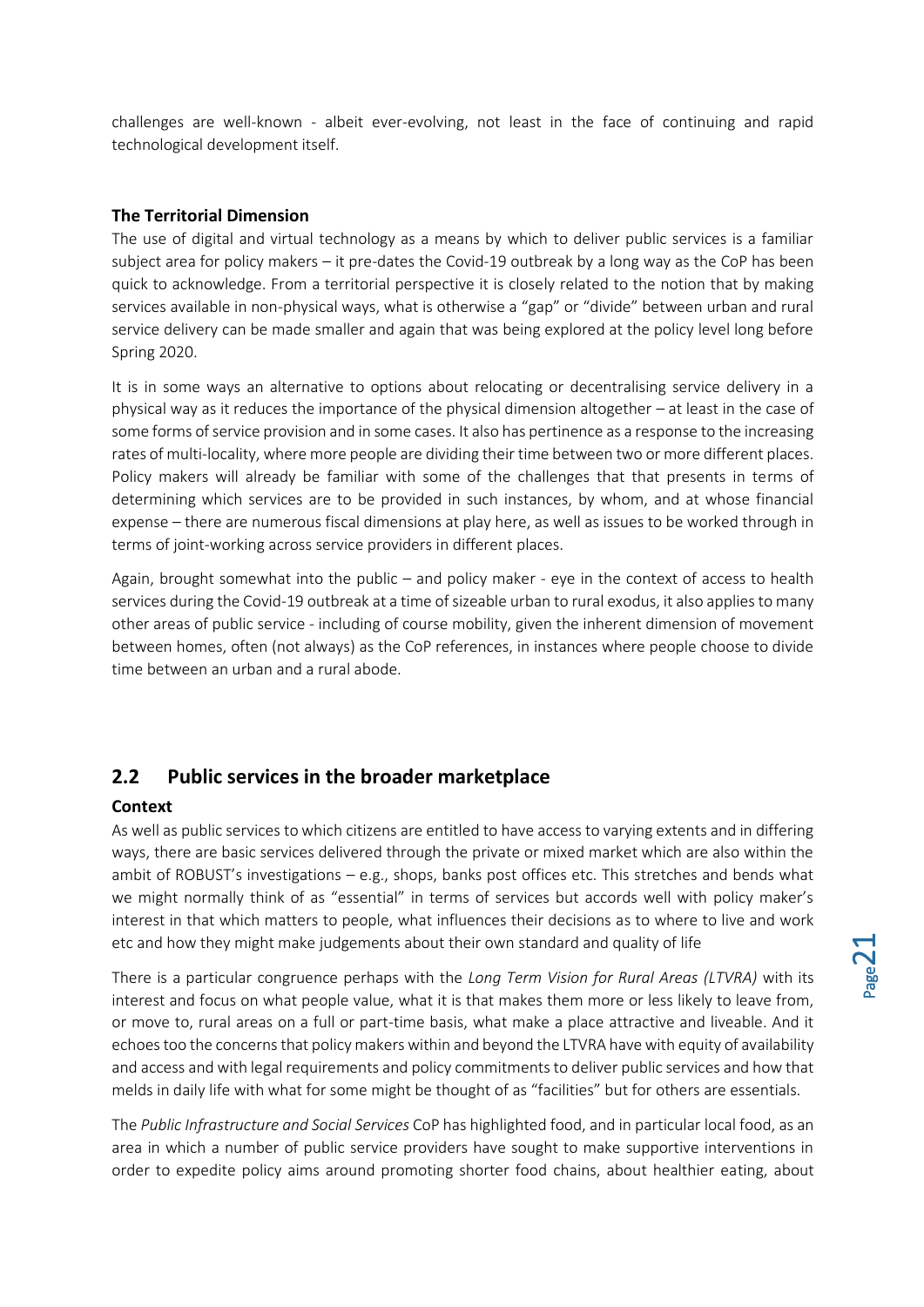challenges are well-known - albeit ever-evolving, not least in the face of continuing and rapid technological development itself.

**The Territorial Dimension**

The use of digital and virtual technology as a means by which to deliver public services is a familiar subject area for policy makers – it pre-dates the Covid-19 outbreak by a long way as the CoP has been quick to acknowledge. From a territorial perspective it is closely related to the notion that by making services available in non-physical ways, what is otherwise a "gap" or "divide" between urban and rural service delivery can be made smaller and again that was being explored at the policy level long before Spring 2020.

It is in some ways an alternative to options about relocating or decentralising service delivery in a physical way as it reduces the importance of the physical dimension altogether – at least in the case of some forms of service provision and in some cases. It also has pertinence as a response to the increasing rates of multi-locality, where more people are dividing their time between two or more different places. Policy makers will already be familiar with some of the challenges that that presents in terms of determining which services are to be provided in such instances, by whom, and at whose financial expense – there are numerous fiscal dimensions at play here, as well as issues to be worked through in terms of joint-working across service providers in different places.

Again, brought somewhat into the public – and policy maker - eye in the context of access to health services during the Covid-19 outbreak at a time of sizeable urban to rural exodus, it also applies to many other areas of public service - including of course mobility, given the inherent dimension of movement between homes, often (not always) as the CoP references, in instances where people choose to divide time between an urban and a rural abode.

## 2.2 Public services in the broader marketplace

**Context**

As well as public services to which citizens are entitled to have access to varying extents and in differing ways, there are basic services delivered through the private or mixed market which are also within the ambit of ROBUST's investigations – e.g., shops, banks post offices etc. This stretches and bends what we might normally think of as "essential" in terms of services but accords well with policy maker's interest in that which matters to people, what influences their decisions as to where to live and work etc and how they might make judgements about their own standard and quality of life

There is a particular congruence perhaps with the *Long Term Vision for Rural Areas (LTVRA)* with its interest and focus on what people value, what it is that makes them more or less likely to leave from, or move to, rural areas on a full or part-time basis, what make a place attractive and liveable. And it echoes too the concerns that policy makers within and beyond the LTVRA have with equity of availability and access and with legal requirements and policy commitments to deliver public services and how that melds in daily life with what for some might be thought of as "facilities" but for others are essentials.

The *Public Infrastructure and Social Services* CoP has highlighted food, and in particular local food, as an area in which a number of public service providers have sought to make supportive interventions in order to expedite policy aims around promoting shorter food chains, about healthier eating, about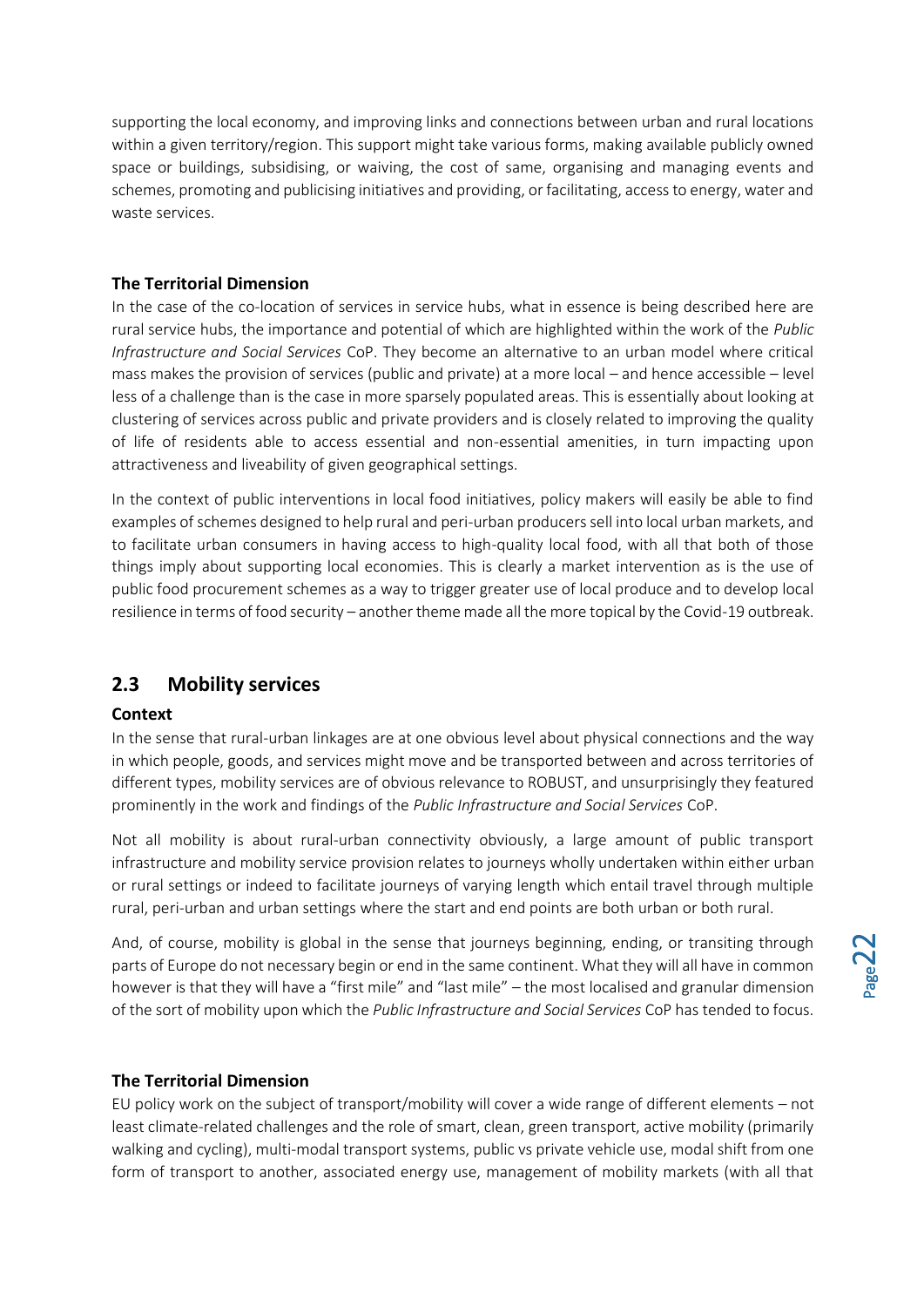supporting the local economy, and improving links and connections between urban and rural locations within a given territory/region. This support might take various forms, making available publicly owned space or buildings, subsidising, or waiving, the cost of same, organising and managing events and schemes, promoting and publicising initiatives and providing, or facilitating, access to energy, water and waste services.

**The Territorial Dimension**

In the case of the co-location of services in service hubs, what in essence is being described here are rural service hubs, the importance and potential of which are highlighted within the work of the *Public Infrastructure and Social Services* CoP. They become an alternative to an urban model where critical mass makes the provision of services (public and private) at a more local – and hence accessible – level less of a challenge than is the case in more sparsely populated areas. This is essentially about looking at clustering of services across public and private providers and is closely related to improving the quality of life of residents able to access essential and non-essential amenities, in turn impacting upon attractiveness and liveability of given geographical settings.

In the context of public interventions in local food initiatives, policy makers will easily be able to find examples of schemes designed to help rural and peri-urban producers sell into local urban markets, and to facilitate urban consumers in having access to high-quality local food, with all that both of those things imply about supporting local economies. This is clearly a market intervention as is the use of public food procurement schemes as a way to trigger greater use of local produce and to develop local resilience in terms of food security – another theme made all the more topical by the Covid-19 outbreak.

## 2.3 Mobility services

**Context**

In the sense that rural-urban linkages are at one obvious level about physical connections and the way in which people, goods, and services might move and be transported between and across territories of different types, mobility services are of obvious relevance to ROBUST, and unsurprisingly they featured prominently in the work and findings of the *Public Infrastructure and Social Services* CoP.

Not all mobility is about rural-urban connectivity obviously, a large amount of public transport infrastructure and mobility service provision relates to journeys wholly undertaken within either urban or rural settings or indeed to facilitate journeys of varying length which entail travel through multiple rural, peri-urban and urban settings where the start and end points are both urban or both rural.

And, of course, mobility is global in the sense that journeys beginning, ending, or transiting through parts of Europe do not necessary begin or end in the same continent. What they will all have in common however is that they will have a "first mile" and "last mile" – the most localised and granular dimension of the sort of mobility upon which the *Public Infrastructure and Social Services* CoP has tended to focus.

**The Territorial Dimension**

EU policy work on the subject of transport/mobility will cover a wide range of different elements – not least climate-related challenges and the role of smart, clean, green transport, active mobility (primarily walking and cycling), multi-modal transport systems, public vs private vehicle use, modal shift from one form of transport to another, associated energy use, management of mobility markets (with all that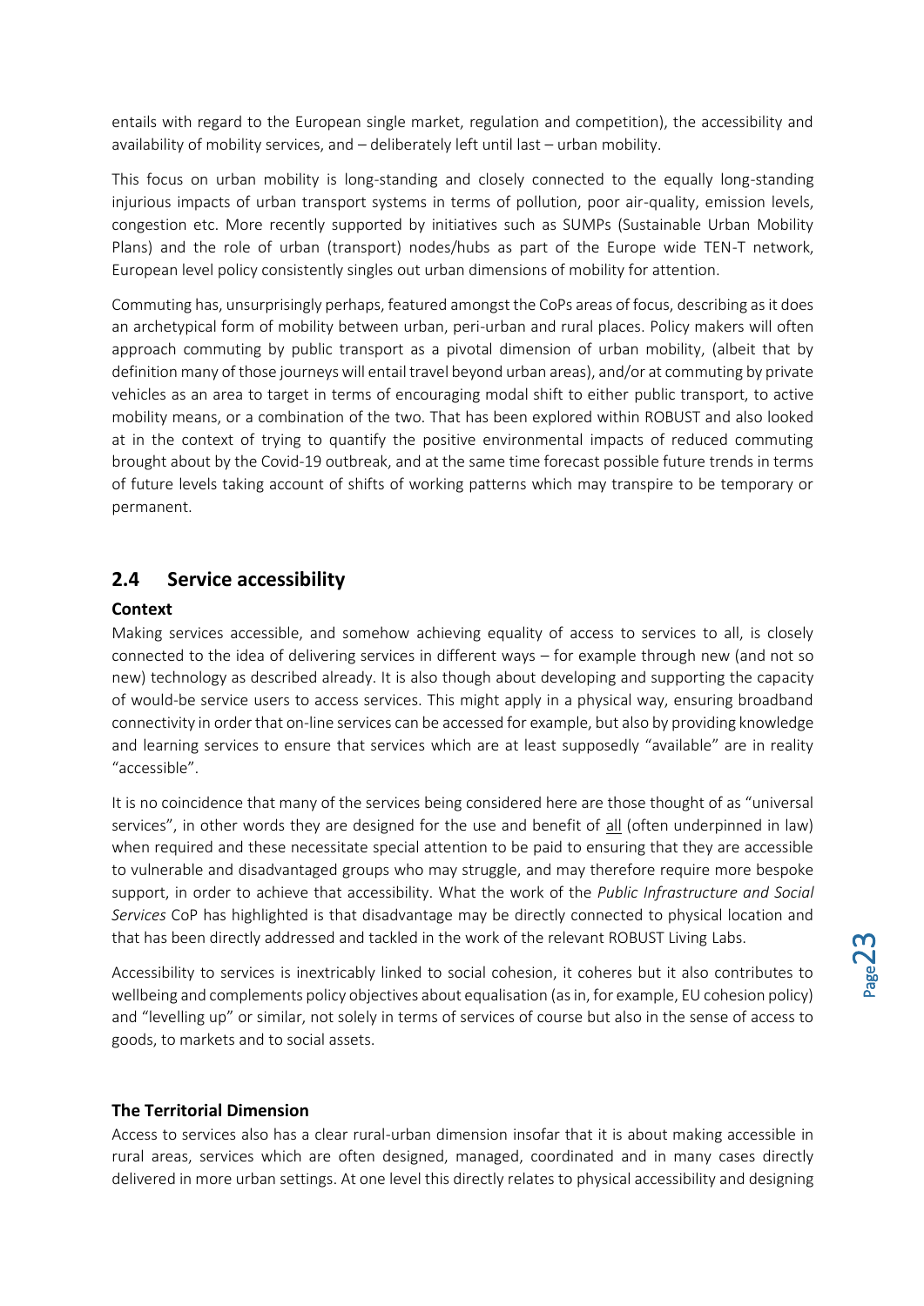entails with regard to the European single market, regulation and competition), the accessibility and availability of mobility services, and – deliberately left until last – urban mobility.

This focus on urban mobility is long-standing and closely connected to the equally long-standing injurious impacts of urban transport systems in terms of pollution, poor air-quality, emission levels, congestion etc. More recently supported by initiatives such as SUMPs (Sustainable Urban Mobility Plans) and the role of urban (transport) nodes/hubs as part of the Europe wide TEN-T network, European level policy consistently singles out urban dimensions of mobility for attention.

Commuting has, unsurprisingly perhaps, featured amongst the CoPs areas of focus, describing as it does an archetypical form of mobility between urban, peri-urban and rural places. Policy makers will often approach commuting by public transport as a pivotal dimension of urban mobility, (albeit that by definition many of those journeys will entail travel beyond urban areas), and/or at commuting by private vehicles as an area to target in terms of encouraging modal shift to either public transport, to active mobility means, or a combination of the two. That has been explored within ROBUST and also looked at in the context of trying to quantify the positive environmental impacts of reduced commuting brought about by the Covid-19 outbreak, and at the same time forecast possible future trends in terms of future levels taking account of shifts of working patterns which may transpire to be temporary or permanent.

## 2.4 Service accessibility

**Context**

Making services accessible, and somehow achieving equality of access to services to all, is closely connected to the idea of delivering services in different ways – for example through new (and not so new) technology as described already. It is also though about developing and supporting the capacity of would-be service users to access services. This might apply in a physical way, ensuring broadband connectivity in order that on-line services can be accessed for example, but also by providing knowledge and learning services to ensure that services which are at least supposedly "available" are in reality "accessible".

It is no coincidence that many of the services being considered here are those thought of as "universal services", in other words they are designed for the use and benefit of <u>all</u> (often underpinned in law) when required and these necessitate special attention to be paid to ensuring that they are accessible to vulnerable and disadvantaged groups who may struggle, and may therefore require more bespoke support, in order to achieve that accessibility. What the work of the *Public Infrastructure and Social Services* CoP has highlighted is that disadvantage may be directly connected to physical location and that has been directly addressed and tackled in the work of the relevant ROBUST Living Labs.

Accessibility to services is inextricably linked to social cohesion, it coheres but it also contributes to wellbeing and complements policy objectives about equalisation (as in, for example, EU cohesion policy) and "levelling up" or similar, not solely in terms of services of course but also in the sense of access to goods, to markets and to social assets.

**The Territorial Dimension**

Access to services also has a clear rural-urban dimension insofar that it is about making accessible in rural areas, services which are often designed, managed, coordinated and in many cases directly delivered in more urban settings. At one level this directly relates to physical accessibility and designing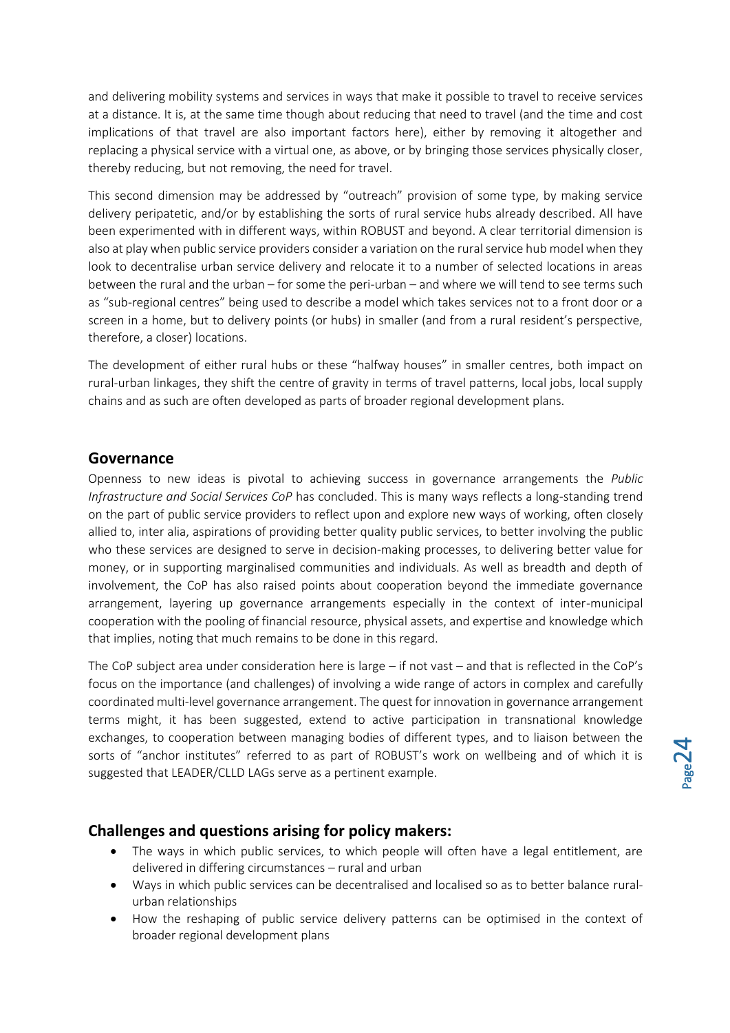and delivering mobility systems and services in ways that make it possible to travel to receive services at a distance. It is, at the same time though about reducing that need to travel (and the time and cost implications of that travel are also important factors here), either by removing it altogether and replacing a physical service with a virtual one, as above, or by bringing those services physically closer, thereby reducing, but not removing, the need for travel.

This second dimension may be addressed by "outreach" provision of some type, by making service delivery peripatetic, and/or by establishing the sorts of rural service hubs already described. All have been experimented with in different ways, within ROBUST and beyond. A clear territorial dimension is also at play when public service providers consider a variation on the rural service hub model when they look to decentralise urban service delivery and relocate it to a number of selected locations in areas between the rural and the urban – for some the peri-urban – and where we will tend to see terms such as "sub-regional centres" being used to describe a model which takes services not to a front door or a screen in a home, but to delivery points (or hubs) in smaller (and from a rural resident's perspective, therefore, a closer) locations.

The development of either rural hubs or these "halfway houses" in smaller centres, both impact on rural-urban linkages, they shift the centre of gravity in terms of travel patterns, local jobs, local supply chains and as such are often developed as parts of broader regional development plans.

## Governance

Openness to new ideas is pivotal to achieving success in governance arrangements the *Public Infrastructure and Social Services CoP* has concluded. This is many ways reflects a long-standing trend on the part of public service providers to reflect upon and explore new ways of working, often closely allied to, inter alia, aspirations of providing better quality public services, to better involving the public who these services are designed to serve in decision-making processes, to delivering better value for money, or in supporting marginalised communities and individuals. As well as breadth and depth of involvement, the CoP has also raised points about cooperation beyond the immediate governance arrangement, layering up governance arrangements especially in the context of inter-municipal cooperation with the pooling of financial resource, physical assets, and expertise and knowledge which that implies, noting that much remains to be done in this regard.

The CoP subject area under consideration here is large – if not vast – and that is reflected in the CoP's focus on the importance (and challenges) of involving a wide range of actors in complex and carefully coordinated multi-level governance arrangement. The quest for innovation in governance arrangement terms might, it has been suggested, extend to active participation in transnational knowledge exchanges, to cooperation between managing bodies of different types, and to liaison between the sorts of "anchor institutes" referred to as part of ROBUST's work on wellbeing and of which it is suggested that LEADER/CLLD LAGs serve as a pertinent example.

## Challenges and questions arising for policy makers:

- The ways in which public services, to which people will often have a legal entitlement, are delivered in differing circumstances – rural and urban
- Ways in which public services can be decentralised and localised so as to better balance rural-urban relationships
- How the reshaping of public service delivery patterns can be optimised in the context of broader regional development plans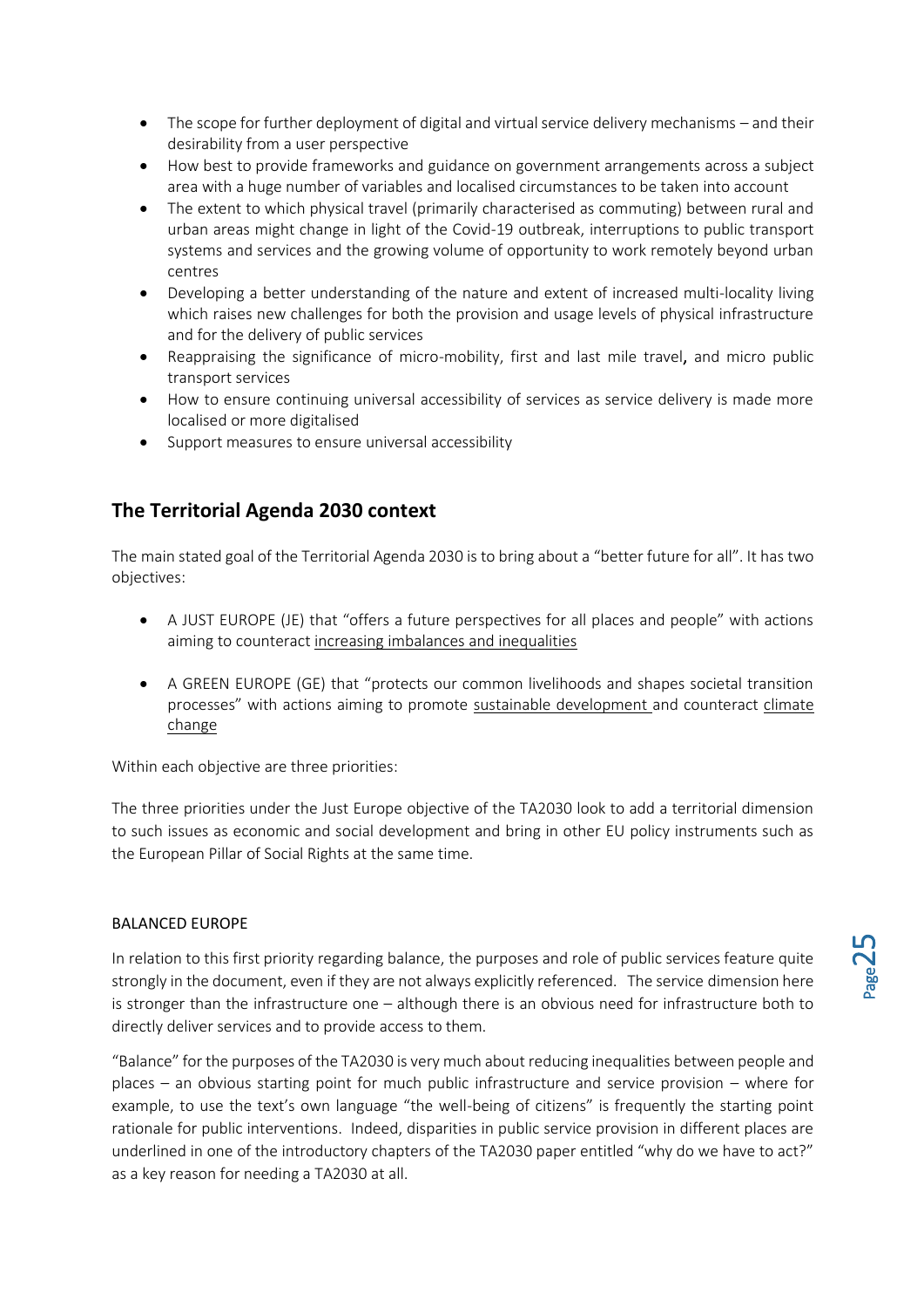- The scope for further deployment of digital and virtual service delivery mechanisms – and their desirability from a user perspective
- How best to provide frameworks and guidance on government arrangements across a subject area with a huge number of variables and localised circumstances to be taken into account
- The extent to which physical travel (primarily characterised as commuting) between rural and urban areas might change in light of the Covid-19 outbreak, interruptions to public transport systems and services and the growing volume of opportunity to work remotely beyond urban centres
- Developing a better understanding of the nature and extent of increased multi-locality living which raises new challenges for both the provision and usage levels of physical infrastructure and for the delivery of public services
- Reappraising the significance of micro-mobility, first and last mile travel, and micro public transport services
- How to ensure continuing universal accessibility of services as service delivery is made more localised or more digitalised
- Support measures to ensure universal accessibility

## The Territorial Agenda 2030 context

The main stated goal of the Territorial Agenda 2030 is to bring about a "better future for all". It has two objectives:

- A JUST EUROPE (JE) that "offers a future perspectives for all places and people" with actions aiming to counteract increasing imbalances and inequalities
- A GREEN EUROPE (GE) that "protects our common livelihoods and shapes societal transition processes" with actions aiming to promote sustainable development and counteract climate change

Within each objective are three priorities:

The three priorities under the Just Europe objective of the TA2030 look to add a territorial dimension to such issues as economic and social development and bring in other EU policy instruments such as the European Pillar of Social Rights at the same time.

### BALANCED EUROPE

In relation to this first priority regarding balance, the purposes and role of public services feature quite strongly in the document, even if they are not always explicitly referenced. The service dimension here is stronger than the infrastructure one – although there is an obvious need for infrastructure both to directly deliver services and to provide access to them.

"Balance" for the purposes of the TA2030 is very much about reducing inequalities between people and places – an obvious starting point for much public infrastructure and service provision – where for example, to use the text's own language "the well-being of citizens" is frequently the starting point rationale for public interventions. Indeed, disparities in public service provision in different places are underlined in one of the introductory chapters of the TA2030 paper entitled "why do we have to act?" as a key reason for needing a TA2030 at all.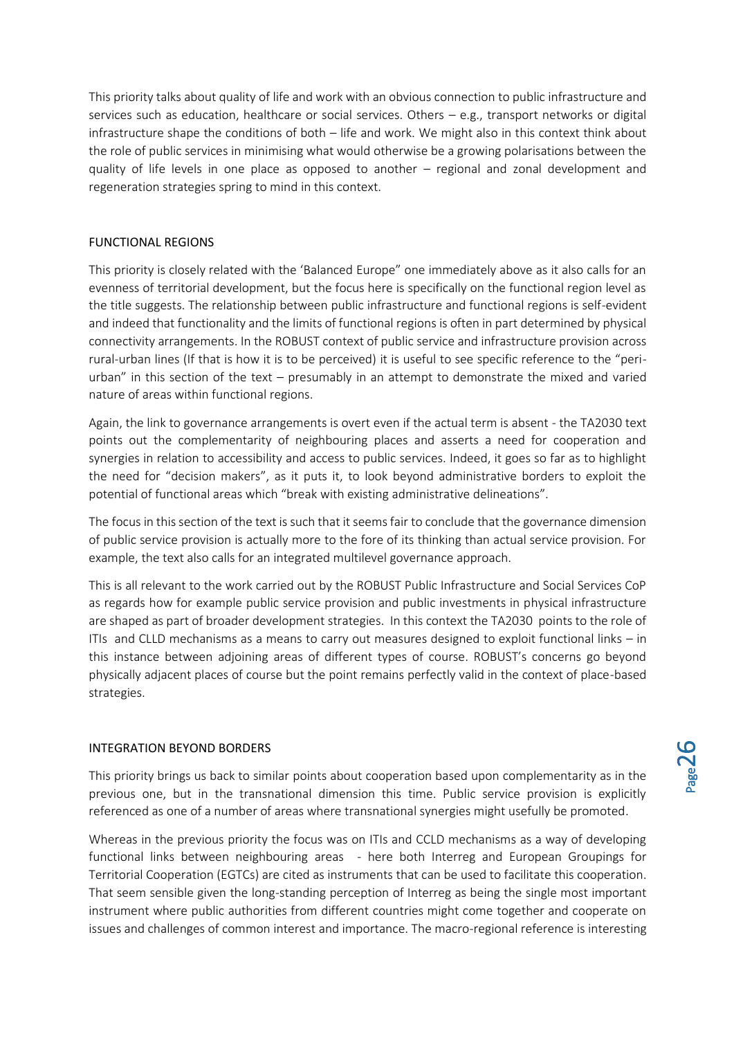This priority talks about quality of life and work with an obvious connection to public infrastructure and services such as education, healthcare or social services. Others – e.g., transport networks or digital infrastructure shape the conditions of both – life and work. We might also in this context think about the role of public services in minimising what would otherwise be a growing polarisations between the quality of life levels in one place as opposed to another – regional and zonal development and regeneration strategies spring to mind in this context.

## FUNCTIONAL REGIONS

This priority is closely related with the 'Balanced Europe" one immediately above as it also calls for an evenness of territorial development, but the focus here is specifically on the functional region level as the title suggests. The relationship between public infrastructure and functional regions is self-evident and indeed that functionality and the limits of functional regions is often in part determined by physical connectivity arrangements. In the ROBUST context of public service and infrastructure provision across rural-urban lines (If that is how it is to be perceived) it is useful to see specific reference to the "peri-urban" in this section of the text – presumably in an attempt to demonstrate the mixed and varied nature of areas within functional regions.

Again, the link to governance arrangements is overt even if the actual term is absent - the TA2030 text points out the complementarity of neighbouring places and asserts a need for cooperation and synergies in relation to accessibility and access to public services. Indeed, it goes so far as to highlight the need for "decision makers", as it puts it, to look beyond administrative borders to exploit the potential of functional areas which "break with existing administrative delineations".

The focus in this section of the text is such that it seems fair to conclude that the governance dimension of public service provision is actually more to the fore of its thinking than actual service provision. For example, the text also calls for an integrated multilevel governance approach.

This is all relevant to the work carried out by the ROBUST Public Infrastructure and Social Services CoP as regards how for example public service provision and public investments in physical infrastructure are shaped as part of broader development strategies. In this context the TA2030 points to the role of ITIs and CLLD mechanisms as a means to carry out measures designed to exploit functional links – in this instance between adjoining areas of different types of course. ROBUST's concerns go beyond physically adjacent places of course but the point remains perfectly valid in the context of place-based strategies.

## INTEGRATION BEYOND BORDERS

This priority brings us back to similar points about cooperation based upon complementarity as in the previous one, but in the transnational dimension this time. Public service provision is explicitly referenced as one of a number of areas where transnational synergies might usefully be promoted.

Whereas in the previous priority the focus was on ITIs and CCLD mechanisms as a way of developing functional links between neighbouring areas - here both Interreg and European Groupings for Territorial Cooperation (EGTCs) are cited as instruments that can be used to facilitate this cooperation. That seem sensible given the long-standing perception of Interreg as being the single most important instrument where public authorities from different countries might come together and cooperate on issues and challenges of common interest and importance. The macro-regional reference is interesting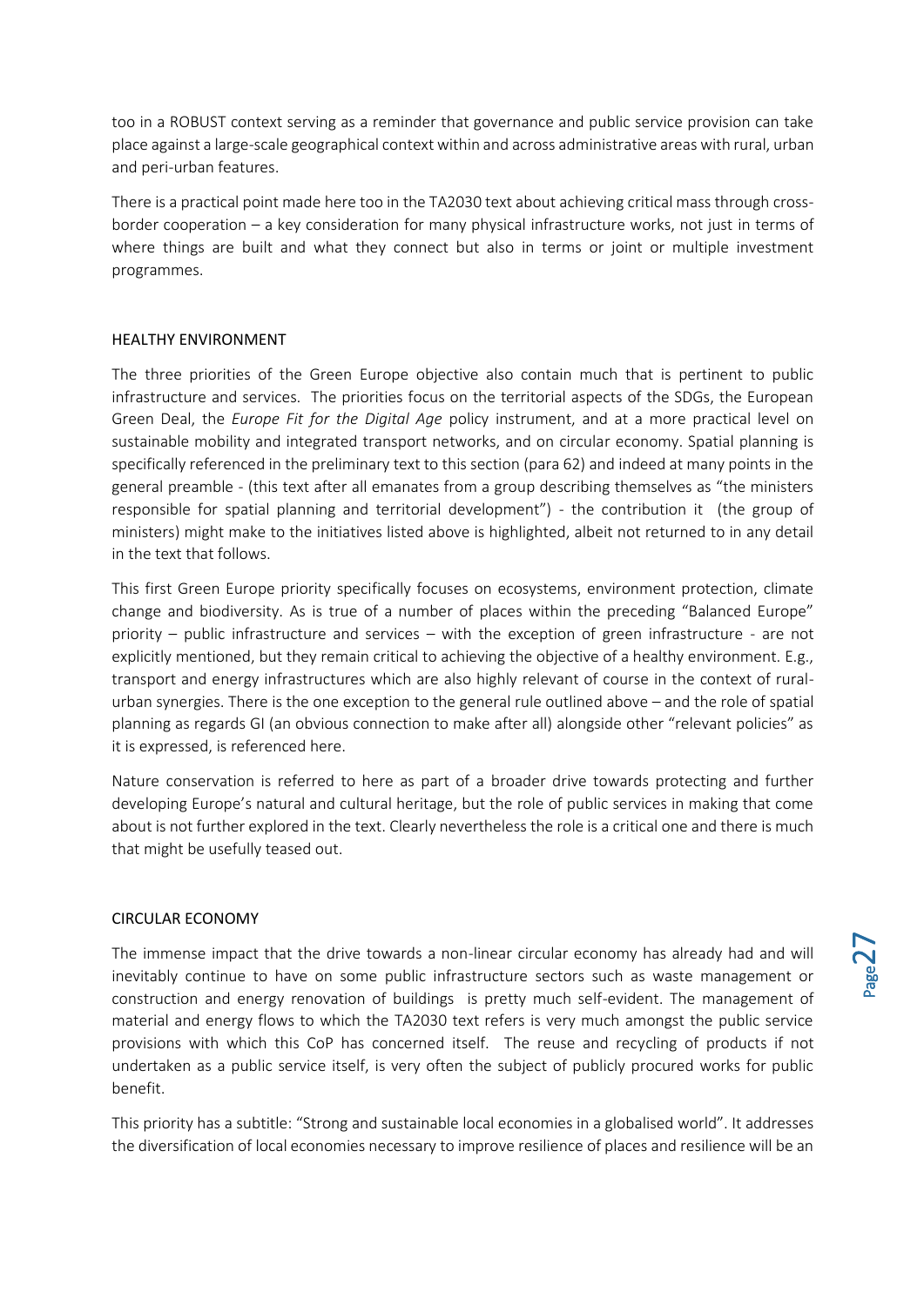too in a ROBUST context serving as a reminder that governance and public service provision can take place against a large-scale geographical context within and across administrative areas with rural, urban and peri-urban features.

There is a practical point made here too in the TA2030 text about achieving critical mass through cross-border cooperation – a key consideration for many physical infrastructure works, not just in terms of where things are built and what they connect but also in terms or joint or multiple investment programmes.

## HEALTHY ENVIRONMENT

The three priorities of the Green Europe objective also contain much that is pertinent to public infrastructure and services. The priorities focus on the territorial aspects of the SDGs, the European Green Deal, the *Europe Fit for the Digital Age* policy instrument, and at a more practical level on sustainable mobility and integrated transport networks, and on circular economy. Spatial planning is specifically referenced in the preliminary text to this section (para 62) and indeed at many points in the general preamble - (this text after all emanates from a group describing themselves as "the ministers responsible for spatial planning and territorial development") - the contribution it (the group of ministers) might make to the initiatives listed above is highlighted, albeit not returned to in any detail in the text that follows.

This first Green Europe priority specifically focuses on ecosystems, environment protection, climate change and biodiversity. As is true of a number of places within the preceding "Balanced Europe" priority – public infrastructure and services – with the exception of green infrastructure - are not explicitly mentioned, but they remain critical to achieving the objective of a healthy environment. E.g., transport and energy infrastructures which are also highly relevant of course in the context of rural-urban synergies. There is the one exception to the general rule outlined above – and the role of spatial planning as regards GI (an obvious connection to make after all) alongside other "relevant policies" as it is expressed, is referenced here.

Nature conservation is referred to here as part of a broader drive towards protecting and further developing Europe's natural and cultural heritage, but the role of public services in making that come about is not further explored in the text. Clearly nevertheless the role is a critical one and there is much that might be usefully teased out.

## CIRCULAR ECONOMY

The immense impact that the drive towards a non-linear circular economy has already had and will inevitably continue to have on some public infrastructure sectors such as waste management or construction and energy renovation of buildings is pretty much self-evident. The management of material and energy flows to which the TA2030 text refers is very much amongst the public service provisions with which this CoP has concerned itself. The reuse and recycling of products if not undertaken as a public service itself, is very often the subject of publicly procured works for public benefit.

This priority has a subtitle: "Strong and sustainable local economies in a globalised world". It addresses the diversification of local economies necessary to improve resilience of places and resilience will be an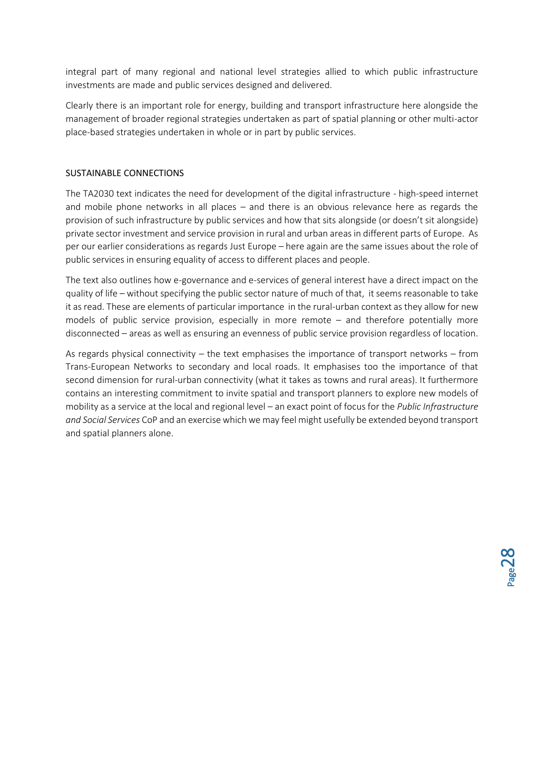integral part of many regional and national level strategies allied to which public infrastructure investments are made and public services designed and delivered.

Clearly there is an important role for energy, building and transport infrastructure here alongside the management of broader regional strategies undertaken as part of spatial planning or other multi-actor place-based strategies undertaken in whole or in part by public services.

## SUSTAINABLE CONNECTIONS

The TA2030 text indicates the need for development of the digital infrastructure - high-speed internet and mobile phone networks in all places – and there is an obvious relevance here as regards the provision of such infrastructure by public services and how that sits alongside (or doesn't sit alongside) private sector investment and service provision in rural and urban areas in different parts of Europe. As per our earlier considerations as regards Just Europe – here again are the same issues about the role of public services in ensuring equality of access to different places and people.

The text also outlines how e-governance and e-services of general interest have a direct impact on the quality of life – without specifying the public sector nature of much of that, it seems reasonable to take it as read. These are elements of particular importance in the rural-urban context as they allow for new models of public service provision, especially in more remote – and therefore potentially more disconnected – areas as well as ensuring an evenness of public service provision regardless of location.

As regards physical connectivity – the text emphasises the importance of transport networks – from Trans-European Networks to secondary and local roads. It emphasises too the importance of that second dimension for rural-urban connectivity (what it takes as towns and rural areas). It furthermore contains an interesting commitment to invite spatial and transport planners to explore new models of mobility as a service at the local and regional level – an exact point of focus for the *Public Infrastructure and Social Services* CoP and an exercise which we may feel might usefully be extended beyond transport and spatial planners alone.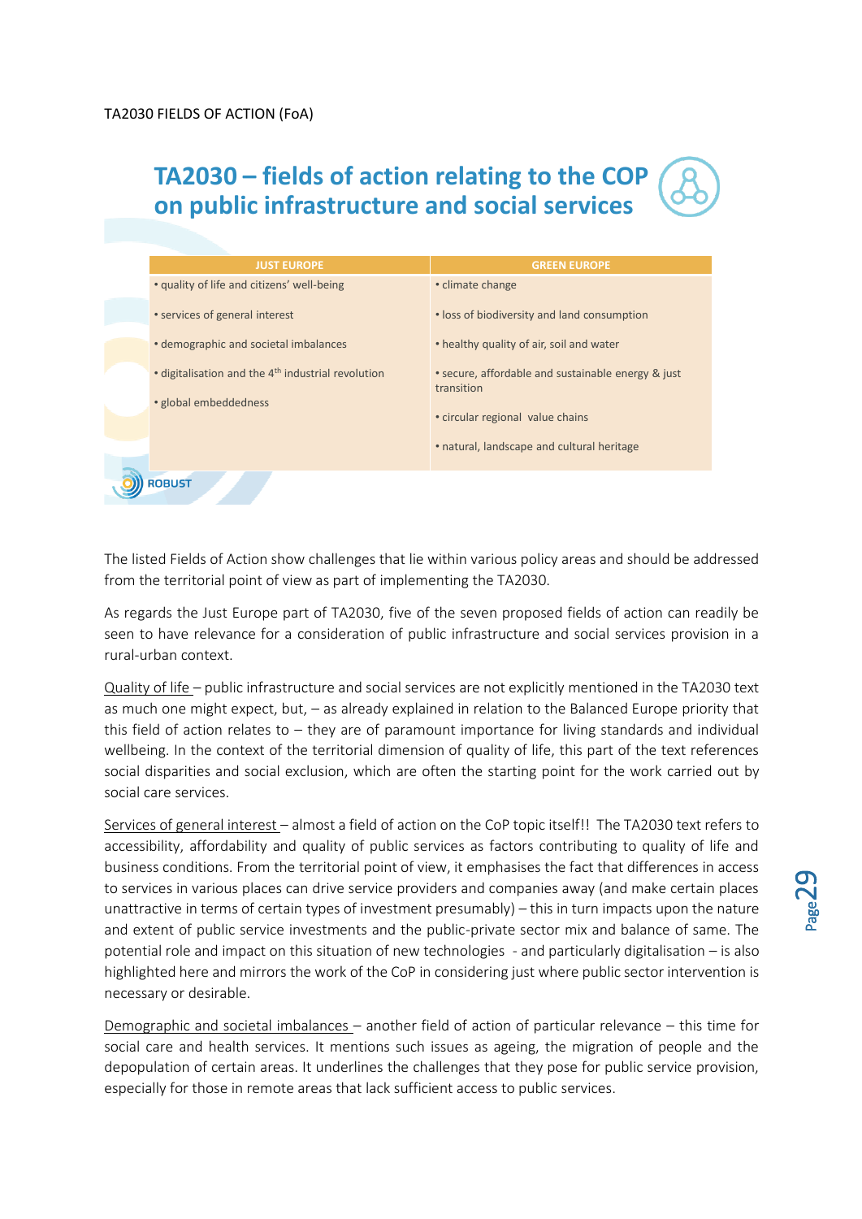TA2030 FIELDS OF ACTION (FoA)

## TA2030 – fields of action relating to the COP on public infrastructure and social services

| JUST EUROPE | GREEN EUROPE |
|---|---|
| • quality of life and citizens' well-being | • climate change |
| • services of general interest | • loss of biodiversity and land consumption |
| • demographic and societal imbalances | • healthy quality of air, soil and water |
| • digitalisation and the 4th industrial revolution | • secure, affordable and sustainable energy & just transition |
| • global embeddedness | • circular regional value chains |
| | • natural, landscape and cultural heritage |

ROBUST

The listed Fields of Action show challenges that lie within various policy areas and should be addressed from the territorial point of view as part of implementing the TA2030.

As regards the Just Europe part of TA2030, five of the seven proposed fields of action can readily be seen to have relevance for a consideration of public infrastructure and social services provision in a rural-urban context.

Quality of life – public infrastructure and social services are not explicitly mentioned in the TA2030 text as much one might expect, but, – as already explained in relation to the Balanced Europe priority that this field of action relates to – they are of paramount importance for living standards and individual wellbeing. In the context of the territorial dimension of quality of life, this part of the text references social disparities and social exclusion, which are often the starting point for the work carried out by social care services.

Services of general interest – almost a field of action on the CoP topic itself!! The TA2030 text refers to accessibility, affordability and quality of public services as factors contributing to quality of life and business conditions. From the territorial point of view, it emphasises the fact that differences in access to services in various places can drive service providers and companies away (and make certain places unattractive in terms of certain types of investment presumably) – this in turn impacts upon the nature and extent of public service investments and the public-private sector mix and balance of same. The potential role and impact on this situation of new technologies - and particularly digitalisation – is also highlighted here and mirrors the work of the CoP in considering just where public sector intervention is necessary or desirable.

Demographic and societal imbalances – another field of action of particular relevance – this time for social care and health services. It mentions such issues as ageing, the migration of people and the depopulation of certain areas. It underlines the challenges that they pose for public service provision, especially for those in remote areas that lack sufficient access to public services.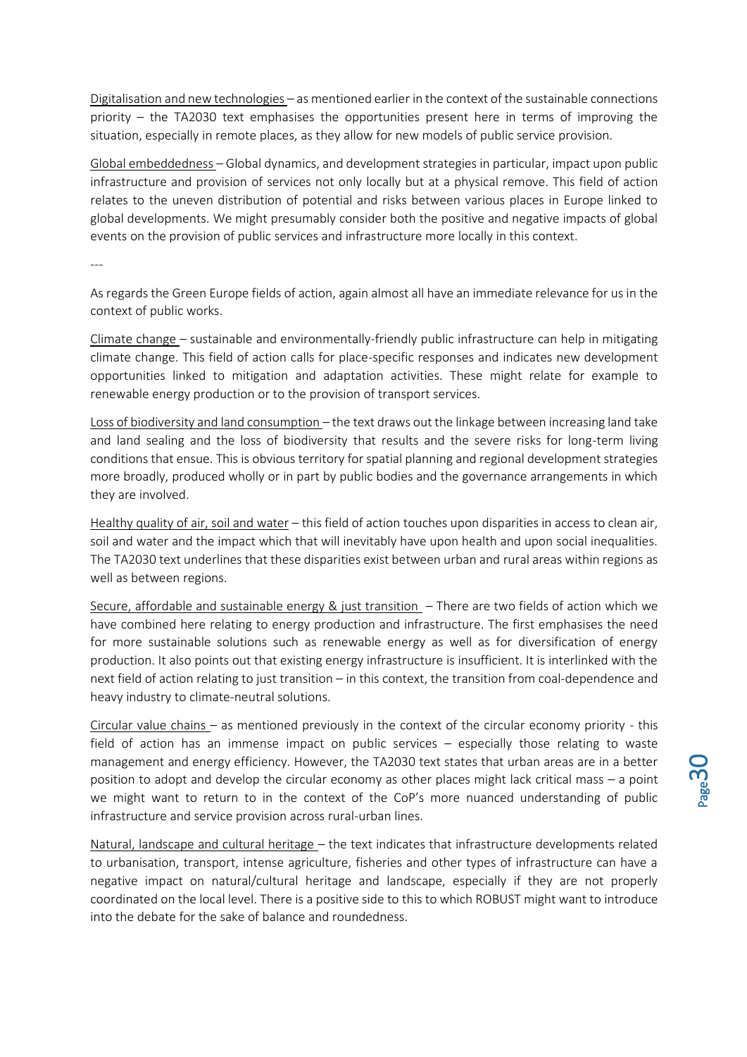<u>Digitalisation and new technologies</u> – as mentioned earlier in the context of the sustainable connections priority – the TA2030 text emphasises the opportunities present here in terms of improving the situation, especially in remote places, as they allow for new models of public service provision.

<u>Global embeddedness</u> – Global dynamics, and development strategies in particular, impact upon public infrastructure and provision of services not only locally but at a physical remove. This field of action relates to the uneven distribution of potential and risks between various places in Europe linked to global developments. We might presumably consider both the positive and negative impacts of global events on the provision of public services and infrastructure more locally in this context.

---

As regards the Green Europe fields of action, again almost all have an immediate relevance for us in the context of public works.

<u>Climate change</u> – sustainable and environmentally-friendly public infrastructure can help in mitigating climate change. This field of action calls for place-specific responses and indicates new development opportunities linked to mitigation and adaptation activities. These might relate for example to renewable energy production or to the provision of transport services.

<u>Loss of biodiversity and land consumption</u> – the text draws out the linkage between increasing land take and land sealing and the loss of biodiversity that results and the severe risks for long-term living conditions that ensue. This is obvious territory for spatial planning and regional development strategies more broadly, produced wholly or in part by public bodies and the governance arrangements in which they are involved.

<u>Healthy quality of air, soil and water</u> – this field of action touches upon disparities in access to clean air, soil and water and the impact which that will inevitably have upon health and upon social inequalities. The TA2030 text underlines that these disparities exist between urban and rural areas within regions as well as between regions.

<u>Secure, affordable and sustainable energy & just transition</u> – There are two fields of action which we have combined here relating to energy production and infrastructure. The first emphasises the need for more sustainable solutions such as renewable energy as well as for diversification of energy production. It also points out that existing energy infrastructure is insufficient. It is interlinked with the next field of action relating to just transition – in this context, the transition from coal-dependence and heavy industry to climate-neutral solutions.

<u>Circular value chains</u> – as mentioned previously in the context of the circular economy priority - this field of action has an immense impact on public services – especially those relating to waste management and energy efficiency. However, the TA2030 text states that urban areas are in a better position to adopt and develop the circular economy as other places might lack critical mass – a point we might want to return to in the context of the CoP's more nuanced understanding of public infrastructure and service provision across rural-urban lines.

<u>Natural, landscape and cultural heritage</u> – the text indicates that infrastructure developments related to urbanisation, transport, intense agriculture, fisheries and other types of infrastructure can have a negative impact on natural/cultural heritage and landscape, especially if they are not properly coordinated on the local level. There is a positive side to this to which ROBUST might want to introduce into the debate for the sake of balance and roundedness.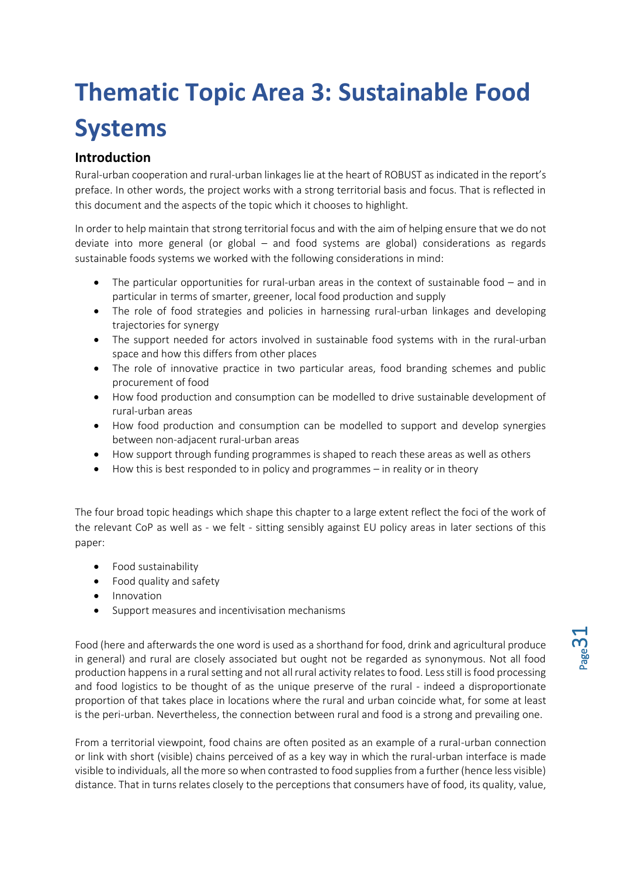# Thematic Topic Area 3: Sustainable Food Systems

## Introduction

Rural-urban cooperation and rural-urban linkages lie at the heart of ROBUST as indicated in the report's preface. In other words, the project works with a strong territorial basis and focus. That is reflected in this document and the aspects of the topic which it chooses to highlight.

In order to help maintain that strong territorial focus and with the aim of helping ensure that we do not deviate into more general (or global – and food systems are global) considerations as regards sustainable foods systems we worked with the following considerations in mind:

- The particular opportunities for rural-urban areas in the context of sustainable food – and in particular in terms of smarter, greener, local food production and supply
- The role of food strategies and policies in harnessing rural-urban linkages and developing trajectories for synergy
- The support needed for actors involved in sustainable food systems with in the rural-urban space and how this differs from other places
- The role of innovative practice in two particular areas, food branding schemes and public procurement of food
- How food production and consumption can be modelled to drive sustainable development of rural-urban areas
- How food production and consumption can be modelled to support and develop synergies between non-adjacent rural-urban areas
- How support through funding programmes is shaped to reach these areas as well as others
- How this is best responded to in policy and programmes – in reality or in theory

The four broad topic headings which shape this chapter to a large extent reflect the foci of the work of the relevant CoP as well as - we felt - sitting sensibly against EU policy areas in later sections of this paper:

- Food sustainability
- Food quality and safety
- Innovation
- Support measures and incentivisation mechanisms

Food (here and afterwards the one word is used as a shorthand for food, drink and agricultural produce in general) and rural are closely associated but ought not be regarded as synonymous. Not all food production happens in a rural setting and not all rural activity relates to food. Less still is food processing and food logistics to be thought of as the unique preserve of the rural - indeed a disproportionate proportion of that takes place in locations where the rural and urban coincide what, for some at least is the peri-urban. Nevertheless, the connection between rural and food is a strong and prevailing one.

From a territorial viewpoint, food chains are often posited as an example of a rural-urban connection or link with short (visible) chains perceived of as a key way in which the rural-urban interface is made visible to individuals, all the more so when contrasted to food supplies from a further (hence less visible) distance. That in turns relates closely to the perceptions that consumers have of food, its quality, value,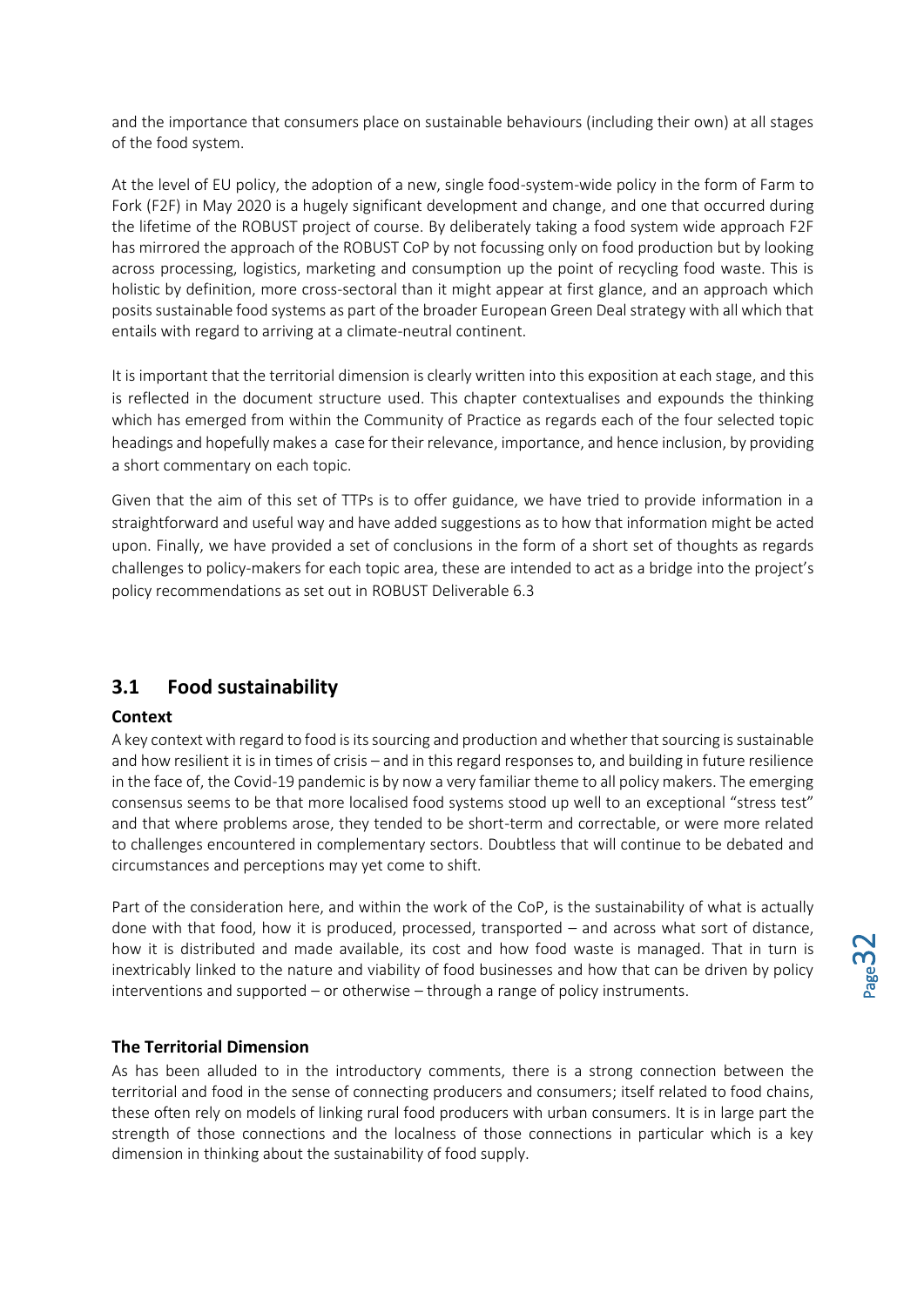and the importance that consumers place on sustainable behaviours (including their own) at all stages of the food system.

At the level of EU policy, the adoption of a new, single food-system-wide policy in the form of Farm to Fork (F2F) in May 2020 is a hugely significant development and change, and one that occurred during the lifetime of the ROBUST project of course. By deliberately taking a food system wide approach F2F has mirrored the approach of the ROBUST CoP by not focussing only on food production but by looking across processing, logistics, marketing and consumption up the point of recycling food waste. This is holistic by definition, more cross-sectoral than it might appear at first glance, and an approach which posits sustainable food systems as part of the broader European Green Deal strategy with all which that entails with regard to arriving at a climate-neutral continent.

It is important that the territorial dimension is clearly written into this exposition at each stage, and this is reflected in the document structure used. This chapter contextualises and expounds the thinking which has emerged from within the Community of Practice as regards each of the four selected topic headings and hopefully makes a case for their relevance, importance, and hence inclusion, by providing a short commentary on each topic.

Given that the aim of this set of TTPs is to offer guidance, we have tried to provide information in a straightforward and useful way and have added suggestions as to how that information might be acted upon. Finally, we have provided a set of conclusions in the form of a short set of thoughts as regards challenges to policy-makers for each topic area, these are intended to act as a bridge into the project's policy recommendations as set out in ROBUST Deliverable 6.3

## 3.1 Food sustainability

**Context**

A key context with regard to food is its sourcing and production and whether that sourcing is sustainable and how resilient it is in times of crisis – and in this regard responses to, and building in future resilience in the face of, the Covid-19 pandemic is by now a very familiar theme to all policy makers. The emerging consensus seems to be that more localised food systems stood up well to an exceptional "stress test" and that where problems arose, they tended to be short-term and correctable, or were more related to challenges encountered in complementary sectors. Doubtless that will continue to be debated and circumstances and perceptions may yet come to shift.

Part of the consideration here, and within the work of the CoP, is the sustainability of what is actually done with that food, how it is produced, processed, transported – and across what sort of distance, how it is distributed and made available, its cost and how food waste is managed. That in turn is inextricably linked to the nature and viability of food businesses and how that can be driven by policy interventions and supported – or otherwise – through a range of policy instruments.

**The Territorial Dimension**

As has been alluded to in the introductory comments, there is a strong connection between the territorial and food in the sense of connecting producers and consumers; itself related to food chains, these often rely on models of linking rural food producers with urban consumers. It is in large part the strength of those connections and the localness of those connections in particular which is a key dimension in thinking about the sustainability of food supply.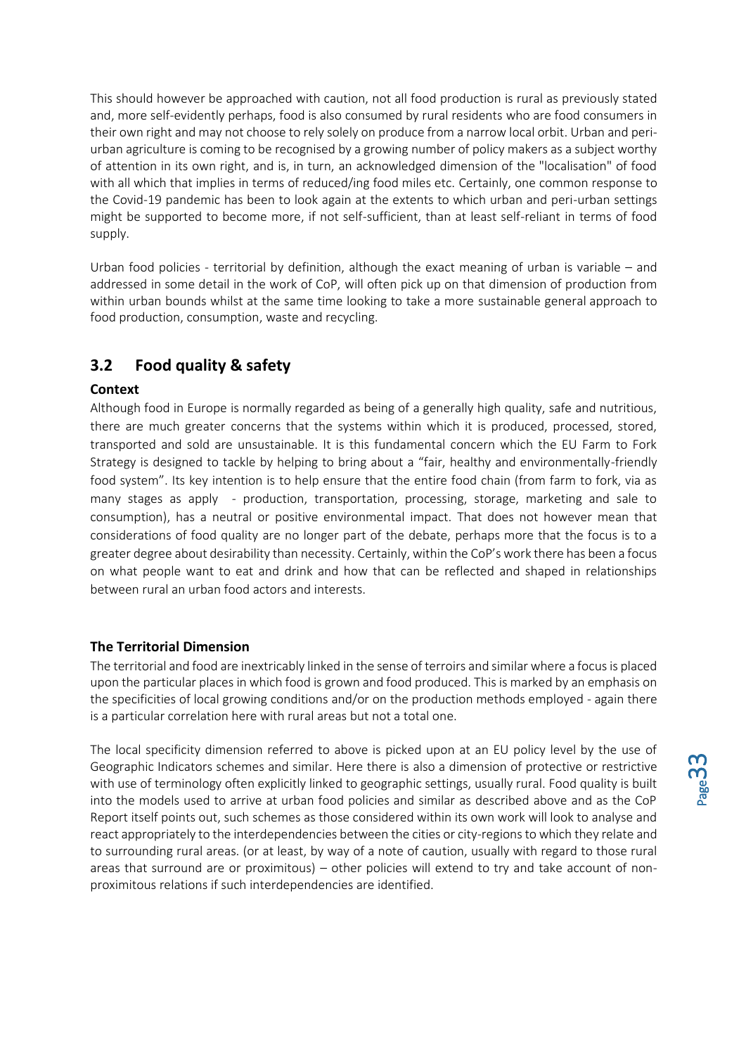This should however be approached with caution, not all food production is rural as previously stated and, more self-evidently perhaps, food is also consumed by rural residents who are food consumers in their own right and may not choose to rely solely on produce from a narrow local orbit. Urban and peri-urban agriculture is coming to be recognised by a growing number of policy makers as a subject worthy of attention in its own right, and is, in turn, an acknowledged dimension of the "localisation" of food with all which that implies in terms of reduced/ing food miles etc. Certainly, one common response to the Covid-19 pandemic has been to look again at the extents to which urban and peri-urban settings might be supported to become more, if not self-sufficient, than at least self-reliant in terms of food supply.

Urban food policies - territorial by definition, although the exact meaning of urban is variable – and addressed in some detail in the work of CoP, will often pick up on that dimension of production from within urban bounds whilst at the same time looking to take a more sustainable general approach to food production, consumption, waste and recycling.

## 3.2 Food quality & safety

**Context**

Although food in Europe is normally regarded as being of a generally high quality, safe and nutritious, there are much greater concerns that the systems within which it is produced, processed, stored, transported and sold are unsustainable. It is this fundamental concern which the EU Farm to Fork Strategy is designed to tackle by helping to bring about a "fair, healthy and environmentally-friendly food system". Its key intention is to help ensure that the entire food chain (from farm to fork, via as many stages as apply - production, transportation, processing, storage, marketing and sale to consumption), has a neutral or positive environmental impact. That does not however mean that considerations of food quality are no longer part of the debate, perhaps more that the focus is to a greater degree about desirability than necessity. Certainly, within the CoP's work there has been a focus on what people want to eat and drink and how that can be reflected and shaped in relationships between rural an urban food actors and interests.

**The Territorial Dimension**

The territorial and food are inextricably linked in the sense of terroirs and similar where a focus is placed upon the particular places in which food is grown and food produced. This is marked by an emphasis on the specificities of local growing conditions and/or on the production methods employed - again there is a particular correlation here with rural areas but not a total one.

The local specificity dimension referred to above is picked upon at an EU policy level by the use of Geographic Indicators schemes and similar. Here there is also a dimension of protective or restrictive with use of terminology often explicitly linked to geographic settings, usually rural. Food quality is built into the models used to arrive at urban food policies and similar as described above and as the CoP Report itself points out, such schemes as those considered within its own work will look to analyse and react appropriately to the interdependencies between the cities or city-regions to which they relate and to surrounding rural areas. (or at least, by way of a note of caution, usually with regard to those rural areas that surround are or proximitous) – other policies will extend to try and take account of non-proximitous relations if such interdependencies are identified.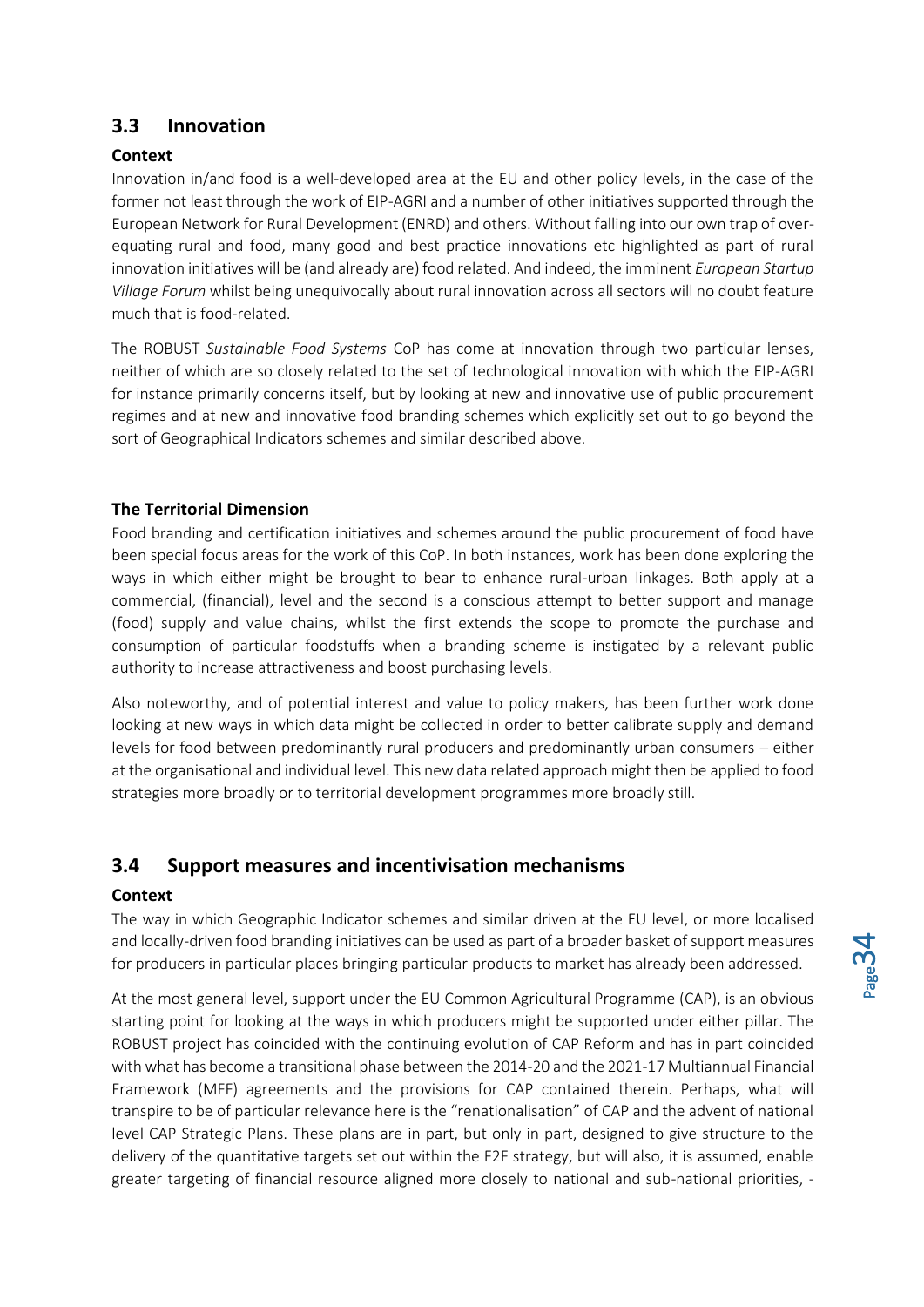## 3.3 Innovation

### Context

Innovation in/and food is a well-developed area at the EU and other policy levels, in the case of the former not least through the work of EIP-AGRI and a number of other initiatives supported through the European Network for Rural Development (ENRD) and others. Without falling into our own trap of over-equating rural and food, many good and best practice innovations etc highlighted as part of rural innovation initiatives will be (and already are) food related. And indeed, the imminent *European Startup Village Forum* whilst being unequivocally about rural innovation across all sectors will no doubt feature much that is food-related.

The ROBUST *Sustainable Food Systems* CoP has come at innovation through two particular lenses, neither of which are so closely related to the set of technological innovation with which the EIP-AGRI for instance primarily concerns itself, but by looking at new and innovative use of public procurement regimes and at new and innovative food branding schemes which explicitly set out to go beyond the sort of Geographical Indicators schemes and similar described above.

### The Territorial Dimension

Food branding and certification initiatives and schemes around the public procurement of food have been special focus areas for the work of this CoP. In both instances, work has been done exploring the ways in which either might be brought to bear to enhance rural-urban linkages. Both apply at a commercial, (financial), level and the second is a conscious attempt to better support and manage (food) supply and value chains, whilst the first extends the scope to promote the purchase and consumption of particular foodstuffs when a branding scheme is instigated by a relevant public authority to increase attractiveness and boost purchasing levels.

Also noteworthy, and of potential interest and value to policy makers, has been further work done looking at new ways in which data might be collected in order to better calibrate supply and demand levels for food between predominantly rural producers and predominantly urban consumers – either at the organisational and individual level. This new data related approach might then be applied to food strategies more broadly or to territorial development programmes more broadly still.

## 3.4 Support measures and incentivisation mechanisms

### Context

The way in which Geographic Indicator schemes and similar driven at the EU level, or more localised and locally-driven food branding initiatives can be used as part of a broader basket of support measures for producers in particular places bringing particular products to market has already been addressed.

At the most general level, support under the EU Common Agricultural Programme (CAP), is an obvious starting point for looking at the ways in which producers might be supported under either pillar. The ROBUST project has coincided with the continuing evolution of CAP Reform and has in part coincided with what has become a transitional phase between the 2014-20 and the 2021-17 Multiannual Financial Framework (MFF) agreements and the provisions for CAP contained therein. Perhaps, what will transpire to be of particular relevance here is the "renationalisation" of CAP and the advent of national level CAP Strategic Plans. These plans are in part, but only in part, designed to give structure to the delivery of the quantitative targets set out within the F2F strategy, but will also, it is assumed, enable greater targeting of financial resource aligned more closely to national and sub-national priorities, -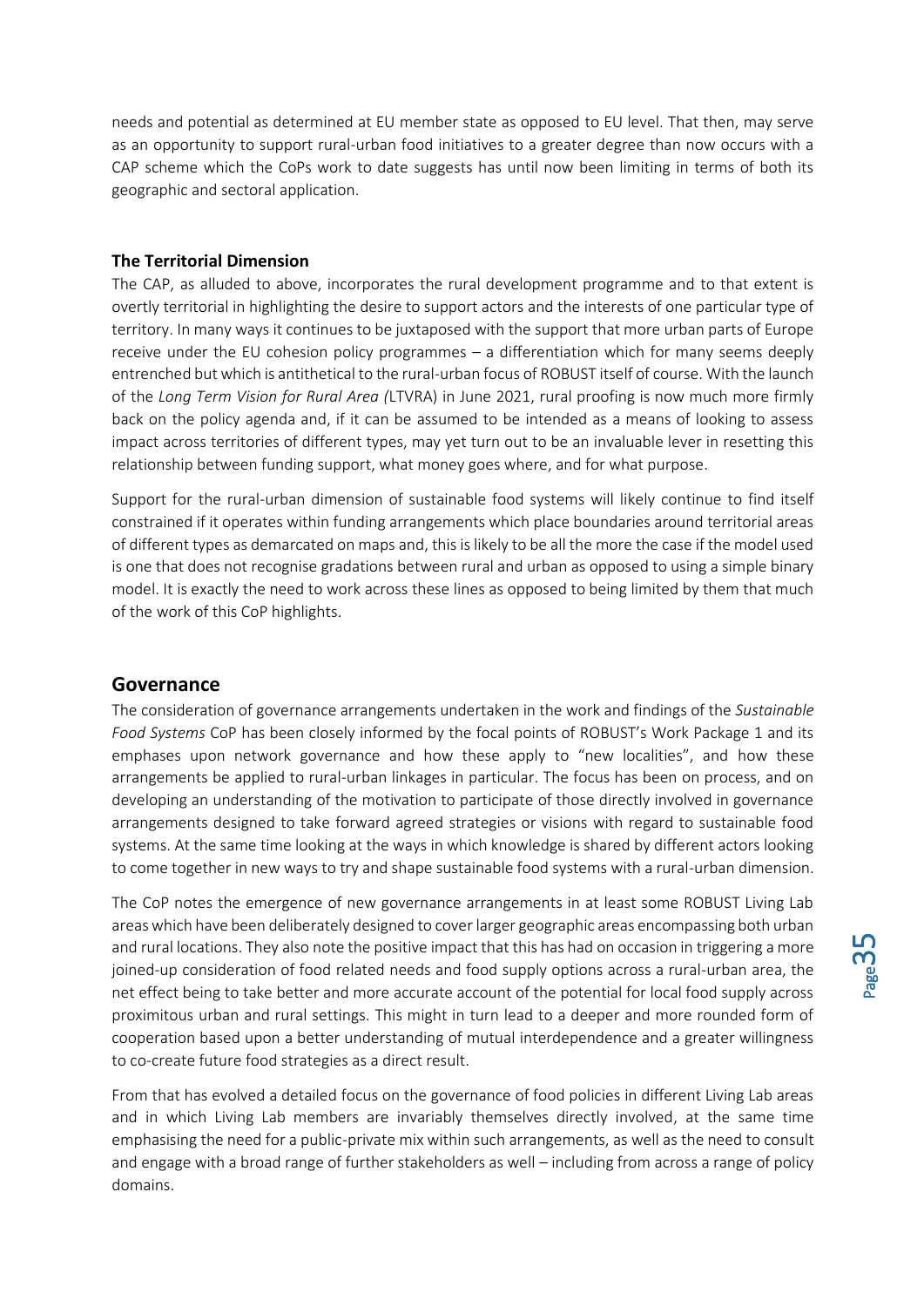needs and potential as determined at EU member state as opposed to EU level. That then, may serve as an opportunity to support rural-urban food initiatives to a greater degree than now occurs with a CAP scheme which the CoPs work to date suggests has until now been limiting in terms of both its geographic and sectoral application.

### The Territorial Dimension

The CAP, as alluded to above, incorporates the rural development programme and to that extent is overtly territorial in highlighting the desire to support actors and the interests of one particular type of territory. In many ways it continues to be juxtaposed with the support that more urban parts of Europe receive under the EU cohesion policy programmes – a differentiation which for many seems deeply entrenched but which is antithetical to the rural-urban focus of ROBUST itself of course. With the launch of the *Long Term Vision for Rural Area (*LTVRA) in June 2021, rural proofing is now much more firmly back on the policy agenda and, if it can be assumed to be intended as a means of looking to assess impact across territories of different types, may yet turn out to be an invaluable lever in resetting this relationship between funding support, what money goes where, and for what purpose.

Support for the rural-urban dimension of sustainable food systems will likely continue to find itself constrained if it operates within funding arrangements which place boundaries around territorial areas of different types as demarcated on maps and, this is likely to be all the more the case if the model used is one that does not recognise gradations between rural and urban as opposed to using a simple binary model. It is exactly the need to work across these lines as opposed to being limited by them that much of the work of this CoP highlights.

## Governance

The consideration of governance arrangements undertaken in the work and findings of the *Sustainable Food Systems* CoP has been closely informed by the focal points of ROBUST's Work Package 1 and its emphases upon network governance and how these apply to "new localities", and how these arrangements be applied to rural-urban linkages in particular. The focus has been on process, and on developing an understanding of the motivation to participate of those directly involved in governance arrangements designed to take forward agreed strategies or visions with regard to sustainable food systems. At the same time looking at the ways in which knowledge is shared by different actors looking to come together in new ways to try and shape sustainable food systems with a rural-urban dimension.

The CoP notes the emergence of new governance arrangements in at least some ROBUST Living Lab areas which have been deliberately designed to cover larger geographic areas encompassing both urban and rural locations. They also note the positive impact that this has had on occasion in triggering a more joined-up consideration of food related needs and food supply options across a rural-urban area, the net effect being to take better and more accurate account of the potential for local food supply across proximitous urban and rural settings. This might in turn lead to a deeper and more rounded form of cooperation based upon a better understanding of mutual interdependence and a greater willingness to co-create future food strategies as a direct result.

From that has evolved a detailed focus on the governance of food policies in different Living Lab areas and in which Living Lab members are invariably themselves directly involved, at the same time emphasising the need for a public-private mix within such arrangements, as well as the need to consult and engage with a broad range of further stakeholders as well – including from across a range of policy domains.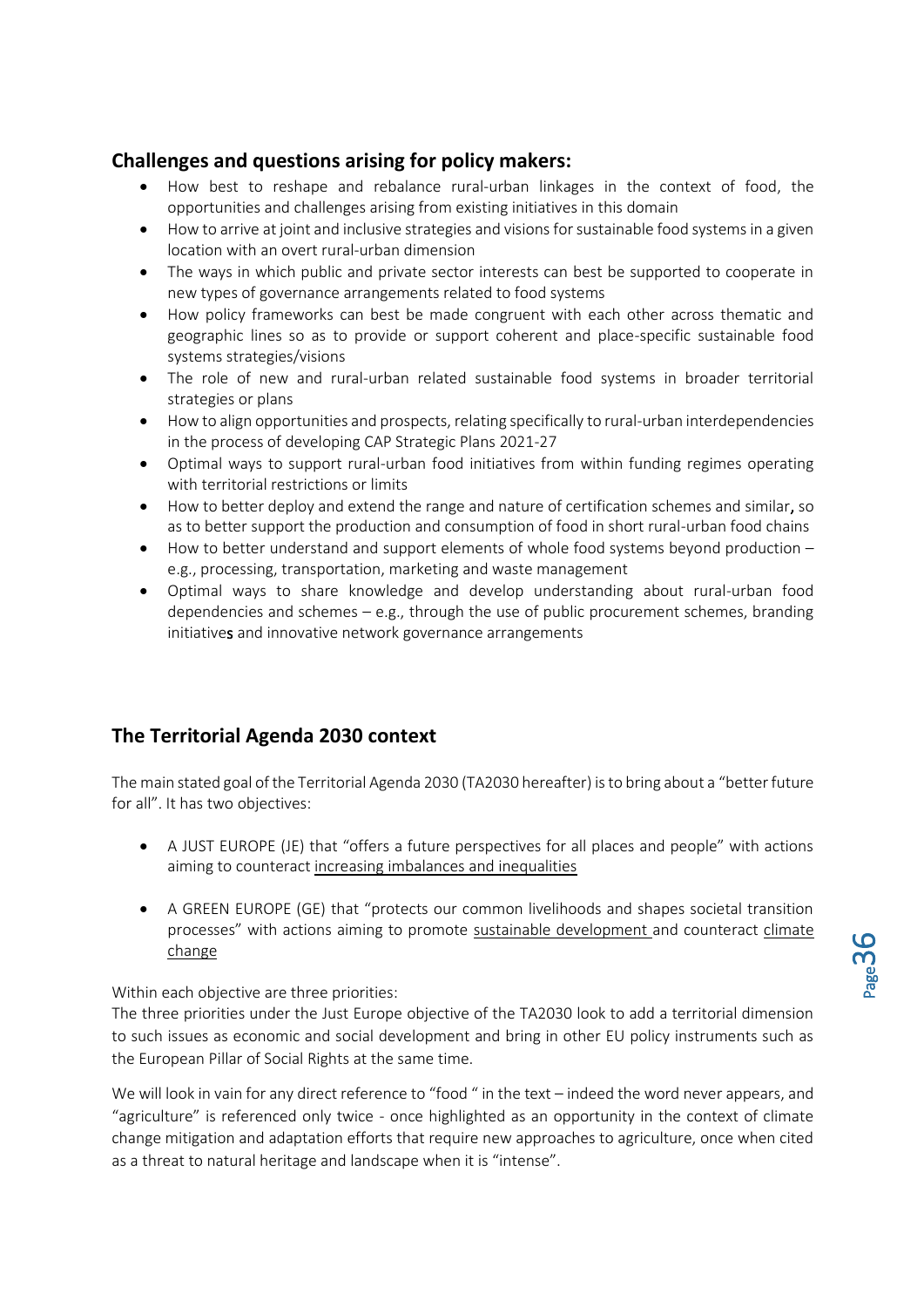## Challenges and questions arising for policy makers:

- How best to reshape and rebalance rural-urban linkages in the context of food, the opportunities and challenges arising from existing initiatives in this domain
- How to arrive at joint and inclusive strategies and visions for sustainable food systems in a given location with an overt rural-urban dimension
- The ways in which public and private sector interests can best be supported to cooperate in new types of governance arrangements related to food systems
- How policy frameworks can best be made congruent with each other across thematic and geographic lines so as to provide or support coherent and place-specific sustainable food systems strategies/visions
- The role of new and rural-urban related sustainable food systems in broader territorial strategies or plans
- How to align opportunities and prospects, relating specifically to rural-urban interdependencies in the process of developing CAP Strategic Plans 2021-27
- Optimal ways to support rural-urban food initiatives from within funding regimes operating with territorial restrictions or limits
- How to better deploy and extend the range and nature of certification schemes and similar**,** so as to better support the production and consumption of food in short rural-urban food chains
- How to better understand and support elements of whole food systems beyond production – e.g., processing, transportation, marketing and waste management
- Optimal ways to share knowledge and develop understanding about rural-urban food dependencies and schemes – e.g., through the use of public procurement schemes, branding initiative**s** and innovative network governance arrangements

## The Territorial Agenda 2030 context

The main stated goal of the Territorial Agenda 2030 (TA2030 hereafter) is to bring about a "better future for all". It has two objectives:

- A JUST EUROPE (JE) that "offers a future perspectives for all places and people" with actions aiming to counteract increasing imbalances and inequalities
- A GREEN EUROPE (GE) that "protects our common livelihoods and shapes societal transition processes" with actions aiming to promote sustainable development and counteract climate change

Within each objective are three priorities:
The three priorities under the Just Europe objective of the TA2030 look to add a territorial dimension to such issues as economic and social development and bring in other EU policy instruments such as the European Pillar of Social Rights at the same time.

We will look in vain for any direct reference to "food " in the text – indeed the word never appears, and "agriculture" is referenced only twice - once highlighted as an opportunity in the context of climate change mitigation and adaptation efforts that require new approaches to agriculture, once when cited as a threat to natural heritage and landscape when it is "intense".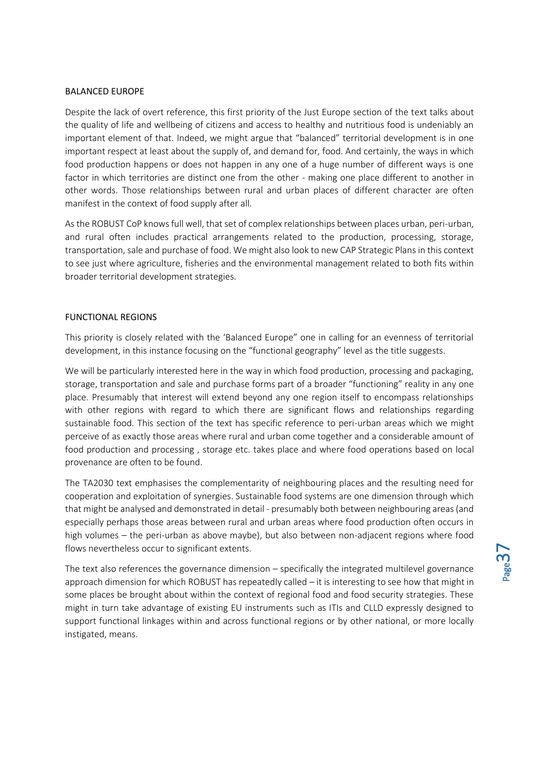## BALANCED EUROPE

Despite the lack of overt reference, this first priority of the Just Europe section of the text talks about the quality of life and wellbeing of citizens and access to healthy and nutritious food is undeniably an important element of that. Indeed, we might argue that "balanced" territorial development is in one important respect at least about the supply of, and demand for, food. And certainly, the ways in which food production happens or does not happen in any one of a huge number of different ways is one factor in which territories are distinct one from the other - making one place different to another in other words. Those relationships between rural and urban places of different character are often manifest in the context of food supply after all.

As the ROBUST CoP knows full well, that set of complex relationships between places urban, peri-urban, and rural often includes practical arrangements related to the production, processing, storage, transportation, sale and purchase of food. We might also look to new CAP Strategic Plans in this context to see just where agriculture, fisheries and the environmental management related to both fits within broader territorial development strategies.

## FUNCTIONAL REGIONS

This priority is closely related with the 'Balanced Europe" one in calling for an evenness of territorial development, in this instance focusing on the "functional geography" level as the title suggests.

We will be particularly interested here in the way in which food production, processing and packaging, storage, transportation and sale and purchase forms part of a broader "functioning" reality in any one place. Presumably that interest will extend beyond any one region itself to encompass relationships with other regions with regard to which there are significant flows and relationships regarding sustainable food. This section of the text has specific reference to peri-urban areas which we might perceive of as exactly those areas where rural and urban come together and a considerable amount of food production and processing , storage etc. takes place and where food operations based on local provenance are often to be found.

The TA2030 text emphasises the complementarity of neighbouring places and the resulting need for cooperation and exploitation of synergies. Sustainable food systems are one dimension through which that might be analysed and demonstrated in detail - presumably both between neighbouring areas (and especially perhaps those areas between rural and urban areas where food production often occurs in high volumes – the peri-urban as above maybe), but also between non-adjacent regions where food flows nevertheless occur to significant extents.

The text also references the governance dimension – specifically the integrated multilevel governance approach dimension for which ROBUST has repeatedly called – it is interesting to see how that might in some places be brought about within the context of regional food and food security strategies. These might in turn take advantage of existing EU instruments such as ITIs and CLLD expressly designed to support functional linkages within and across functional regions or by other national, or more locally instigated, means.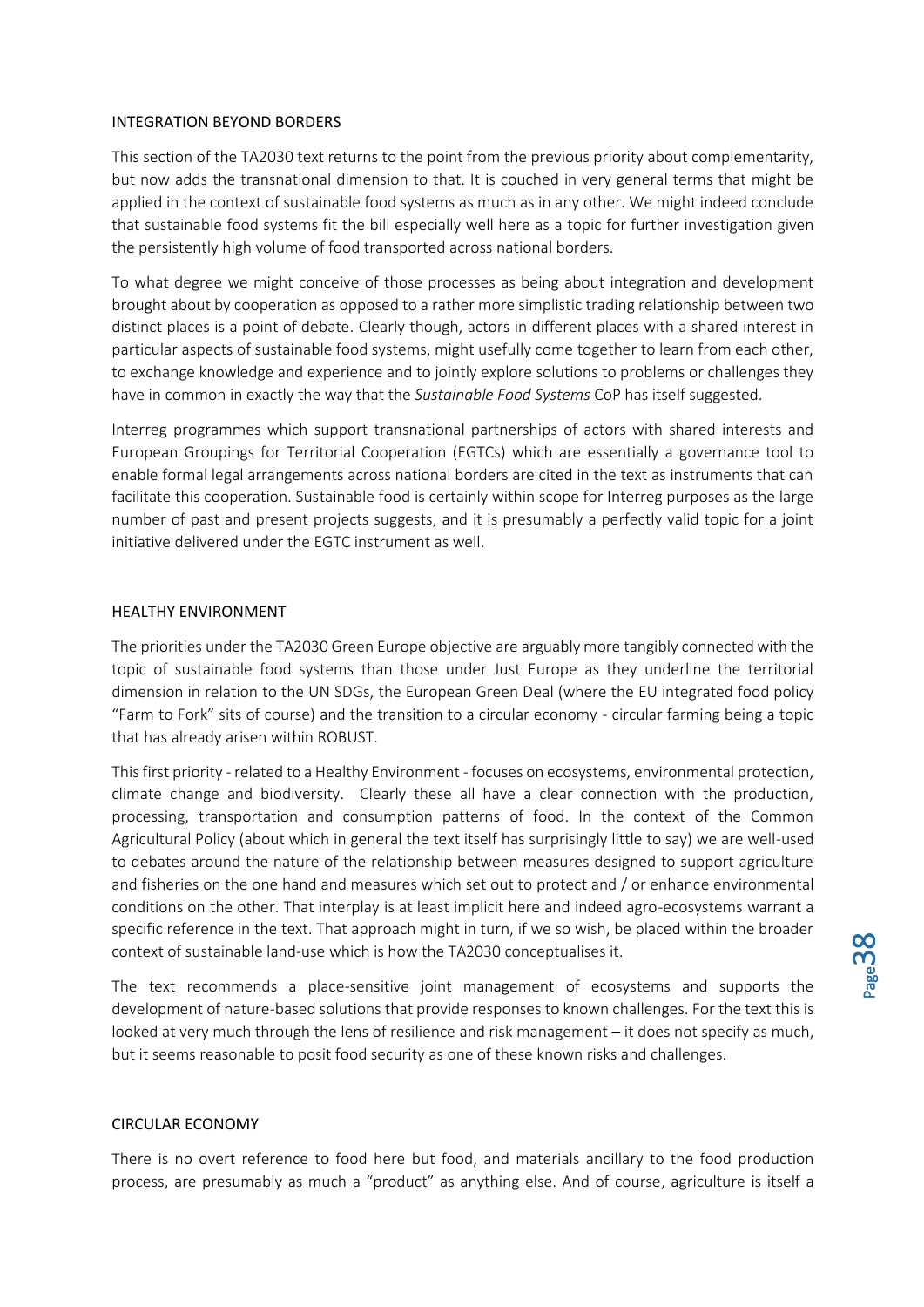## INTEGRATION BEYOND BORDERS

This section of the TA2030 text returns to the point from the previous priority about complementarity, but now adds the transnational dimension to that. It is couched in very general terms that might be applied in the context of sustainable food systems as much as in any other. We might indeed conclude that sustainable food systems fit the bill especially well here as a topic for further investigation given the persistently high volume of food transported across national borders.

To what degree we might conceive of those processes as being about integration and development brought about by cooperation as opposed to a rather more simplistic trading relationship between two distinct places is a point of debate. Clearly though, actors in different places with a shared interest in particular aspects of sustainable food systems, might usefully come together to learn from each other, to exchange knowledge and experience and to jointly explore solutions to problems or challenges they have in common in exactly the way that the *Sustainable Food Systems* CoP has itself suggested.

Interreg programmes which support transnational partnerships of actors with shared interests and European Groupings for Territorial Cooperation (EGTCs) which are essentially a governance tool to enable formal legal arrangements across national borders are cited in the text as instruments that can facilitate this cooperation. Sustainable food is certainly within scope for Interreg purposes as the large number of past and present projects suggests, and it is presumably a perfectly valid topic for a joint initiative delivered under the EGTC instrument as well.

## HEALTHY ENVIRONMENT

The priorities under the TA2030 Green Europe objective are arguably more tangibly connected with the topic of sustainable food systems than those under Just Europe as they underline the territorial dimension in relation to the UN SDGs, the European Green Deal (where the EU integrated food policy "Farm to Fork" sits of course) and the transition to a circular economy - circular farming being a topic that has already arisen within ROBUST.

This first priority - related to a Healthy Environment - focuses on ecosystems, environmental protection, climate change and biodiversity. Clearly these all have a clear connection with the production, processing, transportation and consumption patterns of food. In the context of the Common Agricultural Policy (about which in general the text itself has surprisingly little to say) we are well-used to debates around the nature of the relationship between measures designed to support agriculture and fisheries on the one hand and measures which set out to protect and / or enhance environmental conditions on the other. That interplay is at least implicit here and indeed agro-ecosystems warrant a specific reference in the text. That approach might in turn, if we so wish, be placed within the broader context of sustainable land-use which is how the TA2030 conceptualises it.

The text recommends a place-sensitive joint management of ecosystems and supports the development of nature-based solutions that provide responses to known challenges. For the text this is looked at very much through the lens of resilience and risk management – it does not specify as much, but it seems reasonable to posit food security as one of these known risks and challenges.

## CIRCULAR ECONOMY

There is no overt reference to food here but food, and materials ancillary to the food production process, are presumably as much a "product" as anything else. And of course, agriculture is itself a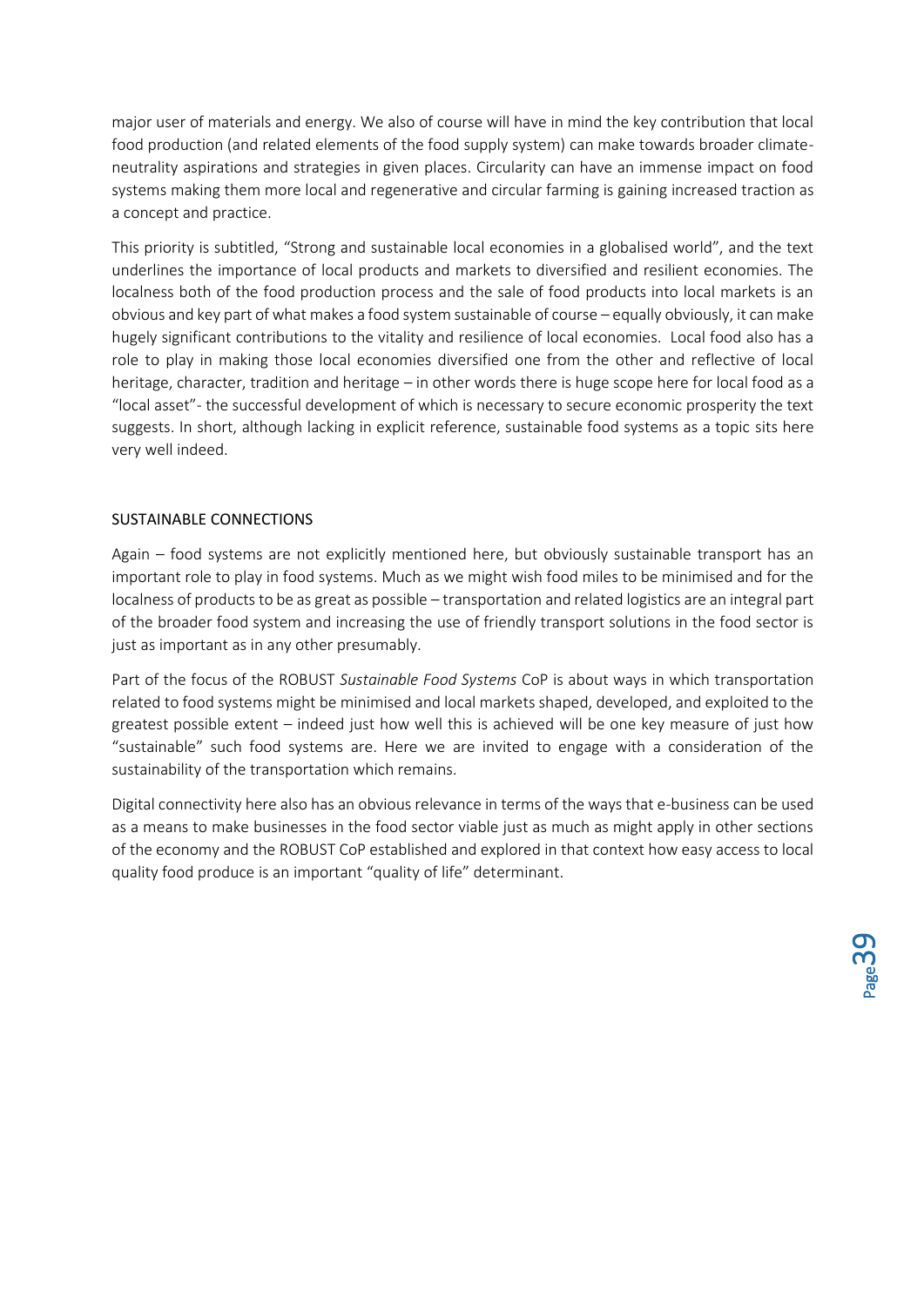major user of materials and energy. We also of course will have in mind the key contribution that local food production (and related elements of the food supply system) can make towards broader climate-neutrality aspirations and strategies in given places. Circularity can have an immense impact on food systems making them more local and regenerative and circular farming is gaining increased traction as a concept and practice.

This priority is subtitled, "Strong and sustainable local economies in a globalised world", and the text underlines the importance of local products and markets to diversified and resilient economies. The localness both of the food production process and the sale of food products into local markets is an obvious and key part of what makes a food system sustainable of course – equally obviously, it can make hugely significant contributions to the vitality and resilience of local economies. Local food also has a role to play in making those local economies diversified one from the other and reflective of local heritage, character, tradition and heritage – in other words there is huge scope here for local food as a "local asset"- the successful development of which is necessary to secure economic prosperity the text suggests. In short, although lacking in explicit reference, sustainable food systems as a topic sits here very well indeed.

## SUSTAINABLE CONNECTIONS

Again – food systems are not explicitly mentioned here, but obviously sustainable transport has an important role to play in food systems. Much as we might wish food miles to be minimised and for the localness of products to be as great as possible – transportation and related logistics are an integral part of the broader food system and increasing the use of friendly transport solutions in the food sector is just as important as in any other presumably.

Part of the focus of the ROBUST *Sustainable Food Systems* CoP is about ways in which transportation related to food systems might be minimised and local markets shaped, developed, and exploited to the greatest possible extent – indeed just how well this is achieved will be one key measure of just how "sustainable" such food systems are. Here we are invited to engage with a consideration of the sustainability of the transportation which remains.

Digital connectivity here also has an obvious relevance in terms of the ways that e-business can be used as a means to make businesses in the food sector viable just as much as might apply in other sections of the economy and the ROBUST CoP established and explored in that context how easy access to local quality food produce is an important "quality of life" determinant.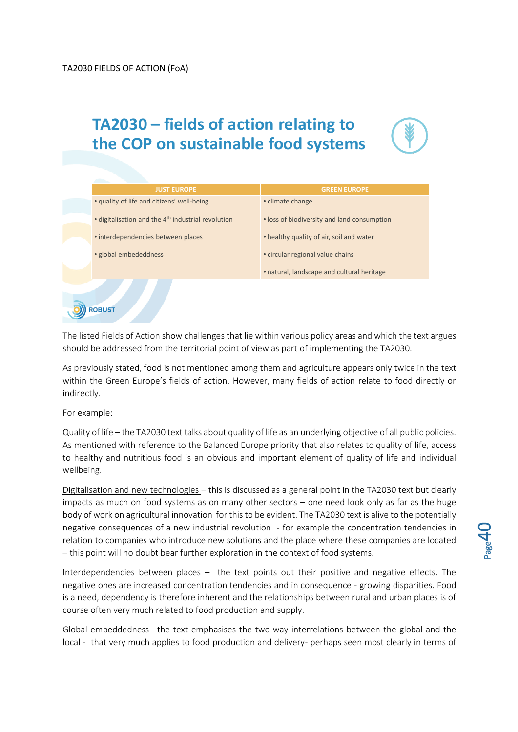TA2030 FIELDS OF ACTION (FoA)

## TA2030 – fields of action relating to the COP on sustainable food systems

| JUST EUROPE | GREEN EUROPE |
|---|---|
| • quality of life and citizens' well-being | • climate change |
| • digitalisation and the 4th industrial revolution | • loss of biodiversity and land consumption |
| • interdependencies between places | • healthy quality of air, soil and water |
| • global embededdness | • circular regional value chains |
| | • natural, landscape and cultural heritage |

ROBUST

The listed Fields of Action show challenges that lie within various policy areas and which the text argues should be addressed from the territorial point of view as part of implementing the TA2030.

As previously stated, food is not mentioned among them and agriculture appears only twice in the text within the Green Europe's fields of action. However, many fields of action relate to food directly or indirectly.

For example:

Quality of life – the TA2030 text talks about quality of life as an underlying objective of all public policies. As mentioned with reference to the Balanced Europe priority that also relates to quality of life, access to healthy and nutritious food is an obvious and important element of quality of life and individual wellbeing.

Digitalisation and new technologies – this is discussed as a general point in the TA2030 text but clearly impacts as much on food systems as on many other sectors – one need look only as far as the huge body of work on agricultural innovation for this to be evident. The TA2030 text is alive to the potentially negative consequences of a new industrial revolution - for example the concentration tendencies in relation to companies who introduce new solutions and the place where these companies are located – this point will no doubt bear further exploration in the context of food systems.

Interdependencies between places – the text points out their positive and negative effects. The negative ones are increased concentration tendencies and in consequence - growing disparities. Food is a need, dependency is therefore inherent and the relationships between rural and urban places is of course often very much related to food production and supply.

Global embeddedness –the text emphasises the two-way interrelations between the global and the local - that very much applies to food production and delivery- perhaps seen most clearly in terms of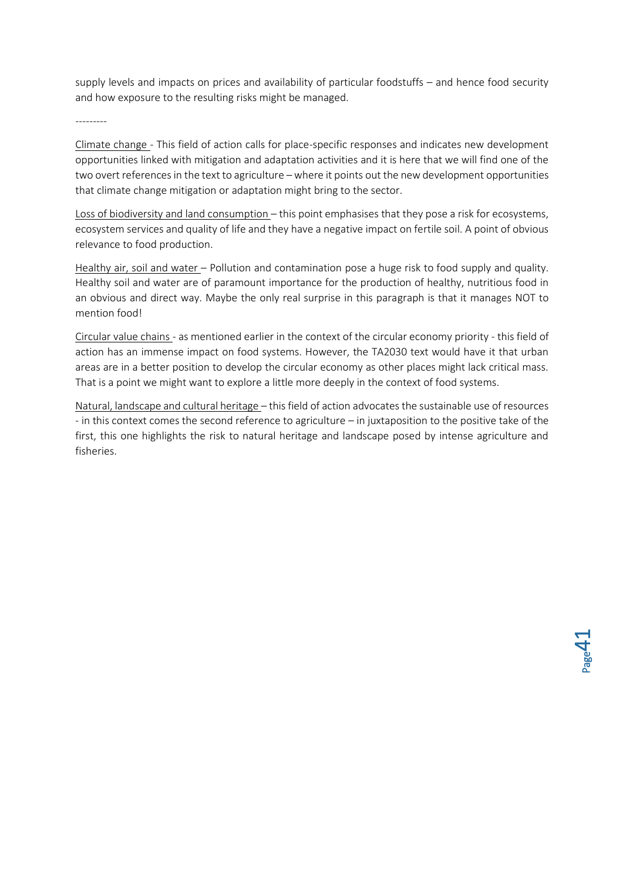supply levels and impacts on prices and availability of particular foodstuffs – and hence food security and how exposure to the resulting risks might be managed.

---------

<u>Climate change</u> - This field of action calls for place-specific responses and indicates new development opportunities linked with mitigation and adaptation activities and it is here that we will find one of the two overt references in the text to agriculture – where it points out the new development opportunities that climate change mitigation or adaptation might bring to the sector.

<u>Loss of biodiversity and land consumption</u> – this point emphasises that they pose a risk for ecosystems, ecosystem services and quality of life and they have a negative impact on fertile soil. A point of obvious relevance to food production.

<u>Healthy air, soil and water</u> – Pollution and contamination pose a huge risk to food supply and quality. Healthy soil and water are of paramount importance for the production of healthy, nutritious food in an obvious and direct way. Maybe the only real surprise in this paragraph is that it manages NOT to mention food!

<u>Circular value chains</u> - as mentioned earlier in the context of the circular economy priority - this field of action has an immense impact on food systems. However, the TA2030 text would have it that urban areas are in a better position to develop the circular economy as other places might lack critical mass. That is a point we might want to explore a little more deeply in the context of food systems.

<u>Natural, landscape and cultural heritage</u> – this field of action advocates the sustainable use of resources - in this context comes the second reference to agriculture – in juxtaposition to the positive take of the first, this one highlights the risk to natural heritage and landscape posed by intense agriculture and fisheries.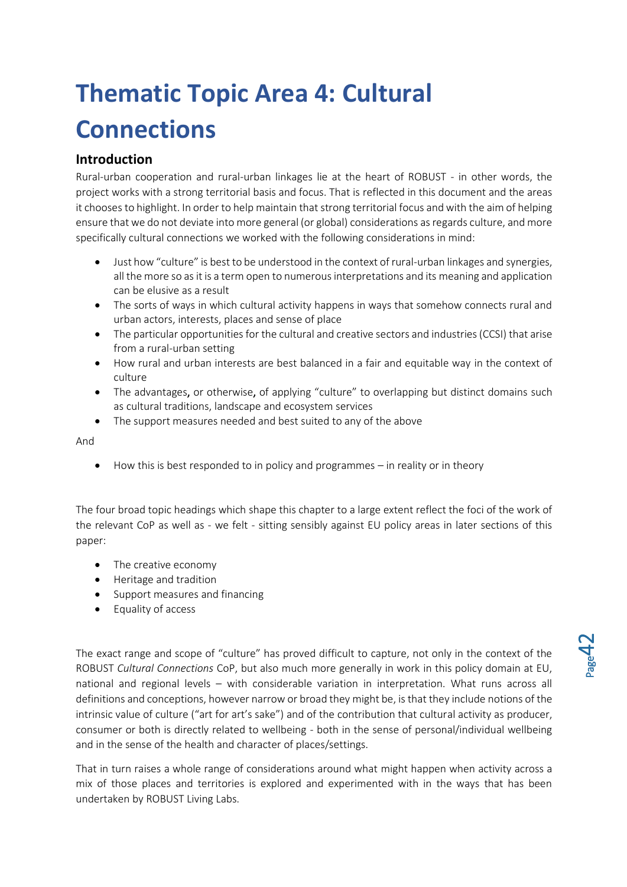# Thematic Topic Area 4: Cultural Connections

## Introduction

Rural-urban cooperation and rural-urban linkages lie at the heart of ROBUST - in other words, the project works with a strong territorial basis and focus. That is reflected in this document and the areas it chooses to highlight. In order to help maintain that strong territorial focus and with the aim of helping ensure that we do not deviate into more general (or global) considerations as regards culture, and more specifically cultural connections we worked with the following considerations in mind:

- Just how "culture" is best to be understood in the context of rural-urban linkages and synergies, all the more so as it is a term open to numerous interpretations and its meaning and application can be elusive as a result
- The sorts of ways in which cultural activity happens in ways that somehow connects rural and urban actors, interests, places and sense of place
- The particular opportunities for the cultural and creative sectors and industries (CCSI) that arise from a rural-urban setting
- How rural and urban interests are best balanced in a fair and equitable way in the context of culture
- The advantages, or otherwise, of applying "culture" to overlapping but distinct domains such as cultural traditions, landscape and ecosystem services
- The support measures needed and best suited to any of the above

And

- How this is best responded to in policy and programmes – in reality or in theory

The four broad topic headings which shape this chapter to a large extent reflect the foci of the work of the relevant CoP as well as - we felt - sitting sensibly against EU policy areas in later sections of this paper:

- The creative economy
- Heritage and tradition
- Support measures and financing
- Equality of access

The exact range and scope of "culture" has proved difficult to capture, not only in the context of the ROBUST *Cultural Connections* CoP, but also much more generally in work in this policy domain at EU, national and regional levels – with considerable variation in interpretation. What runs across all definitions and conceptions, however narrow or broad they might be, is that they include notions of the intrinsic value of culture ("art for art's sake") and of the contribution that cultural activity as producer, consumer or both is directly related to wellbeing - both in the sense of personal/individual wellbeing and in the sense of the health and character of places/settings.

That in turn raises a whole range of considerations around what might happen when activity across a mix of those places and territories is explored and experimented with in the ways that has been undertaken by ROBUST Living Labs.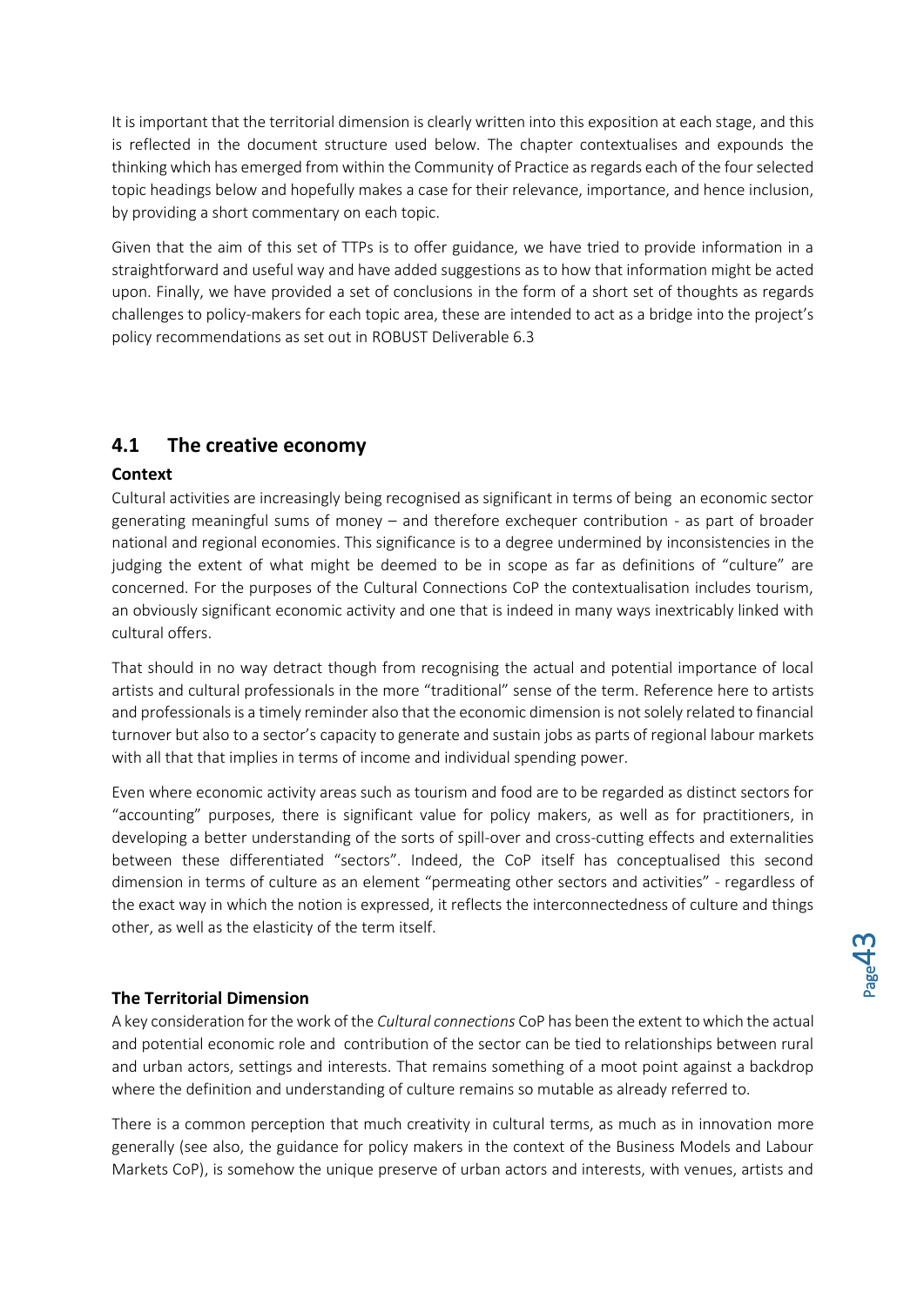It is important that the territorial dimension is clearly written into this exposition at each stage, and this is reflected in the document structure used below. The chapter contextualises and expounds the thinking which has emerged from within the Community of Practice as regards each of the four selected topic headings below and hopefully makes a case for their relevance, importance, and hence inclusion, by providing a short commentary on each topic.

Given that the aim of this set of TTPs is to offer guidance, we have tried to provide information in a straightforward and useful way and have added suggestions as to how that information might be acted upon. Finally, we have provided a set of conclusions in the form of a short set of thoughts as regards challenges to policy-makers for each topic area, these are intended to act as a bridge into the project's policy recommendations as set out in ROBUST Deliverable 6.3

## 4.1 The creative economy

### Context

Cultural activities are increasingly being recognised as significant in terms of being an economic sector generating meaningful sums of money – and therefore exchequer contribution - as part of broader national and regional economies. This significance is to a degree undermined by inconsistencies in the judging the extent of what might be deemed to be in scope as far as definitions of "culture" are concerned. For the purposes of the Cultural Connections CoP the contextualisation includes tourism, an obviously significant economic activity and one that is indeed in many ways inextricably linked with cultural offers.

That should in no way detract though from recognising the actual and potential importance of local artists and cultural professionals in the more "traditional" sense of the term. Reference here to artists and professionals is a timely reminder also that the economic dimension is not solely related to financial turnover but also to a sector's capacity to generate and sustain jobs as parts of regional labour markets with all that that implies in terms of income and individual spending power.

Even where economic activity areas such as tourism and food are to be regarded as distinct sectors for "accounting" purposes, there is significant value for policy makers, as well as for practitioners, in developing a better understanding of the sorts of spill-over and cross-cutting effects and externalities between these differentiated "sectors". Indeed, the CoP itself has conceptualised this second dimension in terms of culture as an element "permeating other sectors and activities" - regardless of the exact way in which the notion is expressed, it reflects the interconnectedness of culture and things other, as well as the elasticity of the term itself.

### The Territorial Dimension

A key consideration for the work of the *Cultural connections* CoP has been the extent to which the actual and potential economic role and contribution of the sector can be tied to relationships between rural and urban actors, settings and interests. That remains something of a moot point against a backdrop where the definition and understanding of culture remains so mutable as already referred to.

There is a common perception that much creativity in cultural terms, as much as in innovation more generally (see also, the guidance for policy makers in the context of the Business Models and Labour Markets CoP), is somehow the unique preserve of urban actors and interests, with venues, artists and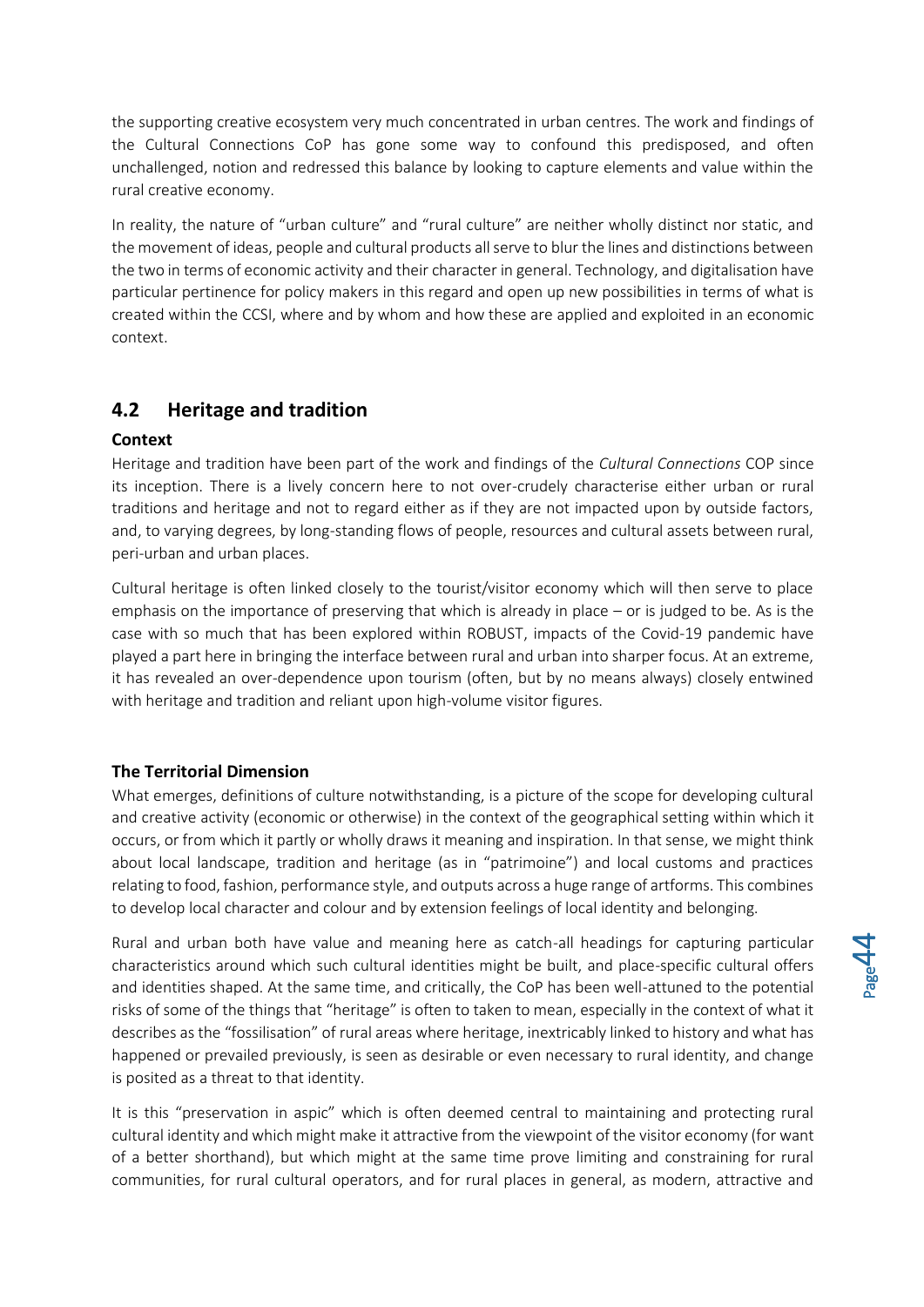the supporting creative ecosystem very much concentrated in urban centres. The work and findings of the Cultural Connections CoP has gone some way to confound this predisposed, and often unchallenged, notion and redressed this balance by looking to capture elements and value within the rural creative economy.

In reality, the nature of "urban culture" and "rural culture" are neither wholly distinct nor static, and the movement of ideas, people and cultural products all serve to blur the lines and distinctions between the two in terms of economic activity and their character in general. Technology, and digitalisation have particular pertinence for policy makers in this regard and open up new possibilities in terms of what is created within the CCSI, where and by whom and how these are applied and exploited in an economic context.

## 4.2 Heritage and tradition

### Context

Heritage and tradition have been part of the work and findings of the *Cultural Connections* COP since its inception. There is a lively concern here to not over-crudely characterise either urban or rural traditions and heritage and not to regard either as if they are not impacted upon by outside factors, and, to varying degrees, by long-standing flows of people, resources and cultural assets between rural, peri-urban and urban places.

Cultural heritage is often linked closely to the tourist/visitor economy which will then serve to place emphasis on the importance of preserving that which is already in place – or is judged to be. As is the case with so much that has been explored within ROBUST, impacts of the Covid-19 pandemic have played a part here in bringing the interface between rural and urban into sharper focus. At an extreme, it has revealed an over-dependence upon tourism (often, but by no means always) closely entwined with heritage and tradition and reliant upon high-volume visitor figures.

### The Territorial Dimension

What emerges, definitions of culture notwithstanding, is a picture of the scope for developing cultural and creative activity (economic or otherwise) in the context of the geographical setting within which it occurs, or from which it partly or wholly draws it meaning and inspiration. In that sense, we might think about local landscape, tradition and heritage (as in "patrimoine") and local customs and practices relating to food, fashion, performance style, and outputs across a huge range of artforms. This combines to develop local character and colour and by extension feelings of local identity and belonging.

Rural and urban both have value and meaning here as catch-all headings for capturing particular characteristics around which such cultural identities might be built, and place-specific cultural offers and identities shaped. At the same time, and critically, the CoP has been well-attuned to the potential risks of some of the things that "heritage" is often to taken to mean, especially in the context of what it describes as the "fossilisation" of rural areas where heritage, inextricably linked to history and what has happened or prevailed previously, is seen as desirable or even necessary to rural identity, and change is posited as a threat to that identity.

It is this "preservation in aspic" which is often deemed central to maintaining and protecting rural cultural identity and which might make it attractive from the viewpoint of the visitor economy (for want of a better shorthand), but which might at the same time prove limiting and constraining for rural communities, for rural cultural operators, and for rural places in general, as modern, attractive and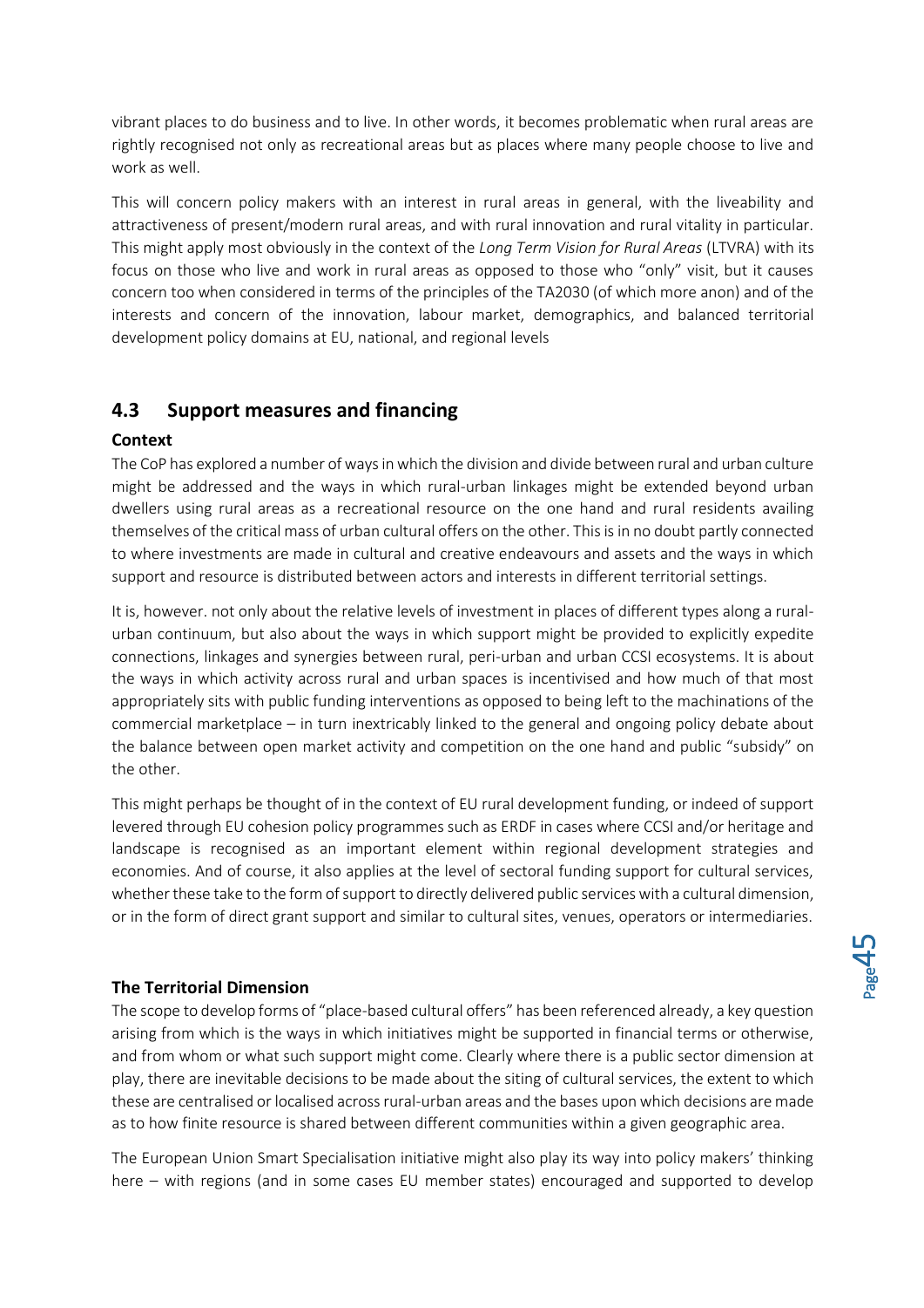vibrant places to do business and to live. In other words, it becomes problematic when rural areas are rightly recognised not only as recreational areas but as places where many people choose to live and work as well.

This will concern policy makers with an interest in rural areas in general, with the liveability and attractiveness of present/modern rural areas, and with rural innovation and rural vitality in particular. This might apply most obviously in the context of the *Long Term Vision for Rural Areas* (LTVRA) with its focus on those who live and work in rural areas as opposed to those who "only" visit, but it causes concern too when considered in terms of the principles of the TA2030 (of which more anon) and of the interests and concern of the innovation, labour market, demographics, and balanced territorial development policy domains at EU, national, and regional levels

## 4.3 Support measures and financing

### Context

The CoP has explored a number of ways in which the division and divide between rural and urban culture might be addressed and the ways in which rural-urban linkages might be extended beyond urban dwellers using rural areas as a recreational resource on the one hand and rural residents availing themselves of the critical mass of urban cultural offers on the other. This is in no doubt partly connected to where investments are made in cultural and creative endeavours and assets and the ways in which support and resource is distributed between actors and interests in different territorial settings.

It is, however. not only about the relative levels of investment in places of different types along a rural-urban continuum, but also about the ways in which support might be provided to explicitly expedite connections, linkages and synergies between rural, peri-urban and urban CCSI ecosystems. It is about the ways in which activity across rural and urban spaces is incentivised and how much of that most appropriately sits with public funding interventions as opposed to being left to the machinations of the commercial marketplace – in turn inextricably linked to the general and ongoing policy debate about the balance between open market activity and competition on the one hand and public "subsidy" on the other.

This might perhaps be thought of in the context of EU rural development funding, or indeed of support levered through EU cohesion policy programmes such as ERDF in cases where CCSI and/or heritage and landscape is recognised as an important element within regional development strategies and economies. And of course, it also applies at the level of sectoral funding support for cultural services, whether these take to the form of support to directly delivered public services with a cultural dimension, or in the form of direct grant support and similar to cultural sites, venues, operators or intermediaries.

### The Territorial Dimension

The scope to develop forms of "place-based cultural offers" has been referenced already, a key question arising from which is the ways in which initiatives might be supported in financial terms or otherwise, and from whom or what such support might come. Clearly where there is a public sector dimension at play, there are inevitable decisions to be made about the siting of cultural services, the extent to which these are centralised or localised across rural-urban areas and the bases upon which decisions are made as to how finite resource is shared between different communities within a given geographic area.

The European Union Smart Specialisation initiative might also play its way into policy makers' thinking here – with regions (and in some cases EU member states) encouraged and supported to develop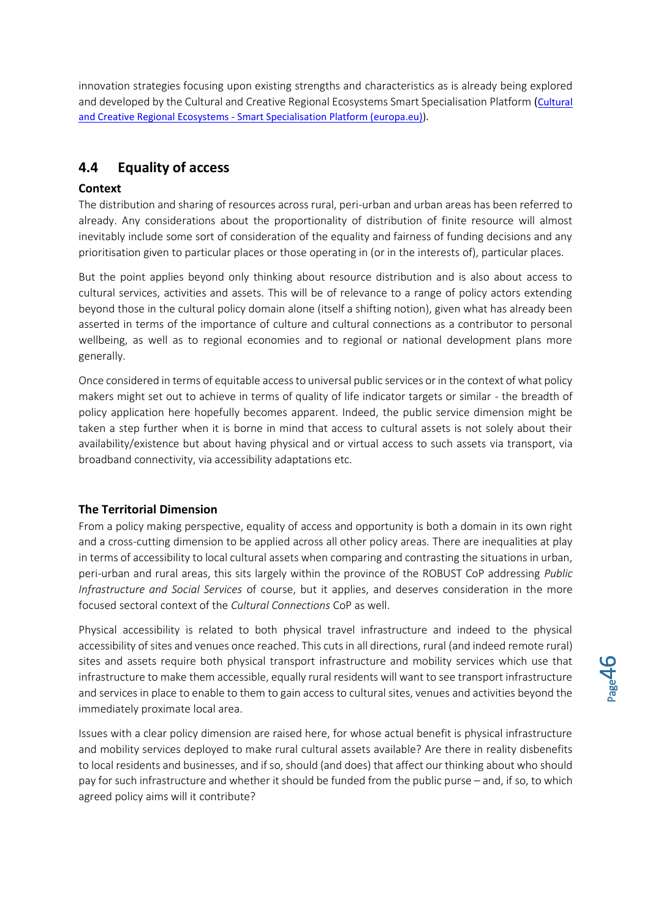innovation strategies focusing upon existing strengths and characteristics as is already being explored and developed by the Cultural and Creative Regional Ecosystems Smart Specialisation Platform ([Cultural and Creative Regional Ecosystems - Smart Specialisation Platform (europa.eu)](https://s3platform.jrc.ec.europa.eu)).

## 4.4 Equality of access

### Context

The distribution and sharing of resources across rural, peri-urban and urban areas has been referred to already. Any considerations about the proportionality of distribution of finite resource will almost inevitably include some sort of consideration of the equality and fairness of funding decisions and any prioritisation given to particular places or those operating in (or in the interests of), particular places.

But the point applies beyond only thinking about resource distribution and is also about access to cultural services, activities and assets. This will be of relevance to a range of policy actors extending beyond those in the cultural policy domain alone (itself a shifting notion), given what has already been asserted in terms of the importance of culture and cultural connections as a contributor to personal wellbeing, as well as to regional economies and to regional or national development plans more generally.

Once considered in terms of equitable access to universal public services or in the context of what policy makers might set out to achieve in terms of quality of life indicator targets or similar - the breadth of policy application here hopefully becomes apparent. Indeed, the public service dimension might be taken a step further when it is borne in mind that access to cultural assets is not solely about their availability/existence but about having physical and or virtual access to such assets via transport, via broadband connectivity, via accessibility adaptations etc.

### The Territorial Dimension

From a policy making perspective, equality of access and opportunity is both a domain in its own right and a cross-cutting dimension to be applied across all other policy areas. There are inequalities at play in terms of accessibility to local cultural assets when comparing and contrasting the situations in urban, peri-urban and rural areas, this sits largely within the province of the ROBUST CoP addressing *Public Infrastructure and Social Services* of course, but it applies, and deserves consideration in the more focused sectoral context of the *Cultural Connections* CoP as well.

Physical accessibility is related to both physical travel infrastructure and indeed to the physical accessibility of sites and venues once reached. This cuts in all directions, rural (and indeed remote rural) sites and assets require both physical transport infrastructure and mobility services which use that infrastructure to make them accessible, equally rural residents will want to see transport infrastructure and services in place to enable to them to gain access to cultural sites, venues and activities beyond the immediately proximate local area.

Issues with a clear policy dimension are raised here, for whose actual benefit is physical infrastructure and mobility services deployed to make rural cultural assets available? Are there in reality disbenefits to local residents and businesses, and if so, should (and does) that affect our thinking about who should pay for such infrastructure and whether it should be funded from the public purse – and, if so, to which agreed policy aims will it contribute?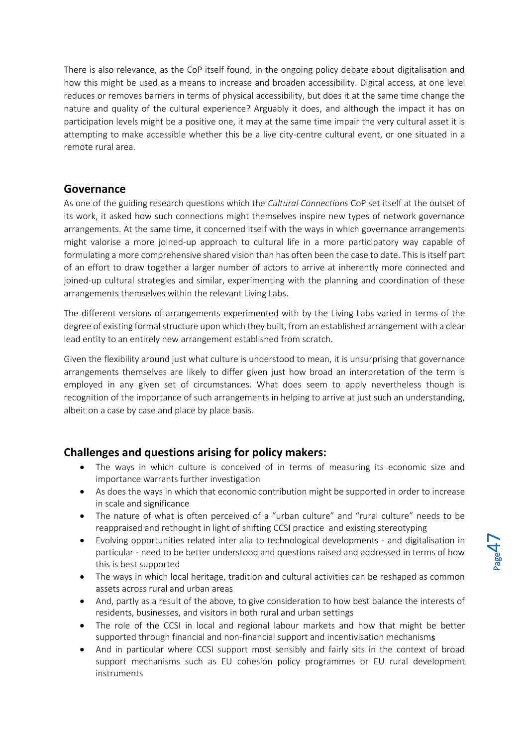There is also relevance, as the CoP itself found, in the ongoing policy debate about digitalisation and how this might be used as a means to increase and broaden accessibility. Digital access, at one level reduces or removes barriers in terms of physical accessibility, but does it at the same time change the nature and quality of the cultural experience? Arguably it does, and although the impact it has on participation levels might be a positive one, it may at the same time impair the very cultural asset it is attempting to make accessible whether this be a live city-centre cultural event, or one situated in a remote rural area.

## Governance

As one of the guiding research questions which the *Cultural Connections* CoP set itself at the outset of its work, it asked how such connections might themselves inspire new types of network governance arrangements. At the same time, it concerned itself with the ways in which governance arrangements might valorise a more joined-up approach to cultural life in a more participatory way capable of formulating a more comprehensive shared vision than has often been the case to date. This is itself part of an effort to draw together a larger number of actors to arrive at inherently more connected and joined-up cultural strategies and similar, experimenting with the planning and coordination of these arrangements themselves within the relevant Living Labs.

The different versions of arrangements experimented with by the Living Labs varied in terms of the degree of existing formal structure upon which they built, from an established arrangement with a clear lead entity to an entirely new arrangement established from scratch.

Given the flexibility around just what culture is understood to mean, it is unsurprising that governance arrangements themselves are likely to differ given just how broad an interpretation of the term is employed in any given set of circumstances. What does seem to apply nevertheless though is recognition of the importance of such arrangements in helping to arrive at just such an understanding, albeit on a case by case and place by place basis.

## Challenges and questions arising for policy makers:

- The ways in which culture is conceived of in terms of measuring its economic size and importance warrants further investigation
- As does the ways in which that economic contribution might be supported in order to increase in scale and significance
- The nature of what is often perceived of a "urban culture" and "rural culture" needs to be reappraised and rethought in light of shifting CCSI practice and existing stereotyping
- Evolving opportunities related inter alia to technological developments - and digitalisation in particular - need to be better understood and questions raised and addressed in terms of how this is best supported
- The ways in which local heritage, tradition and cultural activities can be reshaped as common assets across rural and urban areas
- And, partly as a result of the above, to give consideration to how best balance the interests of residents, businesses, and visitors in both rural and urban settings
- The role of the CCSI in local and regional labour markets and how that might be better supported through financial and non-financial support and incentivisation mechanisms
- And in particular where CCSI support most sensibly and fairly sits in the context of broad support mechanisms such as EU cohesion policy programmes or EU rural development instruments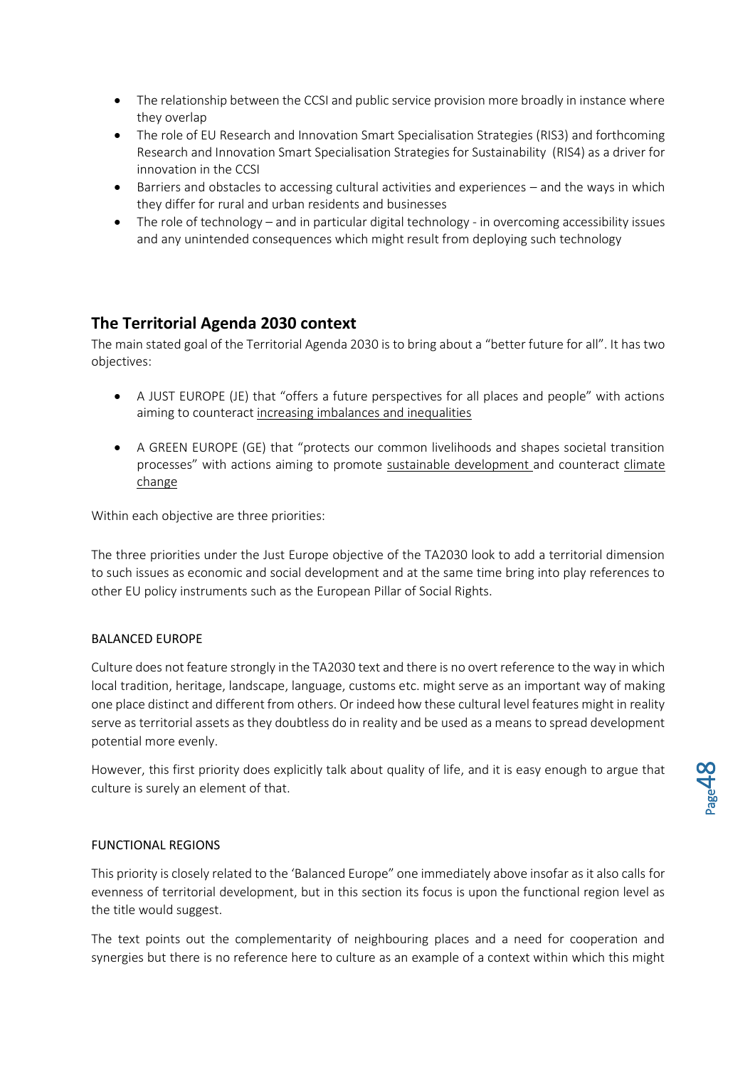- The relationship between the CCSI and public service provision more broadly in instance where they overlap
- The role of EU Research and Innovation Smart Specialisation Strategies (RIS3) and forthcoming Research and Innovation Smart Specialisation Strategies for Sustainability (RIS4) as a driver for innovation in the CCSI
- Barriers and obstacles to accessing cultural activities and experiences – and the ways in which they differ for rural and urban residents and businesses
- The role of technology – and in particular digital technology - in overcoming accessibility issues and any unintended consequences which might result from deploying such technology

## The Territorial Agenda 2030 context

The main stated goal of the Territorial Agenda 2030 is to bring about a "better future for all". It has two objectives:

- A JUST EUROPE (JE) that "offers a future perspectives for all places and people" with actions aiming to counteract increasing imbalances and inequalities

- A GREEN EUROPE (GE) that "protects our common livelihoods and shapes societal transition processes" with actions aiming to promote sustainable development and counteract climate change

Within each objective are three priorities:

The three priorities under the Just Europe objective of the TA2030 look to add a territorial dimension to such issues as economic and social development and at the same time bring into play references to other EU policy instruments such as the European Pillar of Social Rights.

BALANCED EUROPE

Culture does not feature strongly in the TA2030 text and there is no overt reference to the way in which local tradition, heritage, landscape, language, customs etc. might serve as an important way of making one place distinct and different from others. Or indeed how these cultural level features might in reality serve as territorial assets as they doubtless do in reality and be used as a means to spread development potential more evenly.

However, this first priority does explicitly talk about quality of life, and it is easy enough to argue that culture is surely an element of that.

FUNCTIONAL REGIONS

This priority is closely related to the 'Balanced Europe" one immediately above insofar as it also calls for evenness of territorial development, but in this section its focus is upon the functional region level as the title would suggest.

The text points out the complementarity of neighbouring places and a need for cooperation and synergies but there is no reference here to culture as an example of a context within which this might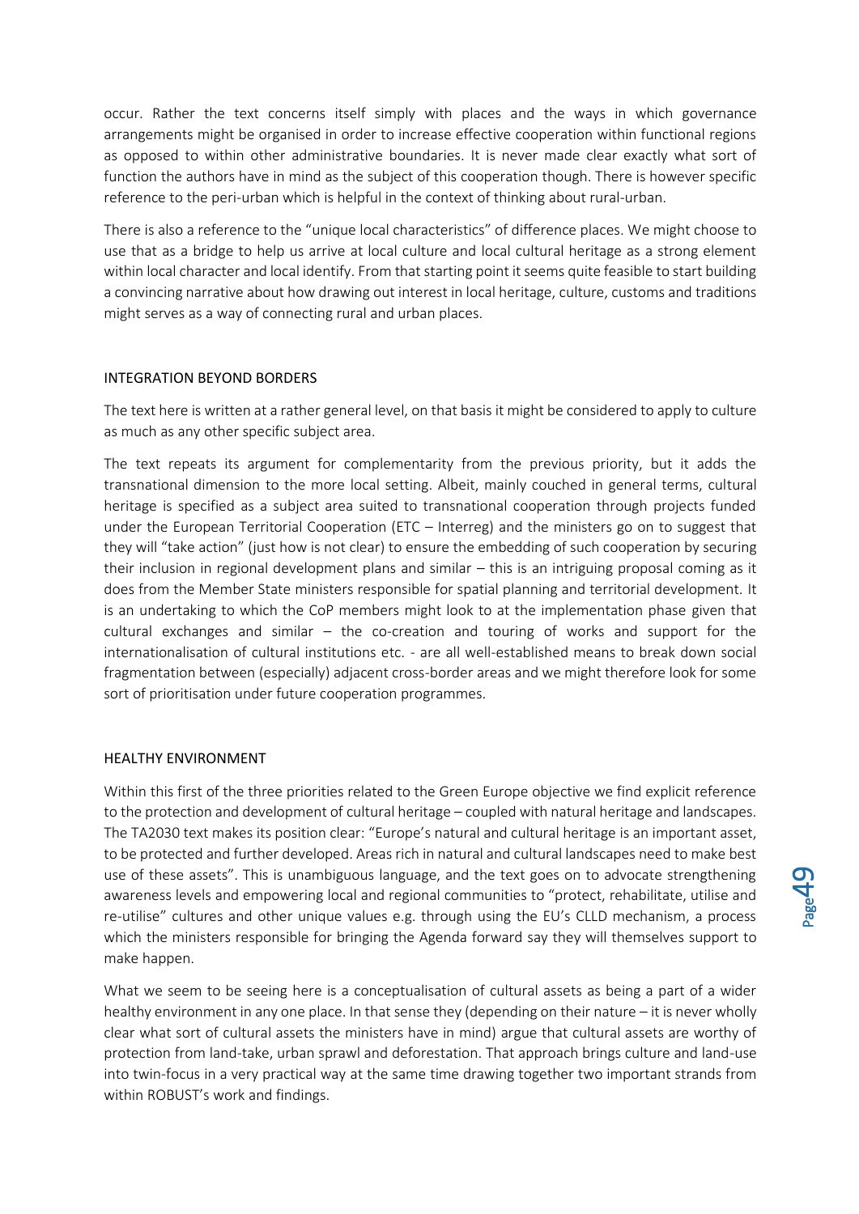occur. Rather the text concerns itself simply with places and the ways in which governance arrangements might be organised in order to increase effective cooperation within functional regions as opposed to within other administrative boundaries. It is never made clear exactly what sort of function the authors have in mind as the subject of this cooperation though. There is however specific reference to the peri-urban which is helpful in the context of thinking about rural-urban.

There is also a reference to the "unique local characteristics" of difference places. We might choose to use that as a bridge to help us arrive at local culture and local cultural heritage as a strong element within local character and local identify. From that starting point it seems quite feasible to start building a convincing narrative about how drawing out interest in local heritage, culture, customs and traditions might serves as a way of connecting rural and urban places.

## INTEGRATION BEYOND BORDERS

The text here is written at a rather general level, on that basis it might be considered to apply to culture as much as any other specific subject area.

The text repeats its argument for complementarity from the previous priority, but it adds the transnational dimension to the more local setting. Albeit, mainly couched in general terms, cultural heritage is specified as a subject area suited to transnational cooperation through projects funded under the European Territorial Cooperation (ETC – Interreg) and the ministers go on to suggest that they will "take action" (just how is not clear) to ensure the embedding of such cooperation by securing their inclusion in regional development plans and similar – this is an intriguing proposal coming as it does from the Member State ministers responsible for spatial planning and territorial development. It is an undertaking to which the CoP members might look to at the implementation phase given that cultural exchanges and similar – the co-creation and touring of works and support for the internationalisation of cultural institutions etc. - are all well-established means to break down social fragmentation between (especially) adjacent cross-border areas and we might therefore look for some sort of prioritisation under future cooperation programmes.

## HEALTHY ENVIRONMENT

Within this first of the three priorities related to the Green Europe objective we find explicit reference to the protection and development of cultural heritage – coupled with natural heritage and landscapes. The TA2030 text makes its position clear: "Europe's natural and cultural heritage is an important asset, to be protected and further developed. Areas rich in natural and cultural landscapes need to make best use of these assets". This is unambiguous language, and the text goes on to advocate strengthening awareness levels and empowering local and regional communities to "protect, rehabilitate, utilise and re-utilise" cultures and other unique values e.g. through using the EU's CLLD mechanism, a process which the ministers responsible for bringing the Agenda forward say they will themselves support to make happen.

What we seem to be seeing here is a conceptualisation of cultural assets as being a part of a wider healthy environment in any one place. In that sense they (depending on their nature – it is never wholly clear what sort of cultural assets the ministers have in mind) argue that cultural assets are worthy of protection from land-take, urban sprawl and deforestation. That approach brings culture and land-use into twin-focus in a very practical way at the same time drawing together two important strands from within ROBUST's work and findings.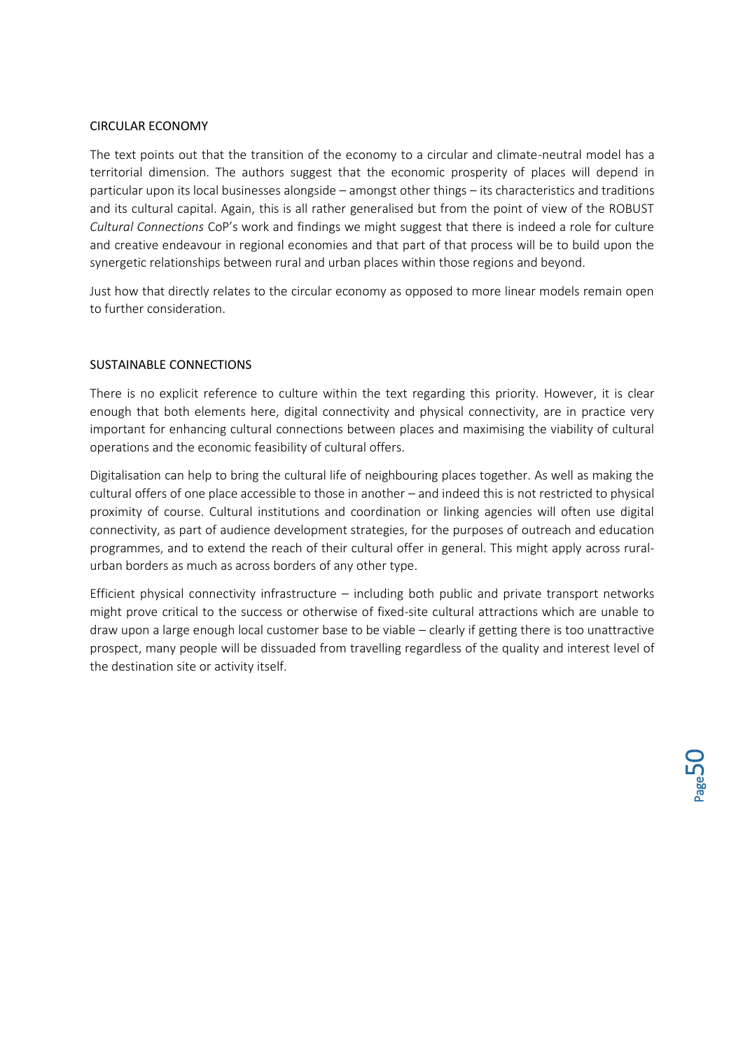CIRCULAR ECONOMY

The text points out that the transition of the economy to a circular and climate-neutral model has a territorial dimension. The authors suggest that the economic prosperity of places will depend in particular upon its local businesses alongside – amongst other things – its characteristics and traditions and its cultural capital. Again, this is all rather generalised but from the point of view of the ROBUST *Cultural Connections* CoP's work and findings we might suggest that there is indeed a role for culture and creative endeavour in regional economies and that part of that process will be to build upon the synergetic relationships between rural and urban places within those regions and beyond.

Just how that directly relates to the circular economy as opposed to more linear models remain open to further consideration.

SUSTAINABLE CONNECTIONS

There is no explicit reference to culture within the text regarding this priority. However, it is clear enough that both elements here, digital connectivity and physical connectivity, are in practice very important for enhancing cultural connections between places and maximising the viability of cultural operations and the economic feasibility of cultural offers.

Digitalisation can help to bring the cultural life of neighbouring places together. As well as making the cultural offers of one place accessible to those in another – and indeed this is not restricted to physical proximity of course. Cultural institutions and coordination or linking agencies will often use digital connectivity, as part of audience development strategies, for the purposes of outreach and education programmes, and to extend the reach of their cultural offer in general. This might apply across rural-urban borders as much as across borders of any other type.

Efficient physical connectivity infrastructure – including both public and private transport networks might prove critical to the success or otherwise of fixed-site cultural attractions which are unable to draw upon a large enough local customer base to be viable – clearly if getting there is too unattractive prospect, many people will be dissuaded from travelling regardless of the quality and interest level of the destination site or activity itself.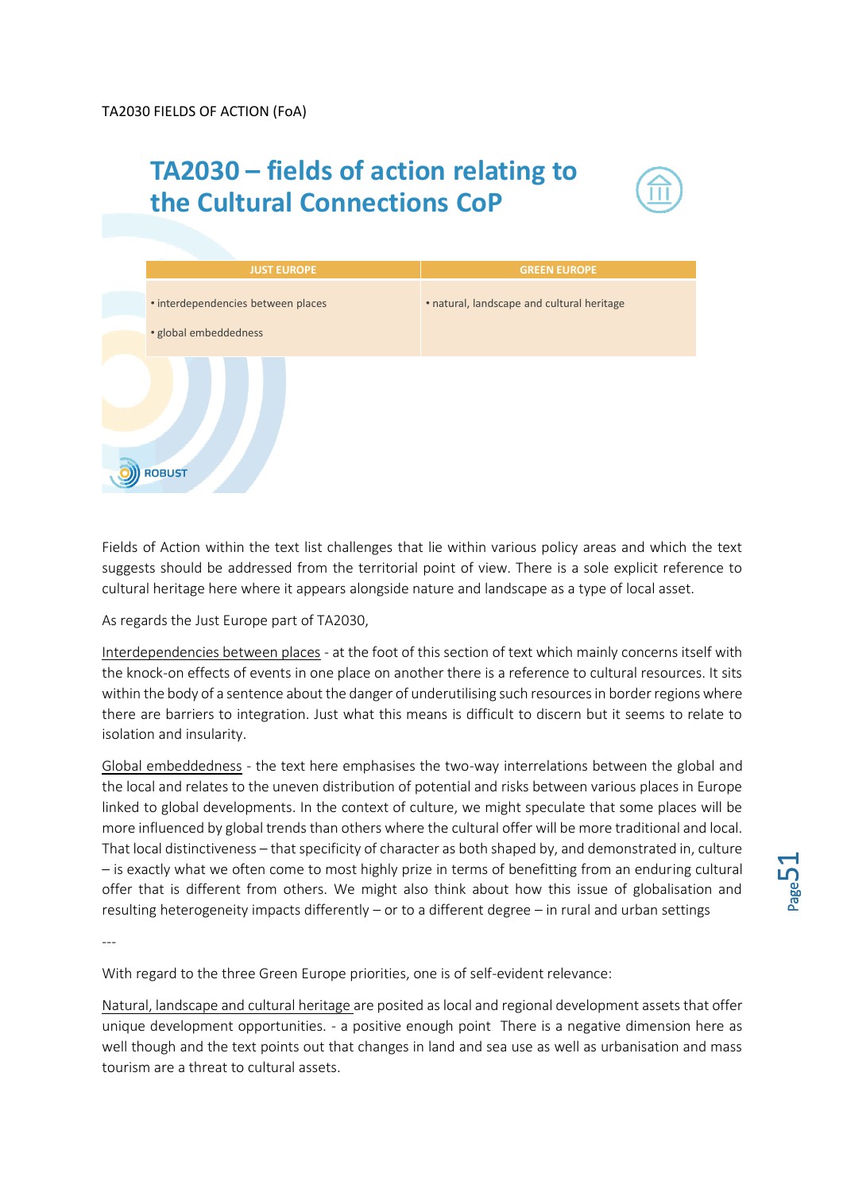TA2030 FIELDS OF ACTION (FoA)

# TA2030 – fields of action relating to the Cultural Connections CoP

| JUST EUROPE | GREEN EUROPE |
| --- | --- |
| • interdependencies between places<br>• global embeddedness | • natural, landscape and cultural heritage |

ROBUST

Fields of Action within the text list challenges that lie within various policy areas and which the text suggests should be addressed from the territorial point of view. There is a sole explicit reference to cultural heritage here where it appears alongside nature and landscape as a type of local asset.

As regards the Just Europe part of TA2030,

Interdependencies between places - at the foot of this section of text which mainly concerns itself with the knock-on effects of events in one place on another there is a reference to cultural resources. It sits within the body of a sentence about the danger of underutilising such resources in border regions where there are barriers to integration. Just what this means is difficult to discern but it seems to relate to isolation and insularity.

Global embeddedness - the text here emphasises the two-way interrelations between the global and the local and relates to the uneven distribution of potential and risks between various places in Europe linked to global developments. In the context of culture, we might speculate that some places will be more influenced by global trends than others where the cultural offer will be more traditional and local. That local distinctiveness – that specificity of character as both shaped by, and demonstrated in, culture – is exactly what we often come to most highly prize in terms of benefitting from an enduring cultural offer that is different from others. We might also think about how this issue of globalisation and resulting heterogeneity impacts differently – or to a different degree – in rural and urban settings

---

With regard to the three Green Europe priorities, one is of self-evident relevance:

Natural, landscape and cultural heritage are posited as local and regional development assets that offer unique development opportunities. - a positive enough point There is a negative dimension here as well though and the text points out that changes in land and sea use as well as urbanisation and mass tourism are a threat to cultural assets.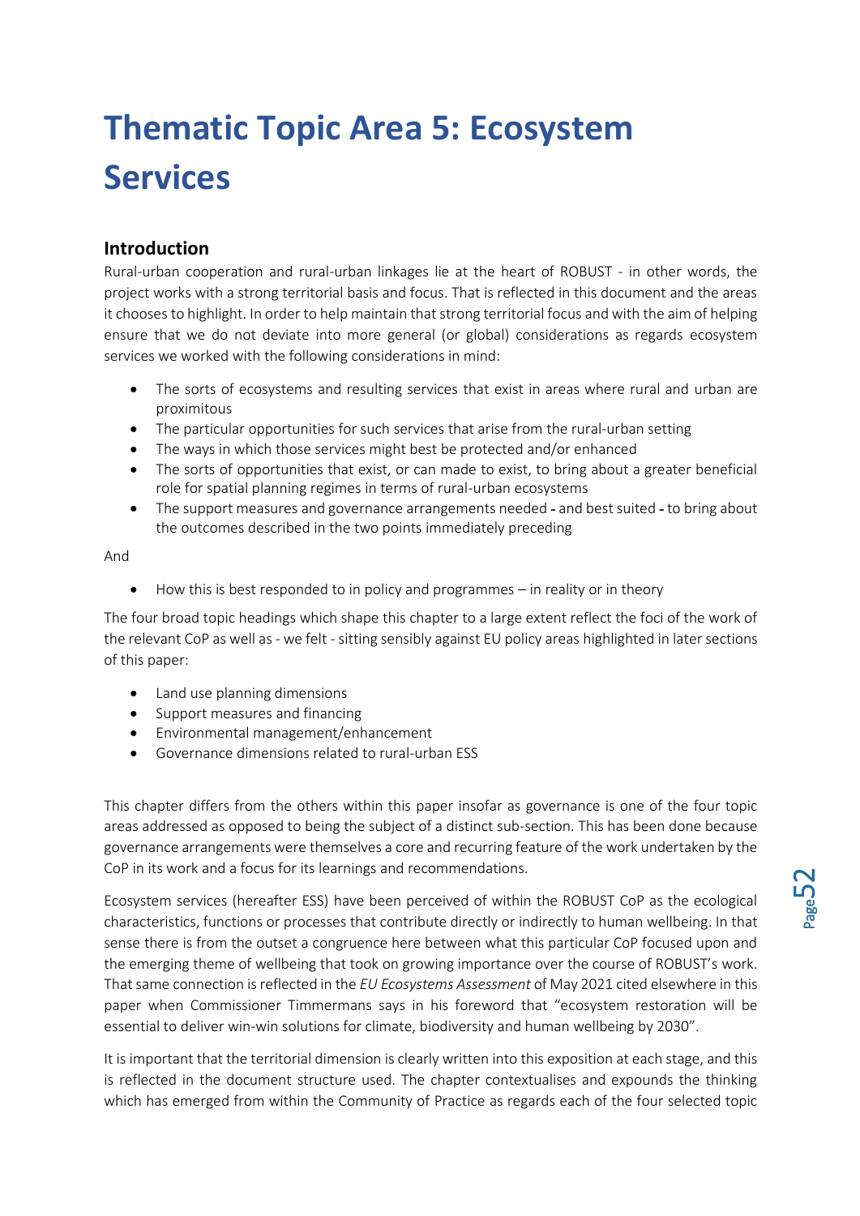# Thematic Topic Area 5: Ecosystem Services

## Introduction

Rural-urban cooperation and rural-urban linkages lie at the heart of ROBUST - in other words, the project works with a strong territorial basis and focus. That is reflected in this document and the areas it chooses to highlight. In order to help maintain that strong territorial focus and with the aim of helping ensure that we do not deviate into more general (or global) considerations as regards ecosystem services we worked with the following considerations in mind:

- The sorts of ecosystems and resulting services that exist in areas where rural and urban are proximitous
- The particular opportunities for such services that arise from the rural-urban setting
- The ways in which those services might best be protected and/or enhanced
- The sorts of opportunities that exist, or can made to exist, to bring about a greater beneficial role for spatial planning regimes in terms of rural-urban ecosystems
- The support measures and governance arrangements needed - and best suited - to bring about the outcomes described in the two points immediately preceding

And

- How this is best responded to in policy and programmes – in reality or in theory

The four broad topic headings which shape this chapter to a large extent reflect the foci of the work of the relevant CoP as well as - we felt - sitting sensibly against EU policy areas highlighted in later sections of this paper:

- Land use planning dimensions
- Support measures and financing
- Environmental management/enhancement
- Governance dimensions related to rural-urban ESS

This chapter differs from the others within this paper insofar as governance is one of the four topic areas addressed as opposed to being the subject of a distinct sub-section. This has been done because governance arrangements were themselves a core and recurring feature of the work undertaken by the CoP in its work and a focus for its learnings and recommendations.

Ecosystem services (hereafter ESS) have been perceived of within the ROBUST CoP as the ecological characteristics, functions or processes that contribute directly or indirectly to human wellbeing. In that sense there is from the outset a congruence here between what this particular CoP focused upon and the emerging theme of wellbeing that took on growing importance over the course of ROBUST's work. That same connection is reflected in the *EU Ecosystems Assessment* of May 2021 cited elsewhere in this paper when Commissioner Timmermans says in his foreword that "ecosystem restoration will be essential to deliver win-win solutions for climate, biodiversity and human wellbeing by 2030".

It is important that the territorial dimension is clearly written into this exposition at each stage, and this is reflected in the document structure used. The chapter contextualises and expounds the thinking which has emerged from within the Community of Practice as regards each of the four selected topic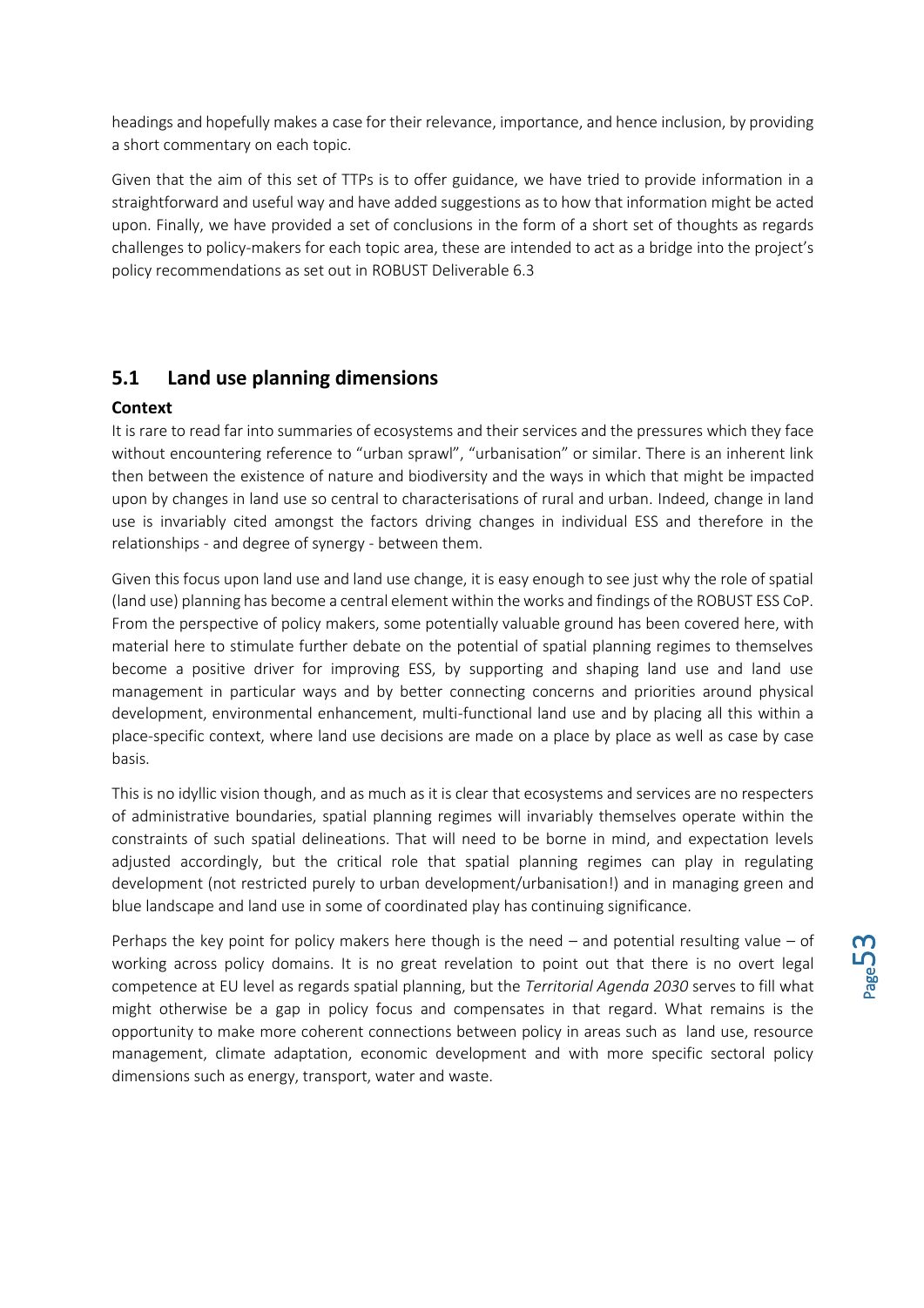headings and hopefully makes a case for their relevance, importance, and hence inclusion, by providing a short commentary on each topic.

Given that the aim of this set of TTPs is to offer guidance, we have tried to provide information in a straightforward and useful way and have added suggestions as to how that information might be acted upon. Finally, we have provided a set of conclusions in the form of a short set of thoughts as regards challenges to policy-makers for each topic area, these are intended to act as a bridge into the project's policy recommendations as set out in ROBUST Deliverable 6.3

## 5.1 Land use planning dimensions

### Context

It is rare to read far into summaries of ecosystems and their services and the pressures which they face without encountering reference to "urban sprawl", "urbanisation" or similar. There is an inherent link then between the existence of nature and biodiversity and the ways in which that might be impacted upon by changes in land use so central to characterisations of rural and urban. Indeed, change in land use is invariably cited amongst the factors driving changes in individual ESS and therefore in the relationships - and degree of synergy - between them.

Given this focus upon land use and land use change, it is easy enough to see just why the role of spatial (land use) planning has become a central element within the works and findings of the ROBUST ESS CoP. From the perspective of policy makers, some potentially valuable ground has been covered here, with material here to stimulate further debate on the potential of spatial planning regimes to themselves become a positive driver for improving ESS, by supporting and shaping land use and land use management in particular ways and by better connecting concerns and priorities around physical development, environmental enhancement, multi-functional land use and by placing all this within a place-specific context, where land use decisions are made on a place by place as well as case by case basis.

This is no idyllic vision though, and as much as it is clear that ecosystems and services are no respecters of administrative boundaries, spatial planning regimes will invariably themselves operate within the constraints of such spatial delineations. That will need to be borne in mind, and expectation levels adjusted accordingly, but the critical role that spatial planning regimes can play in regulating development (not restricted purely to urban development/urbanisation!) and in managing green and blue landscape and land use in some of coordinated play has continuing significance.

Perhaps the key point for policy makers here though is the need – and potential resulting value – of working across policy domains. It is no great revelation to point out that there is no overt legal competence at EU level as regards spatial planning, but the *Territorial Agenda 2030* serves to fill what might otherwise be a gap in policy focus and compensates in that regard. What remains is the opportunity to make more coherent connections between policy in areas such as land use, resource management, climate adaptation, economic development and with more specific sectoral policy dimensions such as energy, transport, water and waste.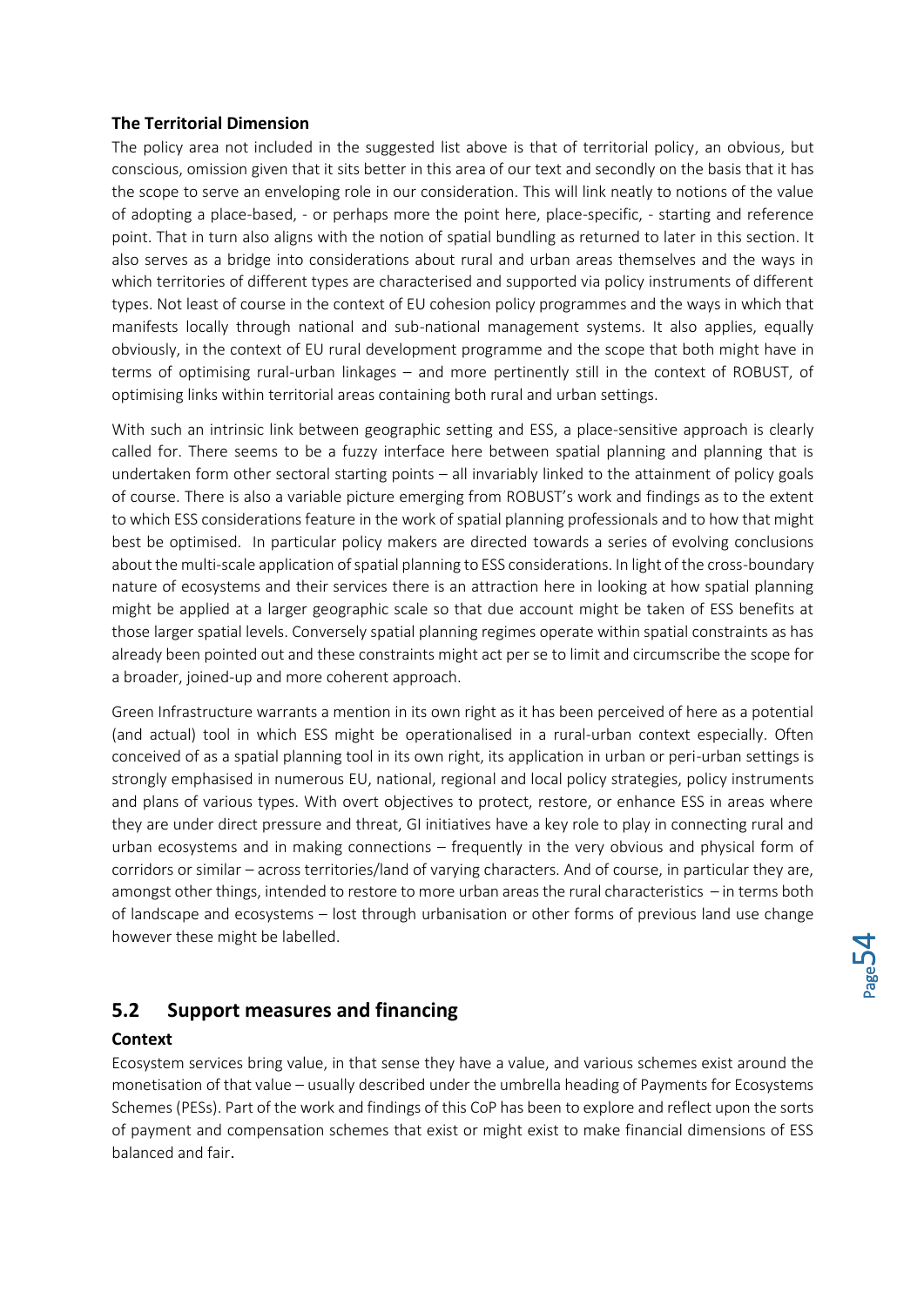**The Territorial Dimension**

The policy area not included in the suggested list above is that of territorial policy, an obvious, but conscious, omission given that it sits better in this area of our text and secondly on the basis that it has the scope to serve an enveloping role in our consideration. This will link neatly to notions of the value of adopting a place-based, - or perhaps more the point here, place-specific, - starting and reference point. That in turn also aligns with the notion of spatial bundling as returned to later in this section. It also serves as a bridge into considerations about rural and urban areas themselves and the ways in which territories of different types are characterised and supported via policy instruments of different types. Not least of course in the context of EU cohesion policy programmes and the ways in which that manifests locally through national and sub-national management systems. It also applies, equally obviously, in the context of EU rural development programme and the scope that both might have in terms of optimising rural-urban linkages – and more pertinently still in the context of ROBUST, of optimising links within territorial areas containing both rural and urban settings.

With such an intrinsic link between geographic setting and ESS, a place-sensitive approach is clearly called for. There seems to be a fuzzy interface here between spatial planning and planning that is undertaken form other sectoral starting points – all invariably linked to the attainment of policy goals of course. There is also a variable picture emerging from ROBUST's work and findings as to the extent to which ESS considerations feature in the work of spatial planning professionals and to how that might best be optimised. In particular policy makers are directed towards a series of evolving conclusions about the multi-scale application of spatial planning to ESS considerations. In light of the cross-boundary nature of ecosystems and their services there is an attraction here in looking at how spatial planning might be applied at a larger geographic scale so that due account might be taken of ESS benefits at those larger spatial levels. Conversely spatial planning regimes operate within spatial constraints as has already been pointed out and these constraints might act per se to limit and circumscribe the scope for a broader, joined-up and more coherent approach.

Green Infrastructure warrants a mention in its own right as it has been perceived of here as a potential (and actual) tool in which ESS might be operationalised in a rural-urban context especially. Often conceived of as a spatial planning tool in its own right, its application in urban or peri-urban settings is strongly emphasised in numerous EU, national, regional and local policy strategies, policy instruments and plans of various types. With overt objectives to protect, restore, or enhance ESS in areas where they are under direct pressure and threat, GI initiatives have a key role to play in connecting rural and urban ecosystems and in making connections – frequently in the very obvious and physical form of corridors or similar – across territories/land of varying characters. And of course, in particular they are, amongst other things, intended to restore to more urban areas the rural characteristics – in terms both of landscape and ecosystems – lost through urbanisation or other forms of previous land use change however these might be labelled.

## 5.2 Support measures and financing

**Context**

Ecosystem services bring value, in that sense they have a value, and various schemes exist around the monetisation of that value – usually described under the umbrella heading of Payments for Ecosystems Schemes (PESs). Part of the work and findings of this CoP has been to explore and reflect upon the sorts of payment and compensation schemes that exist or might exist to make financial dimensions of ESS balanced and fair.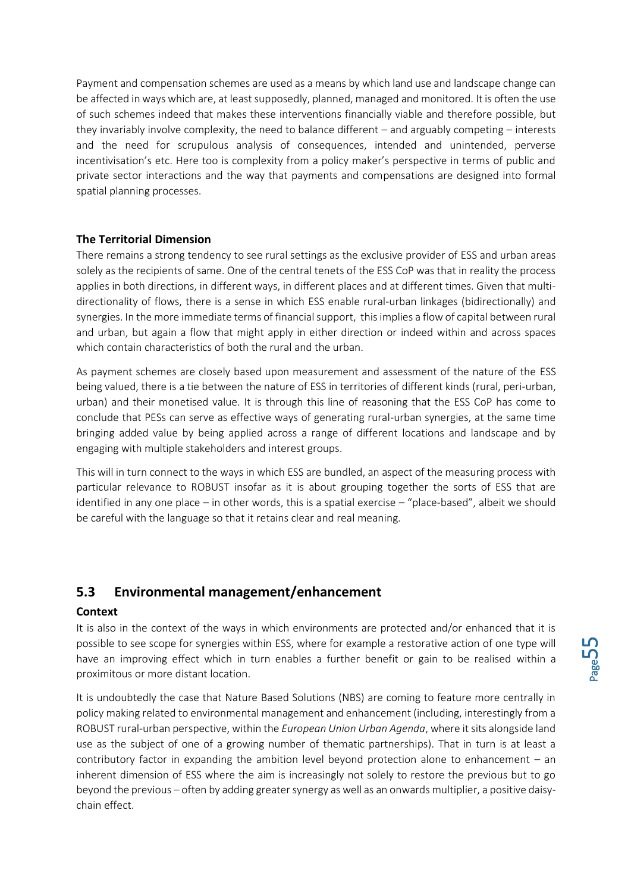Payment and compensation schemes are used as a means by which land use and landscape change can be affected in ways which are, at least supposedly, planned, managed and monitored. It is often the use of such schemes indeed that makes these interventions financially viable and therefore possible, but they invariably involve complexity, the need to balance different – and arguably competing – interests and the need for scrupulous analysis of consequences, intended and unintended, perverse incentivisation's etc. Here too is complexity from a policy maker's perspective in terms of public and private sector interactions and the way that payments and compensations are designed into formal spatial planning processes.

**The Territorial Dimension**

There remains a strong tendency to see rural settings as the exclusive provider of ESS and urban areas solely as the recipients of same. One of the central tenets of the ESS CoP was that in reality the process applies in both directions, in different ways, in different places and at different times. Given that multi-directionality of flows, there is a sense in which ESS enable rural-urban linkages (bidirectionally) and synergies. In the more immediate terms of financial support, this implies a flow of capital between rural and urban, but again a flow that might apply in either direction or indeed within and across spaces which contain characteristics of both the rural and the urban.

As payment schemes are closely based upon measurement and assessment of the nature of the ESS being valued, there is a tie between the nature of ESS in territories of different kinds (rural, peri-urban, urban) and their monetised value. It is through this line of reasoning that the ESS CoP has come to conclude that PESs can serve as effective ways of generating rural-urban synergies, at the same time bringing added value by being applied across a range of different locations and landscape and by engaging with multiple stakeholders and interest groups.

This will in turn connect to the ways in which ESS are bundled, an aspect of the measuring process with particular relevance to ROBUST insofar as it is about grouping together the sorts of ESS that are identified in any one place – in other words, this is a spatial exercise – "place-based", albeit we should be careful with the language so that it retains clear and real meaning.

## 5.3 Environmental management/enhancement

**Context**

It is also in the context of the ways in which environments are protected and/or enhanced that it is possible to see scope for synergies within ESS, where for example a restorative action of one type will have an improving effect which in turn enables a further benefit or gain to be realised within a proximitous or more distant location.

It is undoubtedly the case that Nature Based Solutions (NBS) are coming to feature more centrally in policy making related to environmental management and enhancement (including, interestingly from a ROBUST rural-urban perspective, within the *European Union Urban Agenda*, where it sits alongside land use as the subject of one of a growing number of thematic partnerships). That in turn is at least a contributory factor in expanding the ambition level beyond protection alone to enhancement – an inherent dimension of ESS where the aim is increasingly not solely to restore the previous but to go beyond the previous – often by adding greater synergy as well as an onwards multiplier, a positive daisy-chain effect.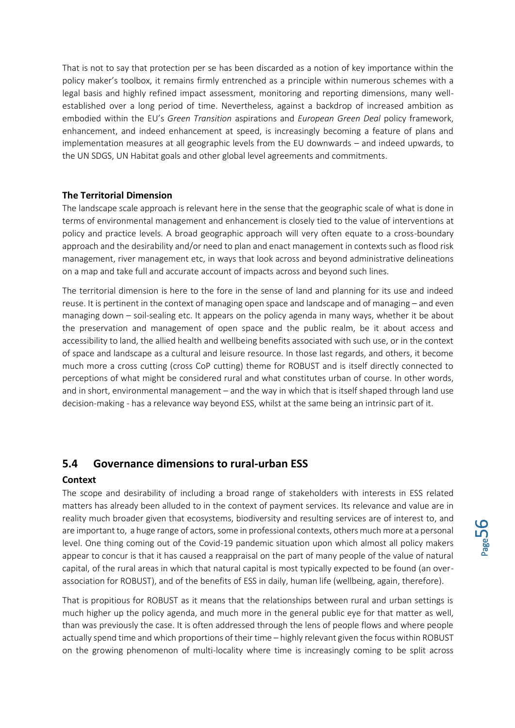That is not to say that protection per se has been discarded as a notion of key importance within the policy maker's toolbox, it remains firmly entrenched as a principle within numerous schemes with a legal basis and highly refined impact assessment, monitoring and reporting dimensions, many well-established over a long period of time. Nevertheless, against a backdrop of increased ambition as embodied within the EU's *Green Transition* aspirations and *European Green Deal* policy framework, enhancement, and indeed enhancement at speed, is increasingly becoming a feature of plans and implementation measures at all geographic levels from the EU downwards – and indeed upwards, to the UN SDGS, UN Habitat goals and other global level agreements and commitments.

**The Territorial Dimension**

The landscape scale approach is relevant here in the sense that the geographic scale of what is done in terms of environmental management and enhancement is closely tied to the value of interventions at policy and practice levels. A broad geographic approach will very often equate to a cross-boundary approach and the desirability and/or need to plan and enact management in contexts such as flood risk management, river management etc, in ways that look across and beyond administrative delineations on a map and take full and accurate account of impacts across and beyond such lines.

The territorial dimension is here to the fore in the sense of land and planning for its use and indeed reuse. It is pertinent in the context of managing open space and landscape and of managing – and even managing down – soil-sealing etc. It appears on the policy agenda in many ways, whether it be about the preservation and management of open space and the public realm, be it about access and accessibility to land, the allied health and wellbeing benefits associated with such use, or in the context of space and landscape as a cultural and leisure resource. In those last regards, and others, it become much more a cross cutting (cross CoP cutting) theme for ROBUST and is itself directly connected to perceptions of what might be considered rural and what constitutes urban of course. In other words, and in short, environmental management – and the way in which that is itself shaped through land use decision-making - has a relevance way beyond ESS, whilst at the same being an intrinsic part of it.

## 5.4 Governance dimensions to rural-urban ESS

**Context**

The scope and desirability of including a broad range of stakeholders with interests in ESS related matters has already been alluded to in the context of payment services. Its relevance and value are in reality much broader given that ecosystems, biodiversity and resulting services are of interest to, and are important to, a huge range of actors, some in professional contexts, others much more at a personal level. One thing coming out of the Covid-19 pandemic situation upon which almost all policy makers appear to concur is that it has caused a reappraisal on the part of many people of the value of natural capital, of the rural areas in which that natural capital is most typically expected to be found (an over-association for ROBUST), and of the benefits of ESS in daily, human life (wellbeing, again, therefore).

That is propitious for ROBUST as it means that the relationships between rural and urban settings is much higher up the policy agenda, and much more in the general public eye for that matter as well, than was previously the case. It is often addressed through the lens of people flows and where people actually spend time and which proportions of their time – highly relevant given the focus within ROBUST on the growing phenomenon of multi-locality where time is increasingly coming to be split across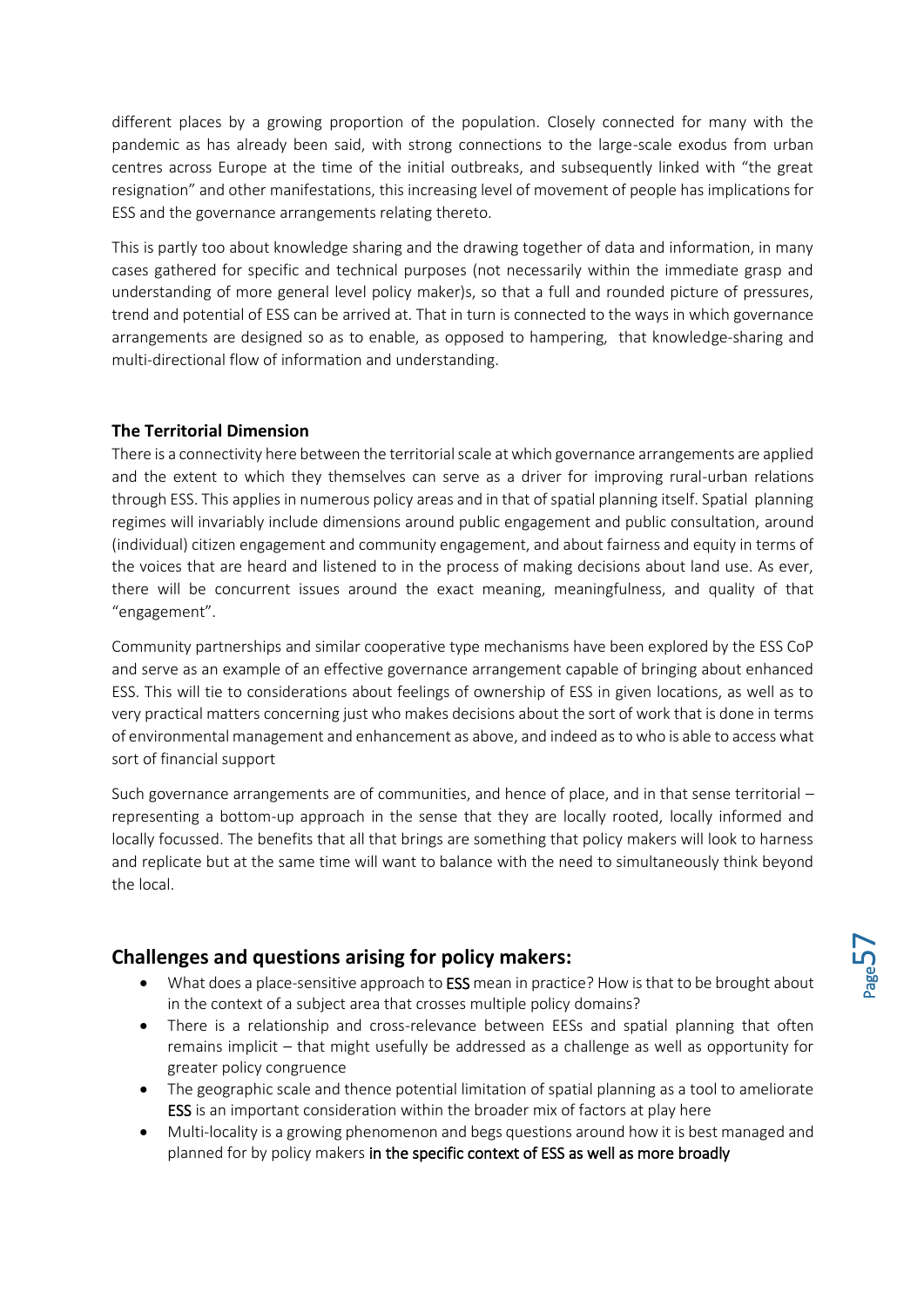different places by a growing proportion of the population. Closely connected for many with the pandemic as has already been said, with strong connections to the large-scale exodus from urban centres across Europe at the time of the initial outbreaks, and subsequently linked with "the great resignation" and other manifestations, this increasing level of movement of people has implications for ESS and the governance arrangements relating thereto.

This is partly too about knowledge sharing and the drawing together of data and information, in many cases gathered for specific and technical purposes (not necessarily within the immediate grasp and understanding of more general level policy maker)s, so that a full and rounded picture of pressures, trend and potential of ESS can be arrived at. That in turn is connected to the ways in which governance arrangements are designed so as to enable, as opposed to hampering, that knowledge-sharing and multi-directional flow of information and understanding.

**The Territorial Dimension**

There is a connectivity here between the territorial scale at which governance arrangements are applied and the extent to which they themselves can serve as a driver for improving rural-urban relations through ESS. This applies in numerous policy areas and in that of spatial planning itself. Spatial planning regimes will invariably include dimensions around public engagement and public consultation, around (individual) citizen engagement and community engagement, and about fairness and equity in terms of the voices that are heard and listened to in the process of making decisions about land use. As ever, there will be concurrent issues around the exact meaning, meaningfulness, and quality of that "engagement".

Community partnerships and similar cooperative type mechanisms have been explored by the ESS CoP and serve as an example of an effective governance arrangement capable of bringing about enhanced ESS. This will tie to considerations about feelings of ownership of ESS in given locations, as well as to very practical matters concerning just who makes decisions about the sort of work that is done in terms of environmental management and enhancement as above, and indeed as to who is able to access what sort of financial support

Such governance arrangements are of communities, and hence of place, and in that sense territorial – representing a bottom-up approach in the sense that they are locally rooted, locally informed and locally focussed. The benefits that all that brings are something that policy makers will look to harness and replicate but at the same time will want to balance with the need to simultaneously think beyond the local.

## Challenges and questions arising for policy makers:

- What does a place-sensitive approach to ESS mean in practice? How is that to be brought about in the context of a subject area that crosses multiple policy domains?
- There is a relationship and cross-relevance between EESs and spatial planning that often remains implicit – that might usefully be addressed as a challenge as well as opportunity for greater policy congruence
- The geographic scale and thence potential limitation of spatial planning as a tool to ameliorate ESS is an important consideration within the broader mix of factors at play here
- Multi-locality is a growing phenomenon and begs questions around how it is best managed and planned for by policy makers in the specific context of ESS as well as more broadly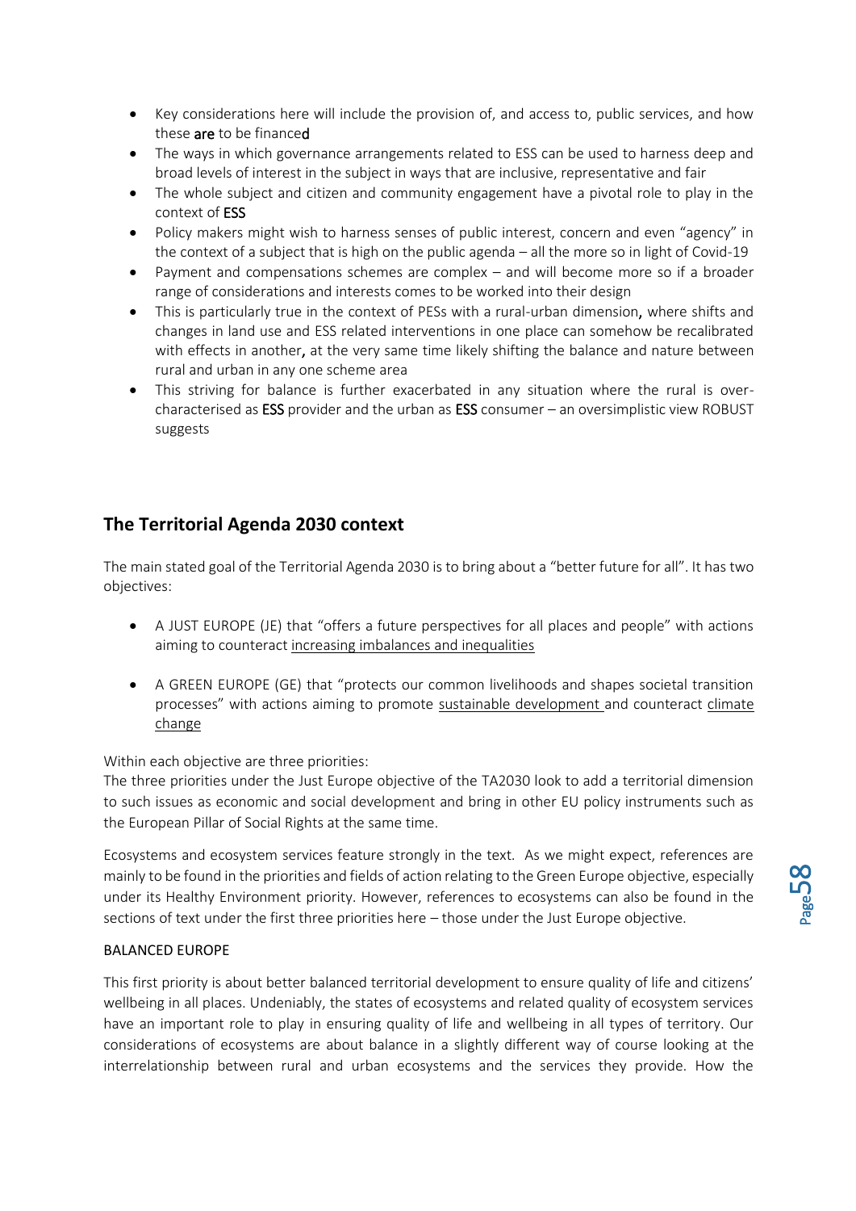- Key considerations here will include the provision of, and access to, public services, and how these are to be financed
- The ways in which governance arrangements related to ESS can be used to harness deep and broad levels of interest in the subject in ways that are inclusive, representative and fair
- The whole subject and citizen and community engagement have a pivotal role to play in the context of ESS
- Policy makers might wish to harness senses of public interest, concern and even "agency" in the context of a subject that is high on the public agenda – all the more so in light of Covid-19
- Payment and compensations schemes are complex – and will become more so if a broader range of considerations and interests comes to be worked into their design
- This is particularly true in the context of PESs with a rural-urban dimension, where shifts and changes in land use and ESS related interventions in one place can somehow be recalibrated with effects in another, at the very same time likely shifting the balance and nature between rural and urban in any one scheme area
- This striving for balance is further exacerbated in any situation where the rural is over-characterised as ESS provider and the urban as ESS consumer – an oversimplistic view ROBUST suggests

## The Territorial Agenda 2030 context

The main stated goal of the Territorial Agenda 2030 is to bring about a "better future for all". It has two objectives:

- A JUST EUROPE (JE) that "offers a future perspectives for all places and people" with actions aiming to counteract increasing imbalances and inequalities
- A GREEN EUROPE (GE) that "protects our common livelihoods and shapes societal transition processes" with actions aiming to promote sustainable development and counteract climate change

Within each objective are three priorities:
The three priorities under the Just Europe objective of the TA2030 look to add a territorial dimension to such issues as economic and social development and bring in other EU policy instruments such as the European Pillar of Social Rights at the same time.

Ecosystems and ecosystem services feature strongly in the text. As we might expect, references are mainly to be found in the priorities and fields of action relating to the Green Europe objective, especially under its Healthy Environment priority. However, references to ecosystems can also be found in the sections of text under the first three priorities here – those under the Just Europe objective.

BALANCED EUROPE

This first priority is about better balanced territorial development to ensure quality of life and citizens' wellbeing in all places. Undeniably, the states of ecosystems and related quality of ecosystem services have an important role to play in ensuring quality of life and wellbeing in all types of territory. Our considerations of ecosystems are about balance in a slightly different way of course looking at the interrelationship between rural and urban ecosystems and the services they provide. How the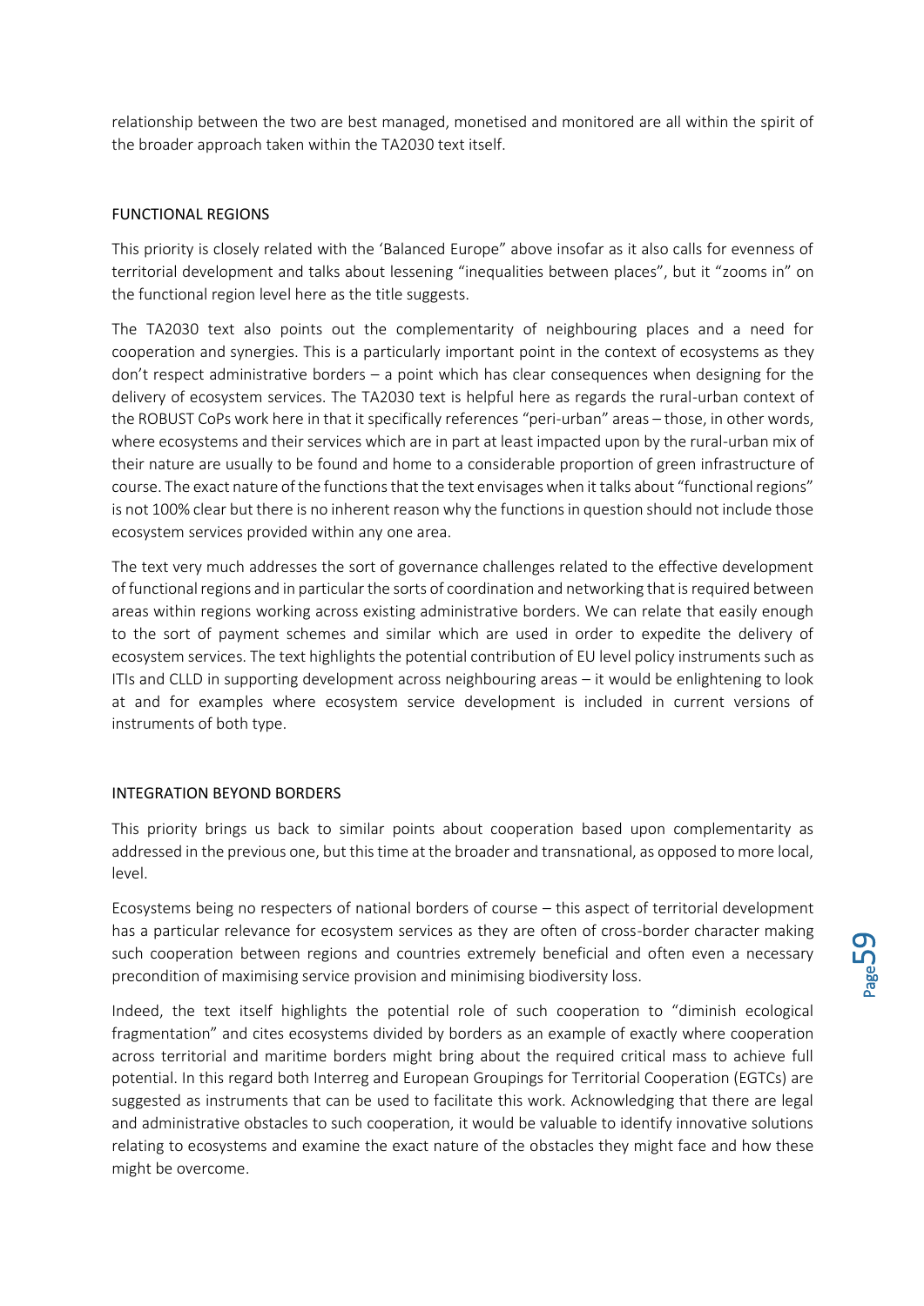relationship between the two are best managed, monetised and monitored are all within the spirit of the broader approach taken within the TA2030 text itself.

## FUNCTIONAL REGIONS

This priority is closely related with the 'Balanced Europe" above insofar as it also calls for evenness of territorial development and talks about lessening "inequalities between places", but it "zooms in" on the functional region level here as the title suggests.

The TA2030 text also points out the complementarity of neighbouring places and a need for cooperation and synergies. This is a particularly important point in the context of ecosystems as they don't respect administrative borders – a point which has clear consequences when designing for the delivery of ecosystem services. The TA2030 text is helpful here as regards the rural-urban context of the ROBUST CoPs work here in that it specifically references "peri-urban" areas – those, in other words, where ecosystems and their services which are in part at least impacted upon by the rural-urban mix of their nature are usually to be found and home to a considerable proportion of green infrastructure of course. The exact nature of the functions that the text envisages when it talks about "functional regions" is not 100% clear but there is no inherent reason why the functions in question should not include those ecosystem services provided within any one area.

The text very much addresses the sort of governance challenges related to the effective development of functional regions and in particular the sorts of coordination and networking that is required between areas within regions working across existing administrative borders. We can relate that easily enough to the sort of payment schemes and similar which are used in order to expedite the delivery of ecosystem services. The text highlights the potential contribution of EU level policy instruments such as ITIs and CLLD in supporting development across neighbouring areas – it would be enlightening to look at and for examples where ecosystem service development is included in current versions of instruments of both type.

## INTEGRATION BEYOND BORDERS

This priority brings us back to similar points about cooperation based upon complementarity as addressed in the previous one, but this time at the broader and transnational, as opposed to more local, level.

Ecosystems being no respecters of national borders of course – this aspect of territorial development has a particular relevance for ecosystem services as they are often of cross-border character making such cooperation between regions and countries extremely beneficial and often even a necessary precondition of maximising service provision and minimising biodiversity loss.

Indeed, the text itself highlights the potential role of such cooperation to "diminish ecological fragmentation" and cites ecosystems divided by borders as an example of exactly where cooperation across territorial and maritime borders might bring about the required critical mass to achieve full potential. In this regard both Interreg and European Groupings for Territorial Cooperation (EGTCs) are suggested as instruments that can be used to facilitate this work. Acknowledging that there are legal and administrative obstacles to such cooperation, it would be valuable to identify innovative solutions relating to ecosystems and examine the exact nature of the obstacles they might face and how these might be overcome.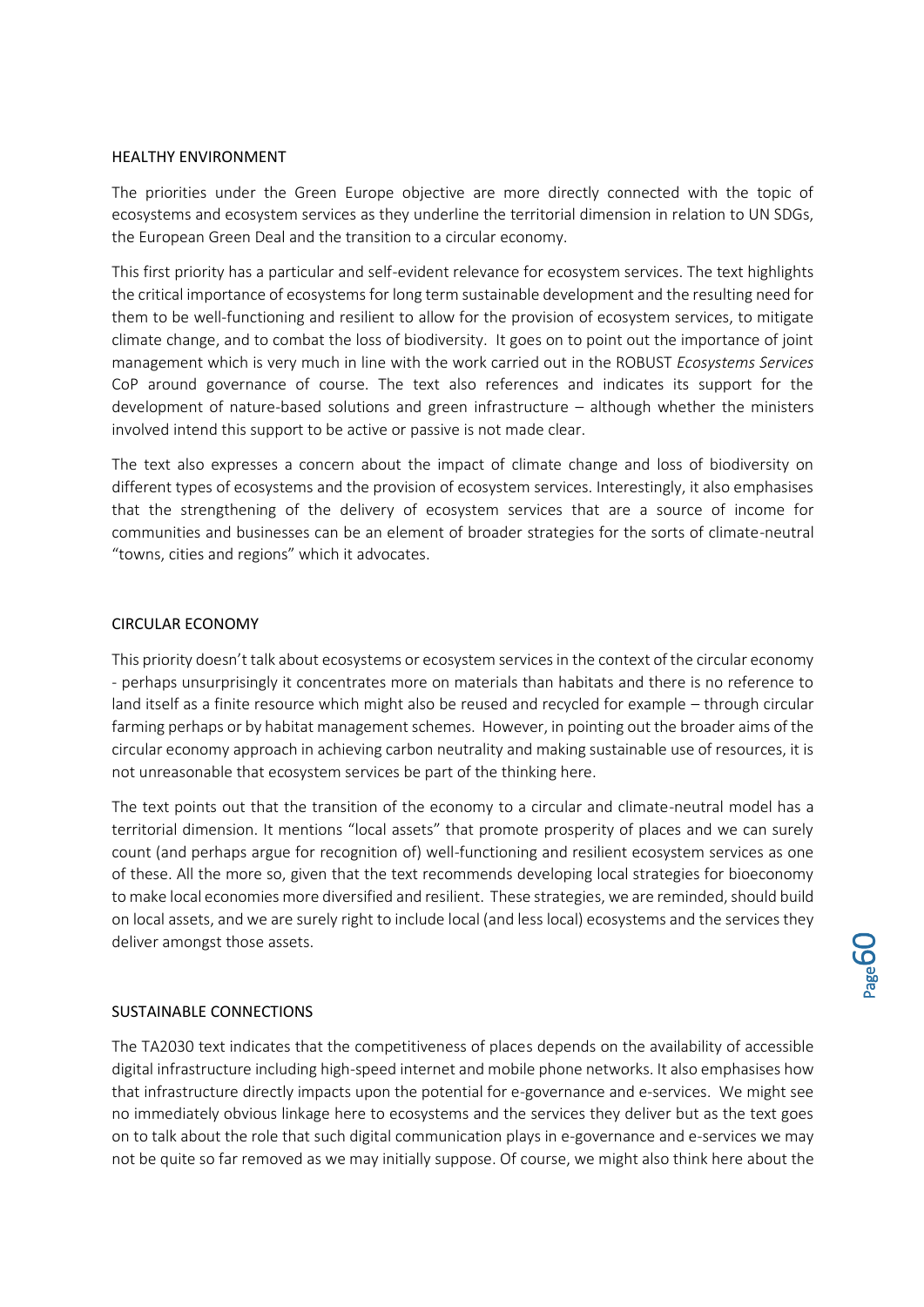## HEALTHY ENVIRONMENT

The priorities under the Green Europe objective are more directly connected with the topic of ecosystems and ecosystem services as they underline the territorial dimension in relation to UN SDGs, the European Green Deal and the transition to a circular economy.

This first priority has a particular and self-evident relevance for ecosystem services. The text highlights the critical importance of ecosystems for long term sustainable development and the resulting need for them to be well-functioning and resilient to allow for the provision of ecosystem services, to mitigate climate change, and to combat the loss of biodiversity. It goes on to point out the importance of joint management which is very much in line with the work carried out in the ROBUST *Ecosystems Services* CoP around governance of course. The text also references and indicates its support for the development of nature-based solutions and green infrastructure – although whether the ministers involved intend this support to be active or passive is not made clear.

The text also expresses a concern about the impact of climate change and loss of biodiversity on different types of ecosystems and the provision of ecosystem services. Interestingly, it also emphasises that the strengthening of the delivery of ecosystem services that are a source of income for communities and businesses can be an element of broader strategies for the sorts of climate-neutral "towns, cities and regions" which it advocates.

## CIRCULAR ECONOMY

This priority doesn't talk about ecosystems or ecosystem services in the context of the circular economy - perhaps unsurprisingly it concentrates more on materials than habitats and there is no reference to land itself as a finite resource which might also be reused and recycled for example – through circular farming perhaps or by habitat management schemes. However, in pointing out the broader aims of the circular economy approach in achieving carbon neutrality and making sustainable use of resources, it is not unreasonable that ecosystem services be part of the thinking here.

The text points out that the transition of the economy to a circular and climate-neutral model has a territorial dimension. It mentions "local assets" that promote prosperity of places and we can surely count (and perhaps argue for recognition of) well-functioning and resilient ecosystem services as one of these. All the more so, given that the text recommends developing local strategies for bioeconomy to make local economies more diversified and resilient. These strategies, we are reminded, should build on local assets, and we are surely right to include local (and less local) ecosystems and the services they deliver amongst those assets.

## SUSTAINABLE CONNECTIONS

The TA2030 text indicates that the competitiveness of places depends on the availability of accessible digital infrastructure including high-speed internet and mobile phone networks. It also emphasises how that infrastructure directly impacts upon the potential for e-governance and e-services. We might see no immediately obvious linkage here to ecosystems and the services they deliver but as the text goes on to talk about the role that such digital communication plays in e-governance and e-services we may not be quite so far removed as we may initially suppose. Of course, we might also think here about the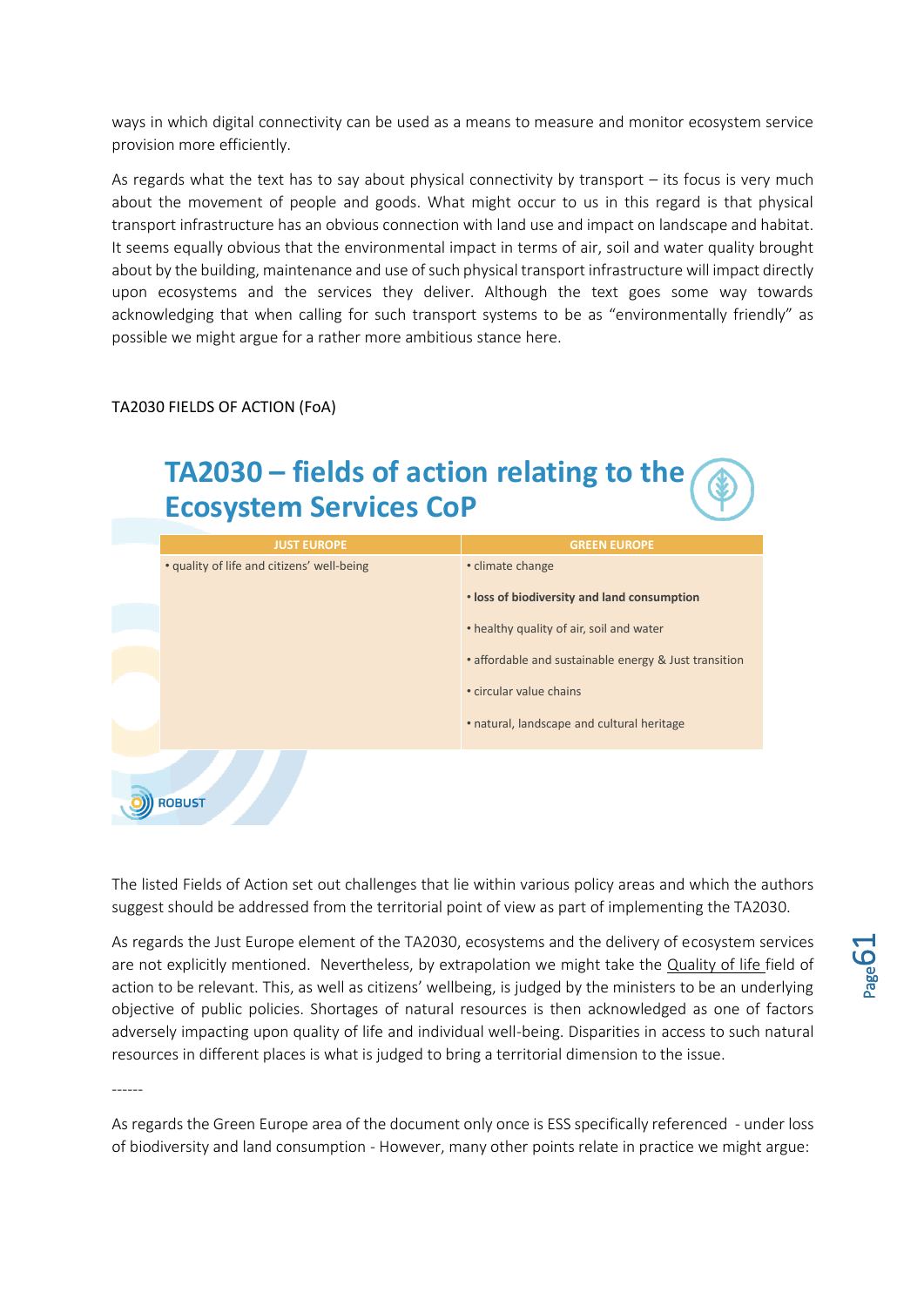ways in which digital connectivity can be used as a means to measure and monitor ecosystem service provision more efficiently.

As regards what the text has to say about physical connectivity by transport – its focus is very much about the movement of people and goods. What might occur to us in this regard is that physical transport infrastructure has an obvious connection with land use and impact on landscape and habitat. It seems equally obvious that the environmental impact in terms of air, soil and water quality brought about by the building, maintenance and use of such physical transport infrastructure will impact directly upon ecosystems and the services they deliver. Although the text goes some way towards acknowledging that when calling for such transport systems to be as "environmentally friendly" as possible we might argue for a rather more ambitious stance here.

TA2030 FIELDS OF ACTION (FoA)

## TA2030 – fields of action relating to the Ecosystem Services CoP

| JUST EUROPE | GREEN EUROPE |
|---|---|
| • quality of life and citizens' well-being | • climate change |
| | • **loss of biodiversity and land consumption** |
| | • healthy quality of air, soil and water |
| | • affordable and sustainable energy & Just transition |
| | • circular value chains |
| | • natural, landscape and cultural heritage |

ROBUST

The listed Fields of Action set out challenges that lie within various policy areas and which the authors suggest should be addressed from the territorial point of view as part of implementing the TA2030.

As regards the Just Europe element of the TA2030, ecosystems and the delivery of ecosystem services are not explicitly mentioned. Nevertheless, by extrapolation we might take the Quality of life field of action to be relevant. This, as well as citizens' wellbeing, is judged by the ministers to be an underlying objective of public policies. Shortages of natural resources is then acknowledged as one of factors adversely impacting upon quality of life and individual well-being. Disparities in access to such natural resources in different places is what is judged to bring a territorial dimension to the issue.

------

As regards the Green Europe area of the document only once is ESS specifically referenced - under loss of biodiversity and land consumption - However, many other points relate in practice we might argue: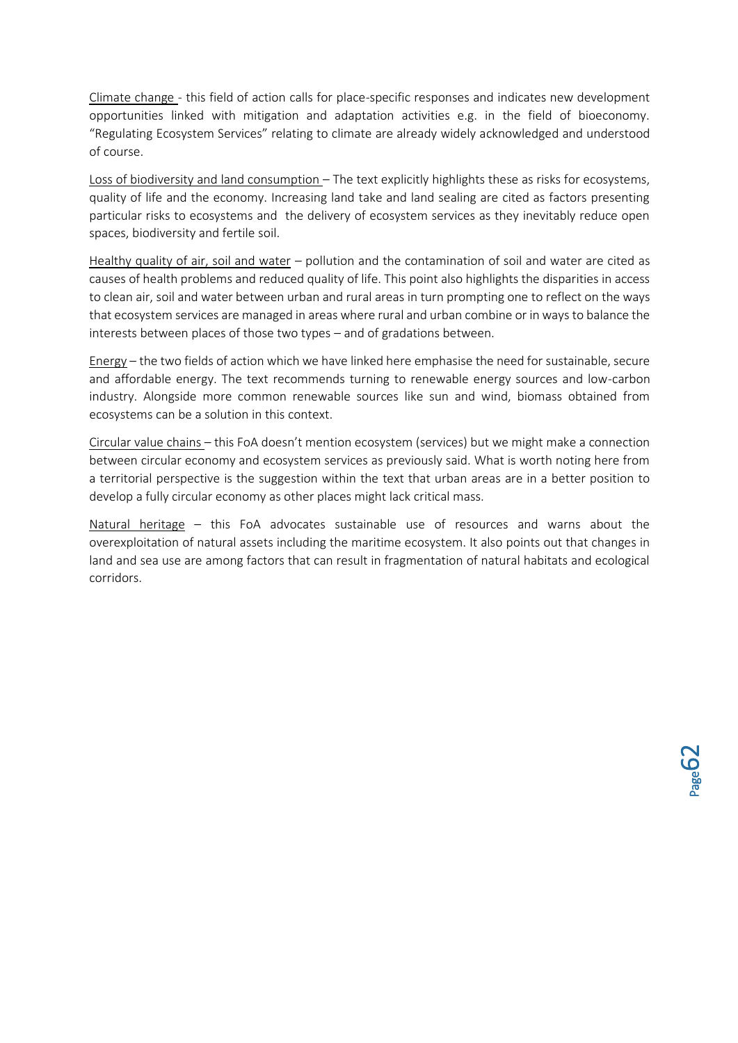<u>Climate change</u> - this field of action calls for place-specific responses and indicates new development opportunities linked with mitigation and adaptation activities e.g. in the field of bioeconomy. "Regulating Ecosystem Services" relating to climate are already widely acknowledged and understood of course.

<u>Loss of biodiversity and land consumption</u> – The text explicitly highlights these as risks for ecosystems, quality of life and the economy. Increasing land take and land sealing are cited as factors presenting particular risks to ecosystems and the delivery of ecosystem services as they inevitably reduce open spaces, biodiversity and fertile soil.

<u>Healthy quality of air, soil and water</u> – pollution and the contamination of soil and water are cited as causes of health problems and reduced quality of life. This point also highlights the disparities in access to clean air, soil and water between urban and rural areas in turn prompting one to reflect on the ways that ecosystem services are managed in areas where rural and urban combine or in ways to balance the interests between places of those two types – and of gradations between.

<u>Energy</u> – the two fields of action which we have linked here emphasise the need for sustainable, secure and affordable energy. The text recommends turning to renewable energy sources and low-carbon industry. Alongside more common renewable sources like sun and wind, biomass obtained from ecosystems can be a solution in this context.

<u>Circular value chains</u> – this FoA doesn't mention ecosystem (services) but we might make a connection between circular economy and ecosystem services as previously said. What is worth noting here from a territorial perspective is the suggestion within the text that urban areas are in a better position to develop a fully circular economy as other places might lack critical mass.

<u>Natural heritage</u> – this FoA advocates sustainable use of resources and warns about the overexploitation of natural assets including the maritime ecosystem. It also points out that changes in land and sea use are among factors that can result in fragmentation of natural habitats and ecological corridors.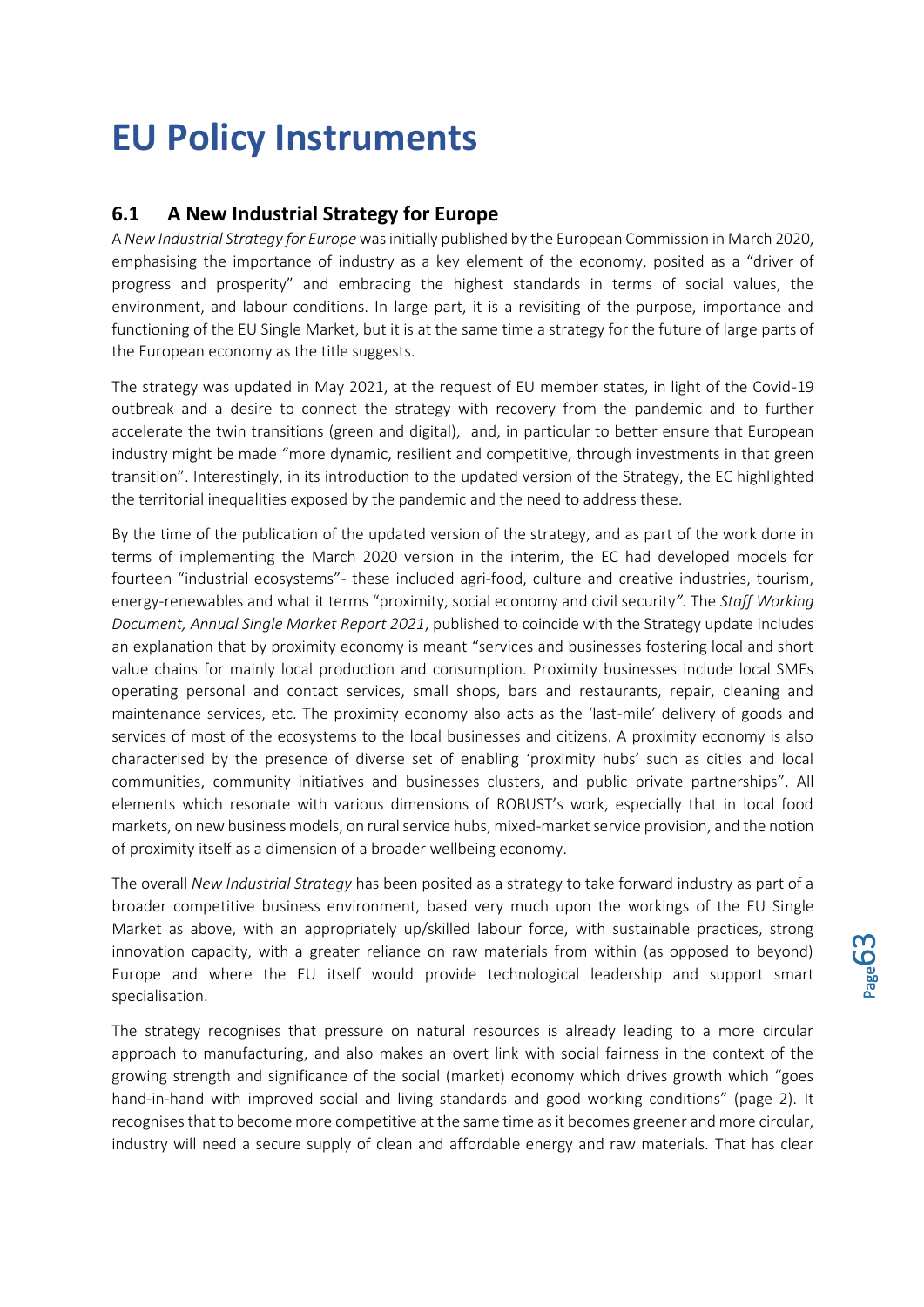# EU Policy Instruments

## 6.1 A New Industrial Strategy for Europe

A *New Industrial Strategy for Europe* was initially published by the European Commission in March 2020, emphasising the importance of industry as a key element of the economy, posited as a "driver of progress and prosperity" and embracing the highest standards in terms of social values, the environment, and labour conditions. In large part, it is a revisiting of the purpose, importance and functioning of the EU Single Market, but it is at the same time a strategy for the future of large parts of the European economy as the title suggests.

The strategy was updated in May 2021, at the request of EU member states, in light of the Covid-19 outbreak and a desire to connect the strategy with recovery from the pandemic and to further accelerate the twin transitions (green and digital), and, in particular to better ensure that European industry might be made "more dynamic, resilient and competitive, through investments in that green transition". Interestingly, in its introduction to the updated version of the Strategy, the EC highlighted the territorial inequalities exposed by the pandemic and the need to address these.

By the time of the publication of the updated version of the strategy, and as part of the work done in terms of implementing the March 2020 version in the interim, the EC had developed models for fourteen "industrial ecosystems"- these included agri-food, culture and creative industries, tourism, energy-renewables and what it terms "proximity, social economy and civil security*".* The *Staff Working Document, Annual Single Market Report 2021*, published to coincide with the Strategy update includes an explanation that by proximity economy is meant "services and businesses fostering local and short value chains for mainly local production and consumption. Proximity businesses include local SMEs operating personal and contact services, small shops, bars and restaurants, repair, cleaning and maintenance services, etc. The proximity economy also acts as the 'last-mile' delivery of goods and services of most of the ecosystems to the local businesses and citizens. A proximity economy is also characterised by the presence of diverse set of enabling 'proximity hubs' such as cities and local communities, community initiatives and businesses clusters, and public private partnerships". All elements which resonate with various dimensions of ROBUST's work, especially that in local food markets, on new business models, on rural service hubs, mixed-market service provision, and the notion of proximity itself as a dimension of a broader wellbeing economy.

The overall *New Industrial Strategy* has been posited as a strategy to take forward industry as part of a broader competitive business environment, based very much upon the workings of the EU Single Market as above, with an appropriately up/skilled labour force, with sustainable practices, strong innovation capacity, with a greater reliance on raw materials from within (as opposed to beyond) Europe and where the EU itself would provide technological leadership and support smart specialisation.

The strategy recognises that pressure on natural resources is already leading to a more circular approach to manufacturing, and also makes an overt link with social fairness in the context of the growing strength and significance of the social (market) economy which drives growth which "goes hand-in-hand with improved social and living standards and good working conditions" (page 2). It recognises that to become more competitive at the same time as it becomes greener and more circular, industry will need a secure supply of clean and affordable energy and raw materials. That has clear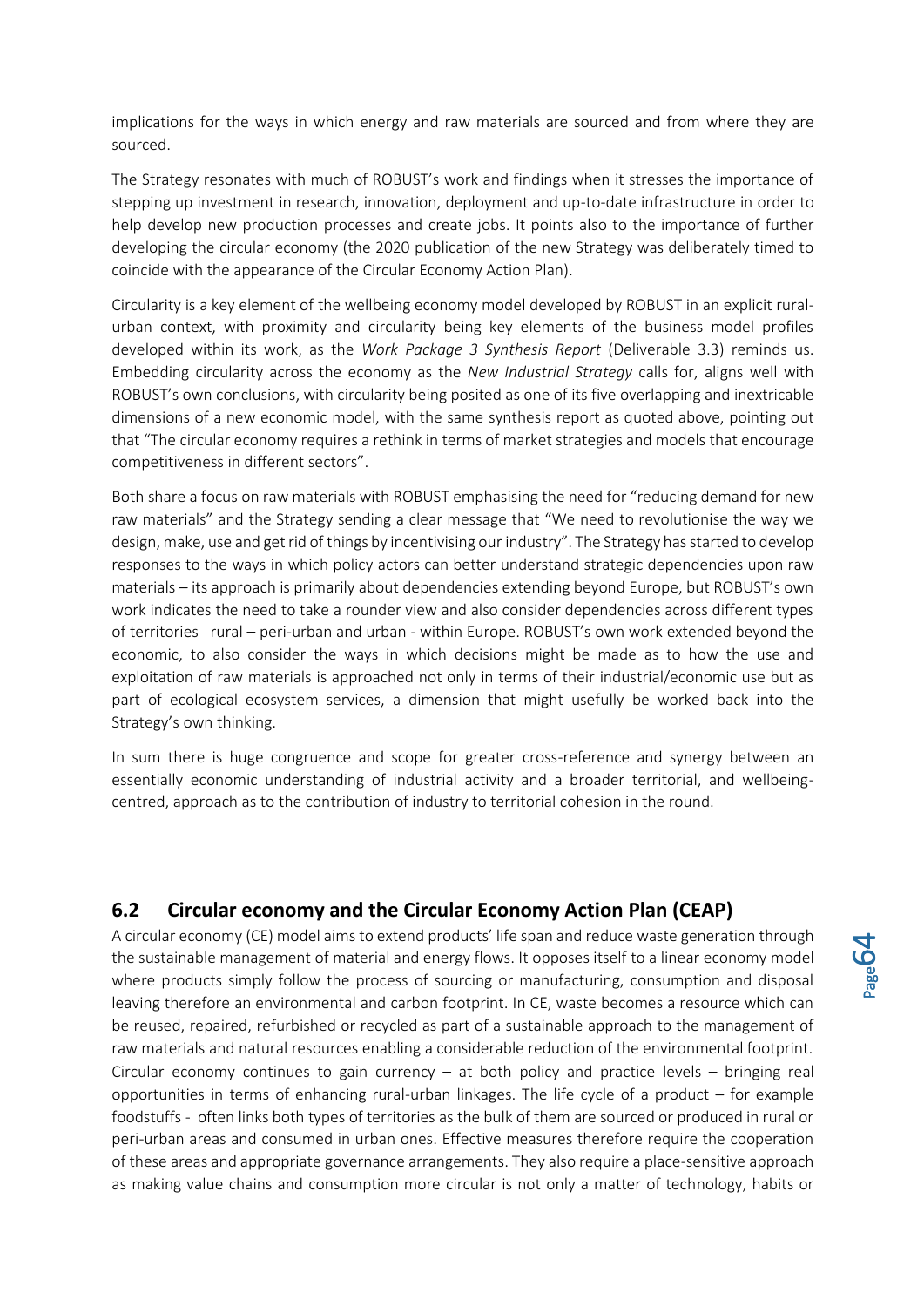implications for the ways in which energy and raw materials are sourced and from where they are sourced.

The Strategy resonates with much of ROBUST's work and findings when it stresses the importance of stepping up investment in research, innovation, deployment and up-to-date infrastructure in order to help develop new production processes and create jobs. It points also to the importance of further developing the circular economy (the 2020 publication of the new Strategy was deliberately timed to coincide with the appearance of the Circular Economy Action Plan).

Circularity is a key element of the wellbeing economy model developed by ROBUST in an explicit rural-urban context, with proximity and circularity being key elements of the business model profiles developed within its work, as the *Work Package 3 Synthesis Report* (Deliverable 3.3) reminds us. Embedding circularity across the economy as the *New Industrial Strategy* calls for, aligns well with ROBUST's own conclusions, with circularity being posited as one of its five overlapping and inextricable dimensions of a new economic model, with the same synthesis report as quoted above, pointing out that "The circular economy requires a rethink in terms of market strategies and models that encourage competitiveness in different sectors".

Both share a focus on raw materials with ROBUST emphasising the need for "reducing demand for new raw materials" and the Strategy sending a clear message that "We need to revolutionise the way we design, make, use and get rid of things by incentivising our industry". The Strategy has started to develop responses to the ways in which policy actors can better understand strategic dependencies upon raw materials – its approach is primarily about dependencies extending beyond Europe, but ROBUST's own work indicates the need to take a rounder view and also consider dependencies across different types of territories rural – peri-urban and urban - within Europe. ROBUST's own work extended beyond the economic, to also consider the ways in which decisions might be made as to how the use and exploitation of raw materials is approached not only in terms of their industrial/economic use but as part of ecological ecosystem services, a dimension that might usefully be worked back into the Strategy's own thinking.

In sum there is huge congruence and scope for greater cross-reference and synergy between an essentially economic understanding of industrial activity and a broader territorial, and wellbeing-centred, approach as to the contribution of industry to territorial cohesion in the round.

## 6.2 Circular economy and the Circular Economy Action Plan (CEAP)

A circular economy (CE) model aims to extend products' life span and reduce waste generation through the sustainable management of material and energy flows. It opposes itself to a linear economy model where products simply follow the process of sourcing or manufacturing, consumption and disposal leaving therefore an environmental and carbon footprint. In CE, waste becomes a resource which can be reused, repaired, refurbished or recycled as part of a sustainable approach to the management of raw materials and natural resources enabling a considerable reduction of the environmental footprint. Circular economy continues to gain currency – at both policy and practice levels – bringing real opportunities in terms of enhancing rural-urban linkages. The life cycle of a product – for example foodstuffs - often links both types of territories as the bulk of them are sourced or produced in rural or peri-urban areas and consumed in urban ones. Effective measures therefore require the cooperation of these areas and appropriate governance arrangements. They also require a place-sensitive approach as making value chains and consumption more circular is not only a matter of technology, habits or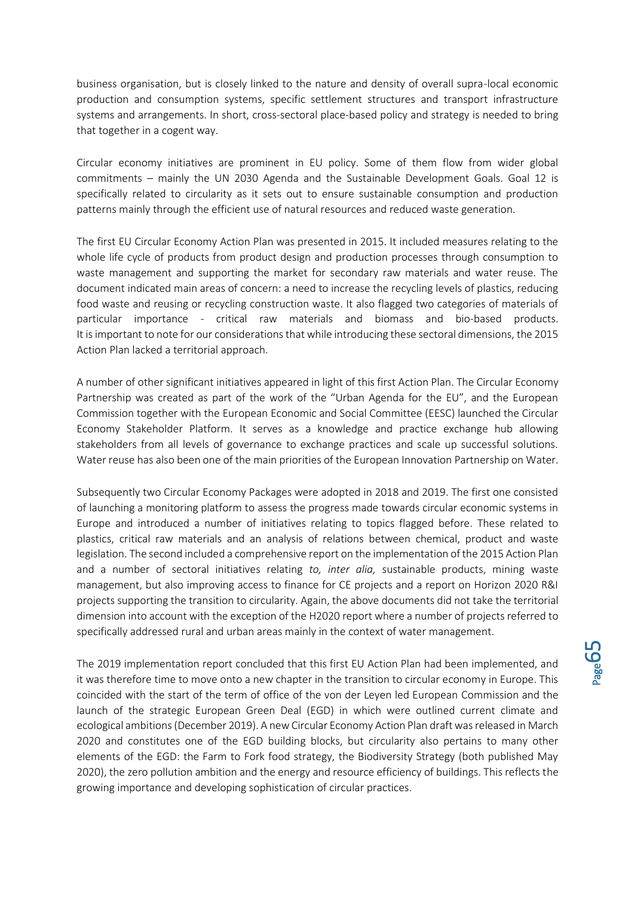business organisation, but is closely linked to the nature and density of overall supra-local economic production and consumption systems, specific settlement structures and transport infrastructure systems and arrangements. In short, cross-sectoral place-based policy and strategy is needed to bring that together in a cogent way.

Circular economy initiatives are prominent in EU policy. Some of them flow from wider global commitments – mainly the UN 2030 Agenda and the Sustainable Development Goals. Goal 12 is specifically related to circularity as it sets out to ensure sustainable consumption and production patterns mainly through the efficient use of natural resources and reduced waste generation.

The first EU Circular Economy Action Plan was presented in 2015. It included measures relating to the whole life cycle of products from product design and production processes through consumption to waste management and supporting the market for secondary raw materials and water reuse. The document indicated main areas of concern: a need to increase the recycling levels of plastics, reducing food waste and reusing or recycling construction waste. It also flagged two categories of materials of particular importance - critical raw materials and biomass and bio-based products. It is important to note for our considerations that while introducing these sectoral dimensions, the 2015 Action Plan lacked a territorial approach.

A number of other significant initiatives appeared in light of this first Action Plan. The Circular Economy Partnership was created as part of the work of the "Urban Agenda for the EU", and the European Commission together with the European Economic and Social Committee (EESC) launched the Circular Economy Stakeholder Platform. It serves as a knowledge and practice exchange hub allowing stakeholders from all levels of governance to exchange practices and scale up successful solutions. Water reuse has also been one of the main priorities of the European Innovation Partnership on Water.

Subsequently two Circular Economy Packages were adopted in 2018 and 2019. The first one consisted of launching a monitoring platform to assess the progress made towards circular economic systems in Europe and introduced a number of initiatives relating to topics flagged before. These related to plastics, critical raw materials and an analysis of relations between chemical, product and waste legislation. The second included a comprehensive report on the implementation of the 2015 Action Plan and a number of sectoral initiatives relating *to, inter alia,* sustainable products, mining waste management, but also improving access to finance for CE projects and a report on Horizon 2020 R&I projects supporting the transition to circularity. Again, the above documents did not take the territorial dimension into account with the exception of the H2020 report where a number of projects referred to specifically addressed rural and urban areas mainly in the context of water management.

The 2019 implementation report concluded that this first EU Action Plan had been implemented, and it was therefore time to move onto a new chapter in the transition to circular economy in Europe. This coincided with the start of the term of office of the von der Leyen led European Commission and the launch of the strategic European Green Deal (EGD) in which were outlined current climate and ecological ambitions (December 2019). A new Circular Economy Action Plan draft was released in March 2020 and constitutes one of the EGD building blocks, but circularity also pertains to many other elements of the EGD: the Farm to Fork food strategy, the Biodiversity Strategy (both published May 2020), the zero pollution ambition and the energy and resource efficiency of buildings. This reflects the growing importance and developing sophistication of circular practices.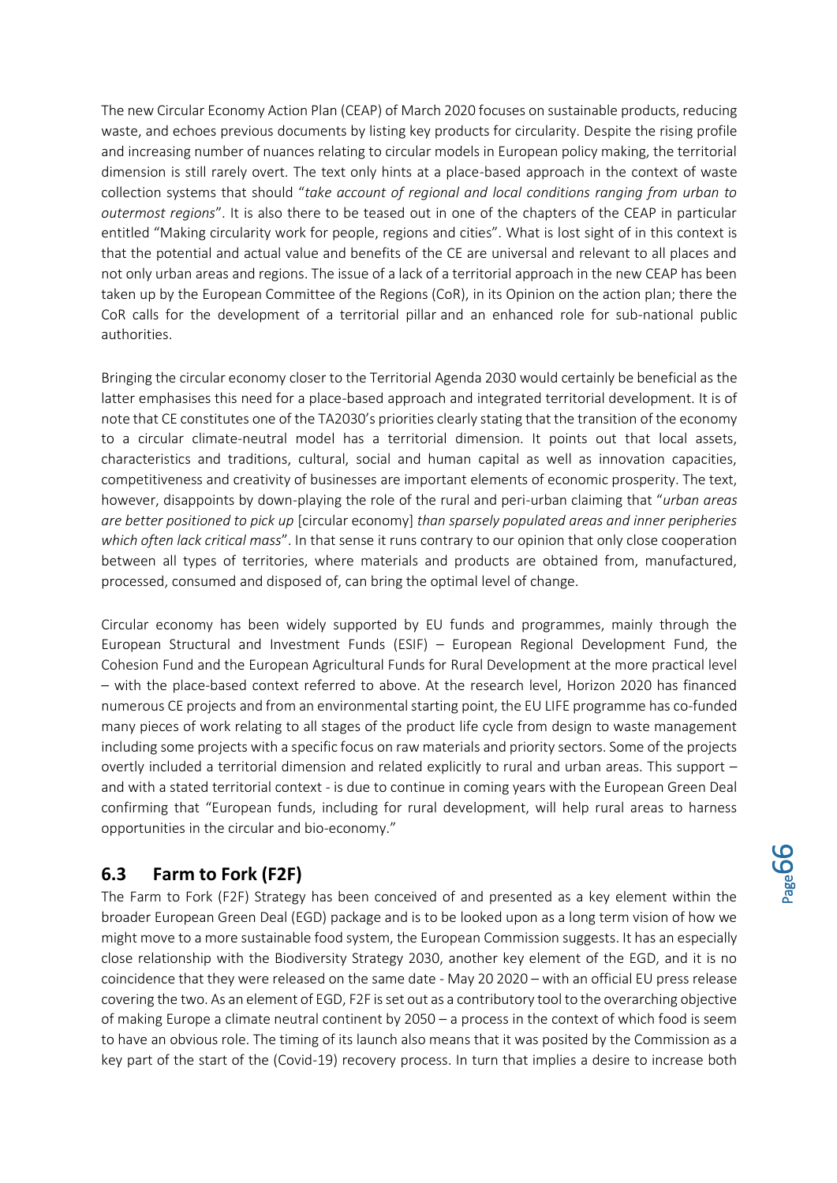The new Circular Economy Action Plan (CEAP) of March 2020 focuses on sustainable products, reducing waste, and echoes previous documents by listing key products for circularity. Despite the rising profile and increasing number of nuances relating to circular models in European policy making, the territorial dimension is still rarely overt. The text only hints at a place-based approach in the context of waste collection systems that should "*take account of regional and local conditions ranging from urban to outermost regions*". It is also there to be teased out in one of the chapters of the CEAP in particular entitled "Making circularity work for people, regions and cities". What is lost sight of in this context is that the potential and actual value and benefits of the CE are universal and relevant to all places and not only urban areas and regions. The issue of a lack of a territorial approach in the new CEAP has been taken up by the European Committee of the Regions (CoR), in its Opinion on the action plan; there the CoR calls for the development of a territorial pillar and an enhanced role for sub-national public authorities.

Bringing the circular economy closer to the Territorial Agenda 2030 would certainly be beneficial as the latter emphasises this need for a place-based approach and integrated territorial development. It is of note that CE constitutes one of the TA2030's priorities clearly stating that the transition of the economy to a circular climate-neutral model has a territorial dimension. It points out that local assets, characteristics and traditions, cultural, social and human capital as well as innovation capacities, competitiveness and creativity of businesses are important elements of economic prosperity. The text, however, disappoints by down-playing the role of the rural and peri-urban claiming that "*urban areas are better positioned to pick up* [circular economy] *than sparsely populated areas and inner peripheries which often lack critical mass*". In that sense it runs contrary to our opinion that only close cooperation between all types of territories, where materials and products are obtained from, manufactured, processed, consumed and disposed of, can bring the optimal level of change.

Circular economy has been widely supported by EU funds and programmes, mainly through the European Structural and Investment Funds (ESIF) – European Regional Development Fund, the Cohesion Fund and the European Agricultural Funds for Rural Development at the more practical level – with the place-based context referred to above. At the research level, Horizon 2020 has financed numerous CE projects and from an environmental starting point, the EU LIFE programme has co-funded many pieces of work relating to all stages of the product life cycle from design to waste management including some projects with a specific focus on raw materials and priority sectors. Some of the projects overtly included a territorial dimension and related explicitly to rural and urban areas. This support – and with a stated territorial context - is due to continue in coming years with the European Green Deal confirming that "European funds, including for rural development, will help rural areas to harness opportunities in the circular and bio-economy."

## 6.3 Farm to Fork (F2F)

The Farm to Fork (F2F) Strategy has been conceived of and presented as a key element within the broader European Green Deal (EGD) package and is to be looked upon as a long term vision of how we might move to a more sustainable food system, the European Commission suggests. It has an especially close relationship with the Biodiversity Strategy 2030, another key element of the EGD, and it is no coincidence that they were released on the same date - May 20 2020 – with an official EU press release covering the two. As an element of EGD, F2F is set out as a contributory tool to the overarching objective of making Europe a climate neutral continent by 2050 – a process in the context of which food is seem to have an obvious role. The timing of its launch also means that it was posited by the Commission as a key part of the start of the (Covid-19) recovery process. In turn that implies a desire to increase both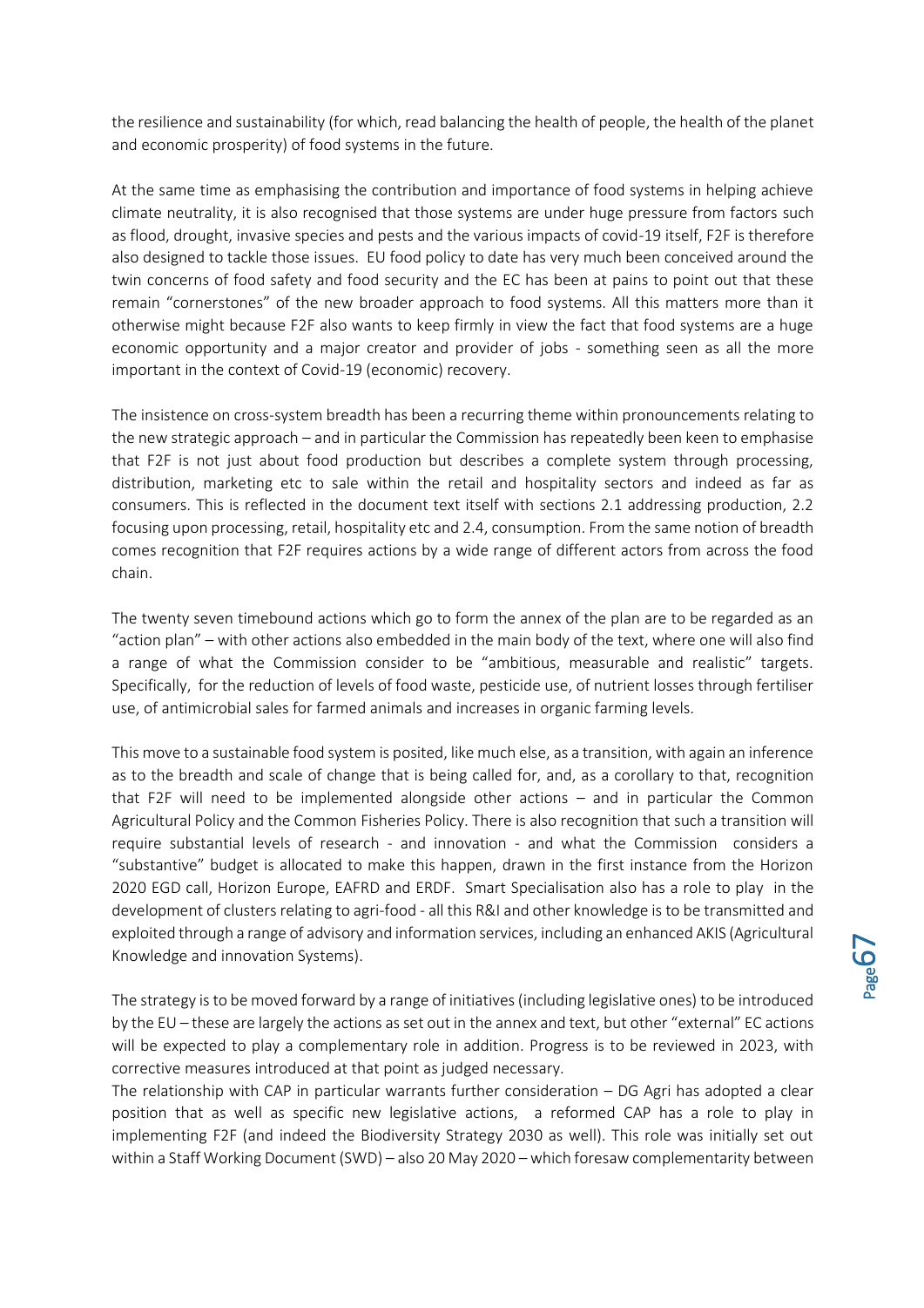the resilience and sustainability (for which, read balancing the health of people, the health of the planet and economic prosperity) of food systems in the future.

At the same time as emphasising the contribution and importance of food systems in helping achieve climate neutrality, it is also recognised that those systems are under huge pressure from factors such as flood, drought, invasive species and pests and the various impacts of covid-19 itself, F2F is therefore also designed to tackle those issues. EU food policy to date has very much been conceived around the twin concerns of food safety and food security and the EC has been at pains to point out that these remain "cornerstones" of the new broader approach to food systems. All this matters more than it otherwise might because F2F also wants to keep firmly in view the fact that food systems are a huge economic opportunity and a major creator and provider of jobs - something seen as all the more important in the context of Covid-19 (economic) recovery.

The insistence on cross-system breadth has been a recurring theme within pronouncements relating to the new strategic approach – and in particular the Commission has repeatedly been keen to emphasise that F2F is not just about food production but describes a complete system through processing, distribution, marketing etc to sale within the retail and hospitality sectors and indeed as far as consumers. This is reflected in the document text itself with sections 2.1 addressing production, 2.2 focusing upon processing, retail, hospitality etc and 2.4, consumption. From the same notion of breadth comes recognition that F2F requires actions by a wide range of different actors from across the food chain.

The twenty seven timebound actions which go to form the annex of the plan are to be regarded as an "action plan" – with other actions also embedded in the main body of the text, where one will also find a range of what the Commission consider to be "ambitious, measurable and realistic" targets. Specifically, for the reduction of levels of food waste, pesticide use, of nutrient losses through fertiliser use, of antimicrobial sales for farmed animals and increases in organic farming levels.

This move to a sustainable food system is posited, like much else, as a transition, with again an inference as to the breadth and scale of change that is being called for, and, as a corollary to that, recognition that F2F will need to be implemented alongside other actions – and in particular the Common Agricultural Policy and the Common Fisheries Policy. There is also recognition that such a transition will require substantial levels of research - and innovation - and what the Commission considers a "substantive" budget is allocated to make this happen, drawn in the first instance from the Horizon 2020 EGD call, Horizon Europe, EAFRD and ERDF. Smart Specialisation also has a role to play in the development of clusters relating to agri-food - all this R&I and other knowledge is to be transmitted and exploited through a range of advisory and information services, including an enhanced AKIS (Agricultural Knowledge and innovation Systems).

The strategy is to be moved forward by a range of initiatives (including legislative ones) to be introduced by the EU – these are largely the actions as set out in the annex and text, but other "external" EC actions will be expected to play a complementary role in addition. Progress is to be reviewed in 2023, with corrective measures introduced at that point as judged necessary.

The relationship with CAP in particular warrants further consideration – DG Agri has adopted a clear position that as well as specific new legislative actions, a reformed CAP has a role to play in implementing F2F (and indeed the Biodiversity Strategy 2030 as well). This role was initially set out within a Staff Working Document (SWD) – also 20 May 2020 – which foresaw complementarity between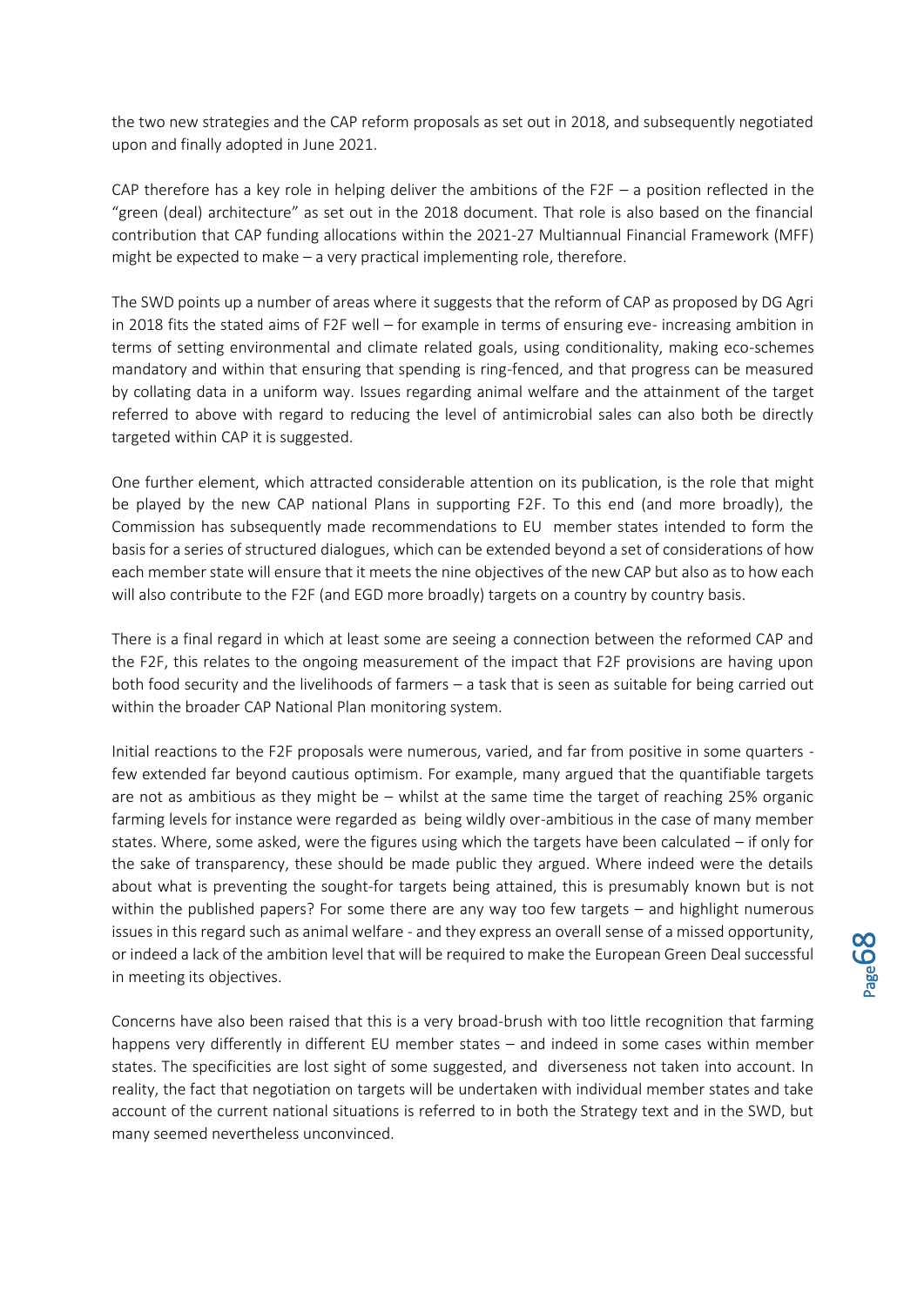the two new strategies and the CAP reform proposals as set out in 2018, and subsequently negotiated upon and finally adopted in June 2021.

CAP therefore has a key role in helping deliver the ambitions of the F2F – a position reflected in the "green (deal) architecture" as set out in the 2018 document. That role is also based on the financial contribution that CAP funding allocations within the 2021-27 Multiannual Financial Framework (MFF) might be expected to make – a very practical implementing role, therefore.

The SWD points up a number of areas where it suggests that the reform of CAP as proposed by DG Agri in 2018 fits the stated aims of F2F well – for example in terms of ensuring eve- increasing ambition in terms of setting environmental and climate related goals, using conditionality, making eco-schemes mandatory and within that ensuring that spending is ring-fenced, and that progress can be measured by collating data in a uniform way. Issues regarding animal welfare and the attainment of the target referred to above with regard to reducing the level of antimicrobial sales can also both be directly targeted within CAP it is suggested.

One further element, which attracted considerable attention on its publication, is the role that might be played by the new CAP national Plans in supporting F2F. To this end (and more broadly), the Commission has subsequently made recommendations to EU member states intended to form the basis for a series of structured dialogues, which can be extended beyond a set of considerations of how each member state will ensure that it meets the nine objectives of the new CAP but also as to how each will also contribute to the F2F (and EGD more broadly) targets on a country by country basis.

There is a final regard in which at least some are seeing a connection between the reformed CAP and the F2F, this relates to the ongoing measurement of the impact that F2F provisions are having upon both food security and the livelihoods of farmers – a task that is seen as suitable for being carried out within the broader CAP National Plan monitoring system.

Initial reactions to the F2F proposals were numerous, varied, and far from positive in some quarters - few extended far beyond cautious optimism. For example, many argued that the quantifiable targets are not as ambitious as they might be – whilst at the same time the target of reaching 25% organic farming levels for instance were regarded as being wildly over-ambitious in the case of many member states. Where, some asked, were the figures using which the targets have been calculated – if only for the sake of transparency, these should be made public they argued. Where indeed were the details about what is preventing the sought-for targets being attained, this is presumably known but is not within the published papers? For some there are any way too few targets – and highlight numerous issues in this regard such as animal welfare - and they express an overall sense of a missed opportunity, or indeed a lack of the ambition level that will be required to make the European Green Deal successful in meeting its objectives.

Concerns have also been raised that this is a very broad-brush with too little recognition that farming happens very differently in different EU member states – and indeed in some cases within member states. The specificities are lost sight of some suggested, and diverseness not taken into account. In reality, the fact that negotiation on targets will be undertaken with individual member states and take account of the current national situations is referred to in both the Strategy text and in the SWD, but many seemed nevertheless unconvinced.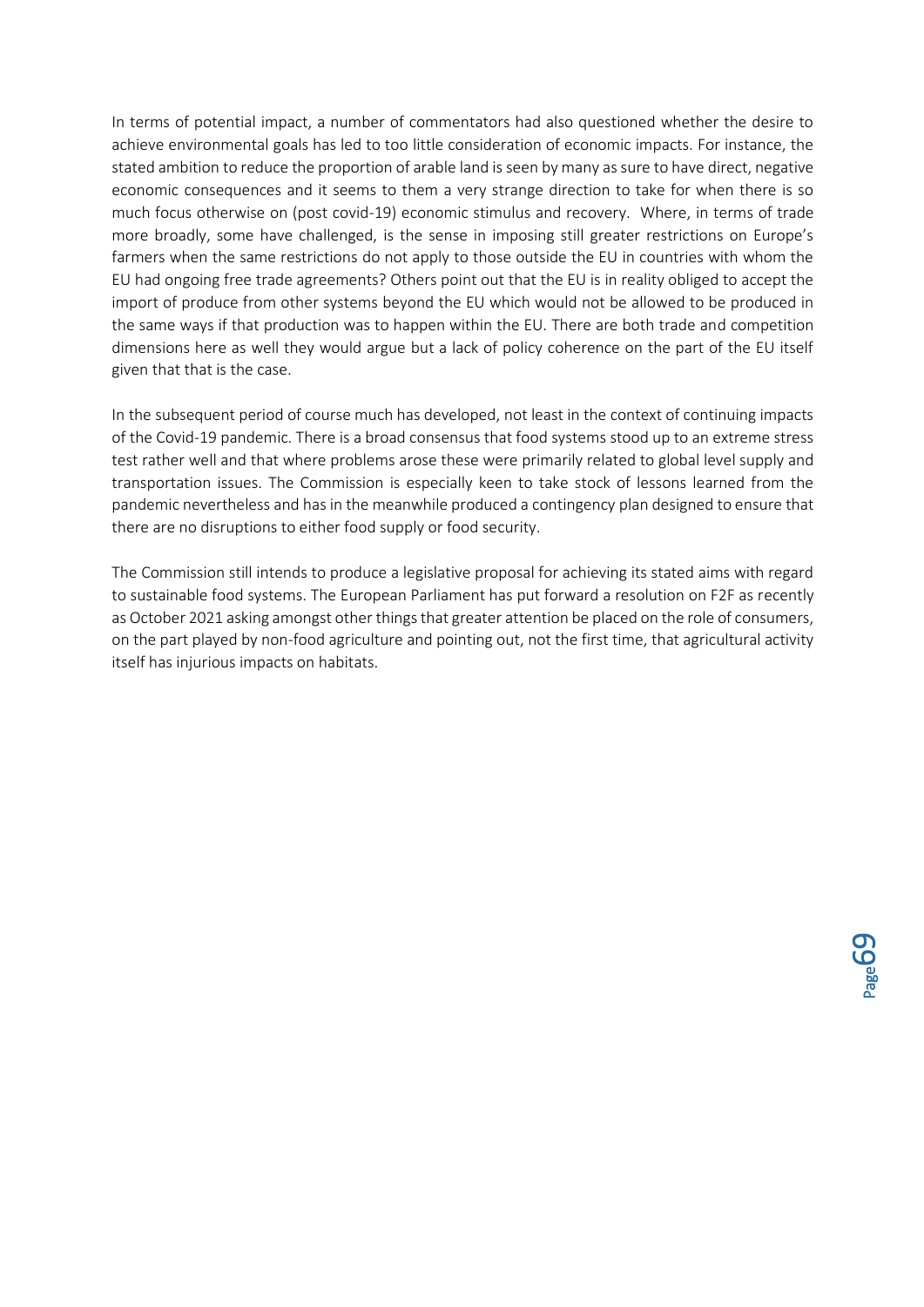In terms of potential impact, a number of commentators had also questioned whether the desire to achieve environmental goals has led to too little consideration of economic impacts. For instance, the stated ambition to reduce the proportion of arable land is seen by many as sure to have direct, negative economic consequences and it seems to them a very strange direction to take for when there is so much focus otherwise on (post covid-19) economic stimulus and recovery. Where, in terms of trade more broadly, some have challenged, is the sense in imposing still greater restrictions on Europe's farmers when the same restrictions do not apply to those outside the EU in countries with whom the EU had ongoing free trade agreements? Others point out that the EU is in reality obliged to accept the import of produce from other systems beyond the EU which would not be allowed to be produced in the same ways if that production was to happen within the EU. There are both trade and competition dimensions here as well they would argue but a lack of policy coherence on the part of the EU itself given that that is the case.

In the subsequent period of course much has developed, not least in the context of continuing impacts of the Covid-19 pandemic. There is a broad consensus that food systems stood up to an extreme stress test rather well and that where problems arose these were primarily related to global level supply and transportation issues. The Commission is especially keen to take stock of lessons learned from the pandemic nevertheless and has in the meanwhile produced a contingency plan designed to ensure that there are no disruptions to either food supply or food security.

The Commission still intends to produce a legislative proposal for achieving its stated aims with regard to sustainable food systems. The European Parliament has put forward a resolution on F2F as recently as October 2021 asking amongst other things that greater attention be placed on the role of consumers, on the part played by non-food agriculture and pointing out, not the first time, that agricultural activity itself has injurious impacts on habitats.